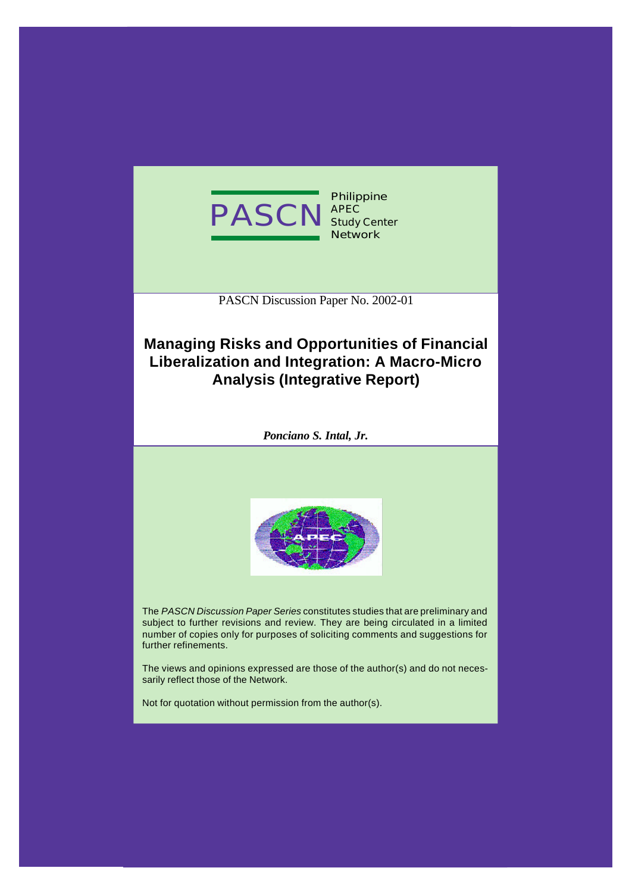PASCN Philippine APEC Study Center Network

PASCN Discussion Paper No. 2002-01

# Managing Risks and Opportunities of Financial Liberalization and Integration: A Macro-Micro Analysis (Integrative Report)

***Ponciano S. Intal, Jr.***

The *PASCN Discussion Paper Series* constitutes studies that are preliminary and subject to further revisions and review. They are being circulated in a limited number of copies only for purposes of soliciting comments and suggestions for further refinements.

The views and opinions expressed are those of the author(s) and do not necessarily reflect those of the Network.

Not for quotation without permission from the author(s).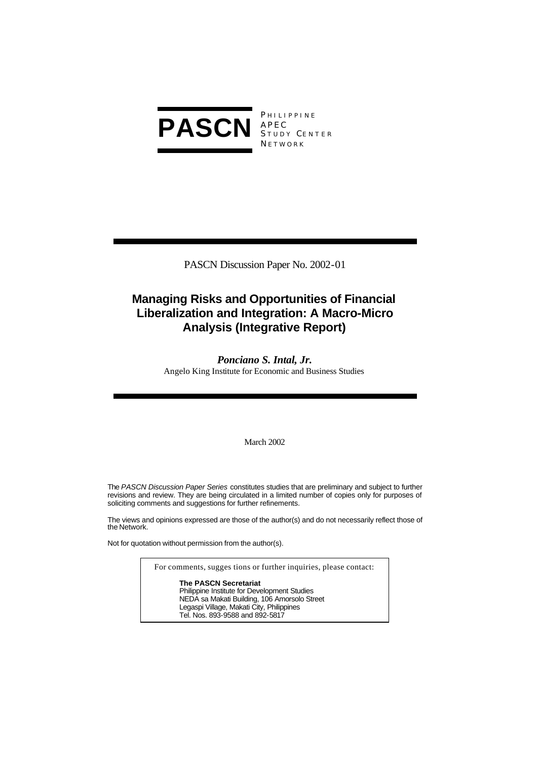**PASCN** PHILIPPINE APEC STUDY CENTER NETWORK

PASCN Discussion Paper No. 2002-01

# Managing Risks and Opportunities of Financial Liberalization and Integration: A Macro-Micro Analysis (Integrative Report)

***Ponciano S. Intal, Jr.***
Angelo King Institute for Economic and Business Studies

March 2002

The *PASCN Discussion Paper Series* constitutes studies that are preliminary and subject to further revisions and review. They are being circulated in a limited number of copies only for purposes of soliciting comments and suggestions for further refinements.

The views and opinions expressed are those of the author(s) and do not necessarily reflect those of the Network.

Not for quotation without permission from the author(s).

For comments, suggestions or further inquiries, please contact:

**The PASCN Secretariat**
Philippine Institute for Development Studies
NEDA sa Makati Building, 106 Amorsolo Street
Legaspi Village, Makati City, Philippines
Tel. Nos. 893-9588 and 892-5817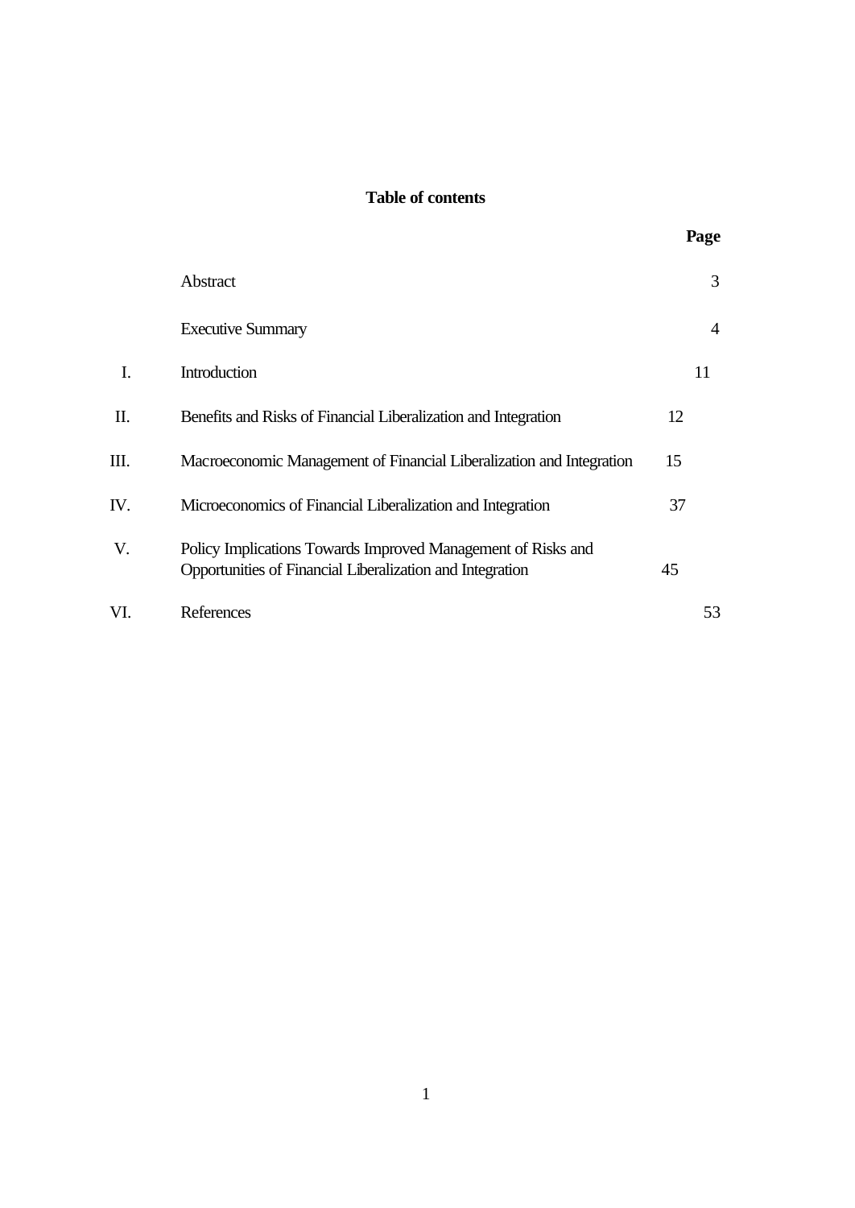## Table of contents

| | | Page |
|---|---|---|
| | Abstract | 3 |
| | Executive Summary | 4 |
| I. | Introduction | 11 |
| II. | Benefits and Risks of Financial Liberalization and Integration | 12 |
| III. | Macroeconomic Management of Financial Liberalization and Integration | 15 |
| IV. | Microeconomics of Financial Liberalization and Integration | 37 |
| V. | Policy Implications Towards Improved Management of Risks and Opportunities of Financial Liberalization and Integration | 45 |
| VI. | References | 53 |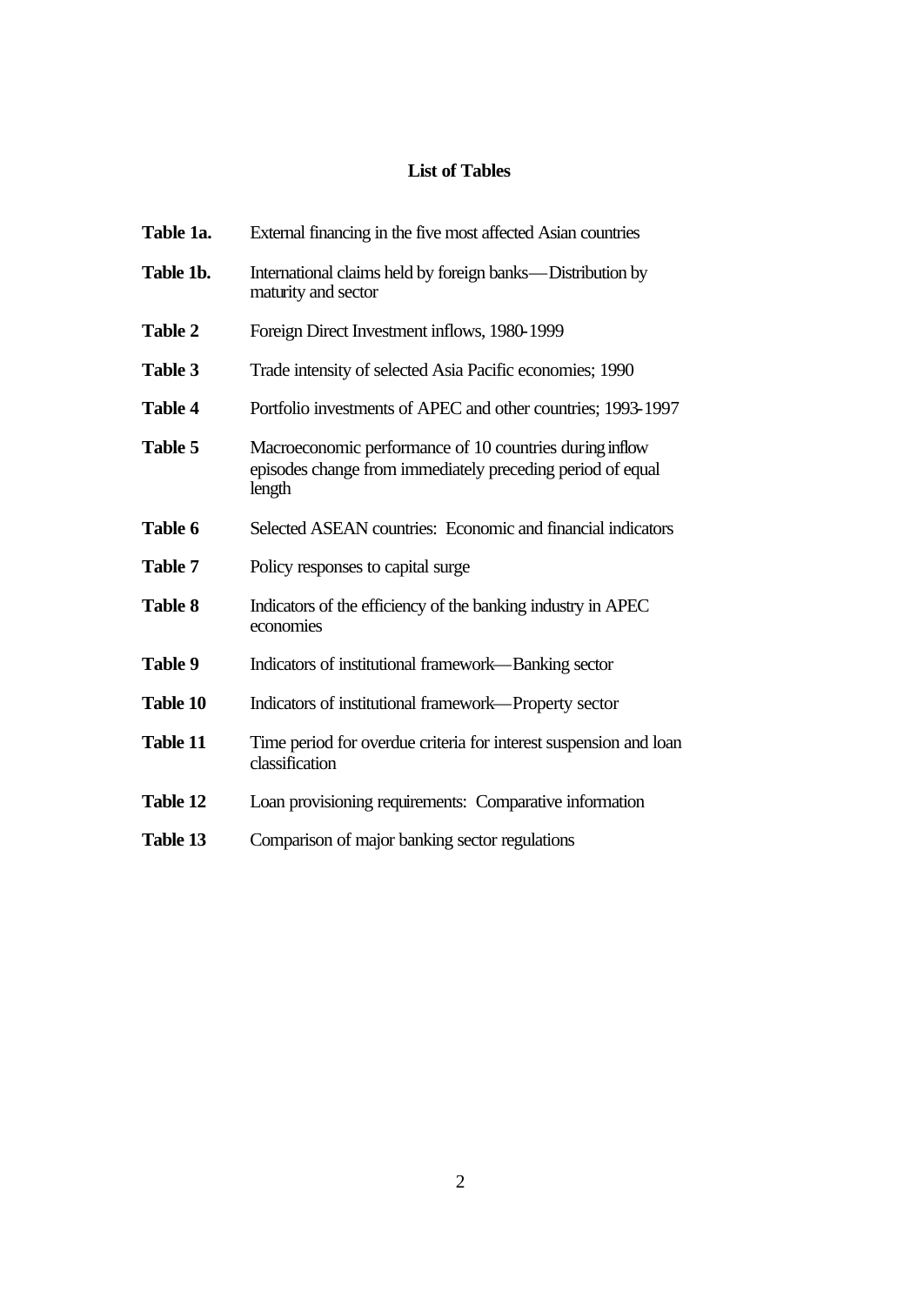## List of Tables

**Table 1a.** External financing in the five most affected Asian countries

**Table 1b.** International claims held by foreign banks—Distribution by maturity and sector

**Table 2** Foreign Direct Investment inflows, 1980-1999

**Table 3** Trade intensity of selected Asia Pacific economies; 1990

**Table 4** Portfolio investments of APEC and other countries; 1993-1997

**Table 5** Macroeconomic performance of 10 countries during inflow episodes change from immediately preceding period of equal length

**Table 6** Selected ASEAN countries: Economic and financial indicators

**Table 7** Policy responses to capital surge

**Table 8** Indicators of the efficiency of the banking industry in APEC economies

**Table 9** Indicators of institutional framework—Banking sector

**Table 10** Indicators of institutional framework—Property sector

**Table 11** Time period for overdue criteria for interest suspension and loan classification

**Table 12** Loan provisioning requirements: Comparative information

**Table 13** Comparison of major banking sector regulations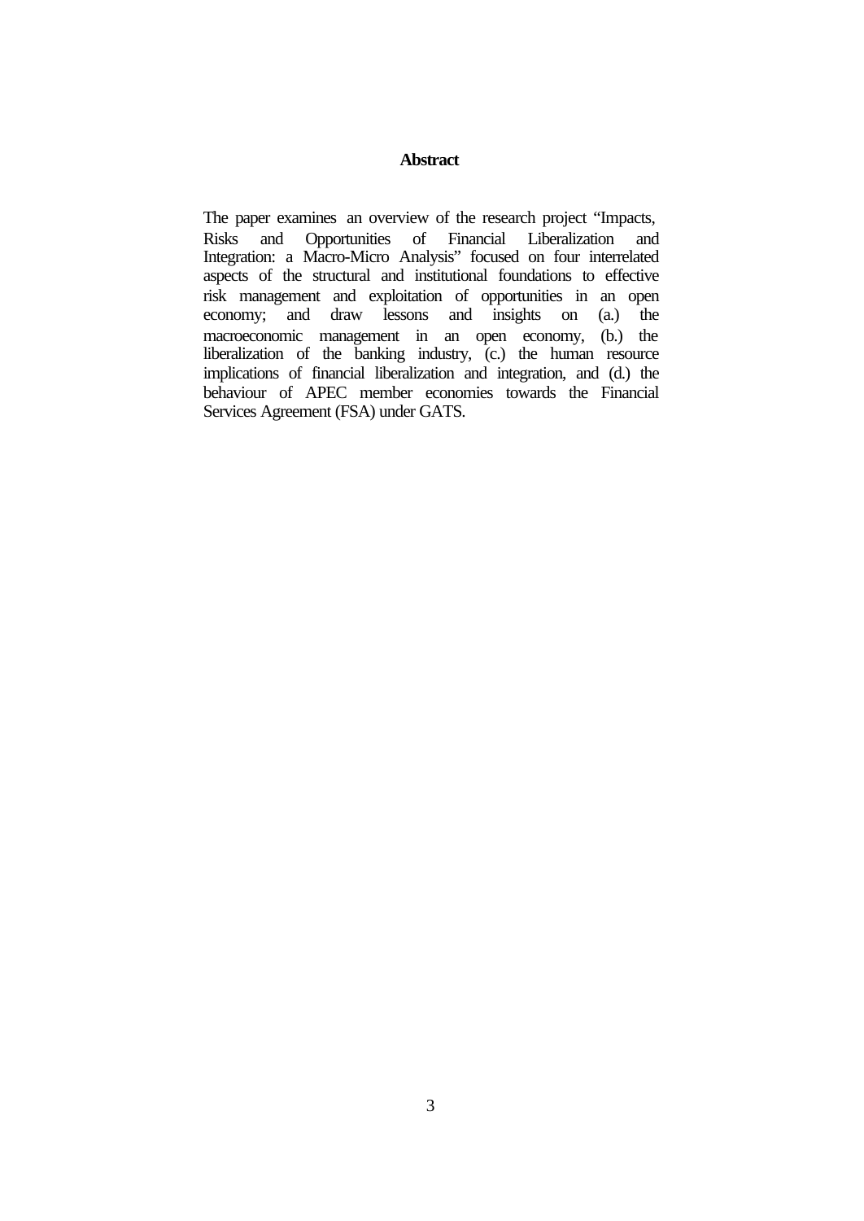## Abstract

The paper examines an overview of the research project "Impacts, Risks and Opportunities of Financial Liberalization and Integration: a Macro-Micro Analysis" focused on four interrelated aspects of the structural and institutional foundations to effective risk management and exploitation of opportunities in an open economy; and draw lessons and insights on (a.) the macroeconomic management in an open economy, (b.) the liberalization of the banking industry, (c.) the human resource implications of financial liberalization and integration, and (d.) the behaviour of APEC member economies towards the Financial Services Agreement (FSA) under GATS.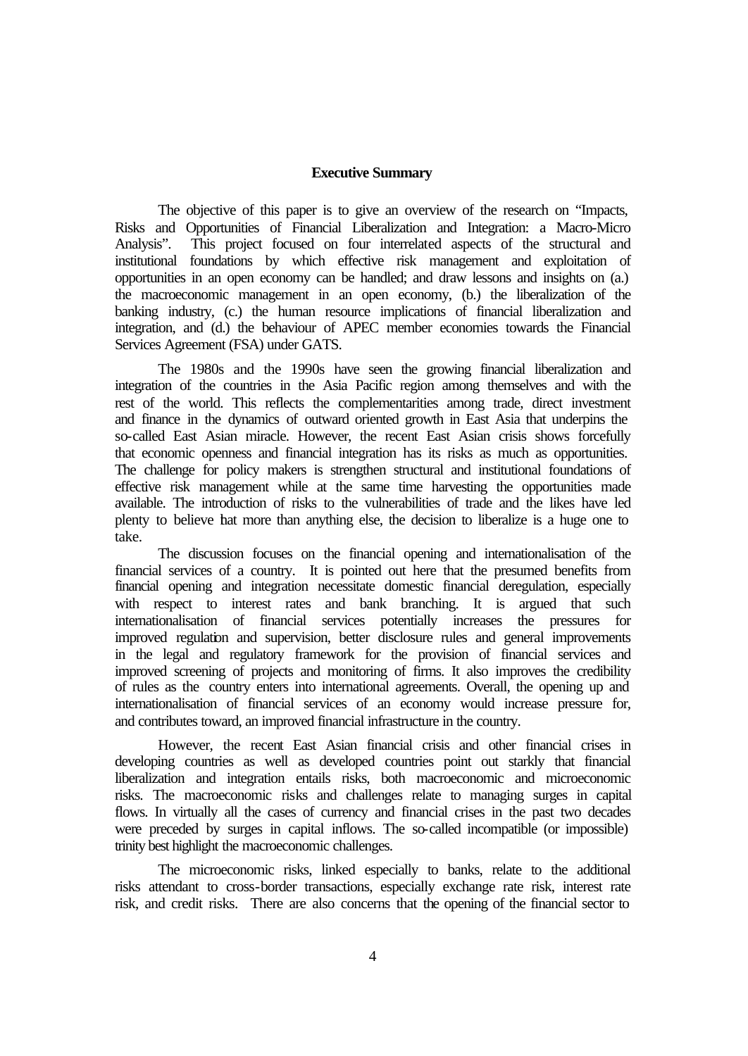## Executive Summary

The objective of this paper is to give an overview of the research on "Impacts, Risks and Opportunities of Financial Liberalization and Integration: a Macro-Micro Analysis". This project focused on four interrelated aspects of the structural and institutional foundations by which effective risk management and exploitation of opportunities in an open economy can be handled; and draw lessons and insights on (a.) the macroeconomic management in an open economy, (b.) the liberalization of the banking industry, (c.) the human resource implications of financial liberalization and integration, and (d.) the behaviour of APEC member economies towards the Financial Services Agreement (FSA) under GATS.

The 1980s and the 1990s have seen the growing financial liberalization and integration of the countries in the Asia Pacific region among themselves and with the rest of the world. This reflects the complementarities among trade, direct investment and finance in the dynamics of outward oriented growth in East Asia that underpins the so-called East Asian miracle. However, the recent East Asian crisis shows forcefully that economic openness and financial integration has its risks as much as opportunities. The challenge for policy makers is strengthen structural and institutional foundations of effective risk management while at the same time harvesting the opportunities made available. The introduction of risks to the vulnerabilities of trade and the likes have led plenty to believe hat more than anything else, the decision to liberalize is a huge one to take.

The discussion focuses on the financial opening and internationalisation of the financial services of a country. It is pointed out here that the presumed benefits from financial opening and integration necessitate domestic financial deregulation, especially with respect to interest rates and bank branching. It is argued that such internationalisation of financial services potentially increases the pressures for improved regulation and supervision, better disclosure rules and general improvements in the legal and regulatory framework for the provision of financial services and improved screening of projects and monitoring of firms. It also improves the credibility of rules as the country enters into international agreements. Overall, the opening up and internationalisation of financial services of an economy would increase pressure for, and contributes toward, an improved financial infrastructure in the country.

However, the recent East Asian financial crisis and other financial crises in developing countries as well as developed countries point out starkly that financial liberalization and integration entails risks, both macroeconomic and microeconomic risks. The macroeconomic risks and challenges relate to managing surges in capital flows. In virtually all the cases of currency and financial crises in the past two decades were preceded by surges in capital inflows. The so-called incompatible (or impossible) trinity best highlight the macroeconomic challenges.

The microeconomic risks, linked especially to banks, relate to the additional risks attendant to cross-border transactions, especially exchange rate risk, interest rate risk, and credit risks. There are also concerns that the opening of the financial sector to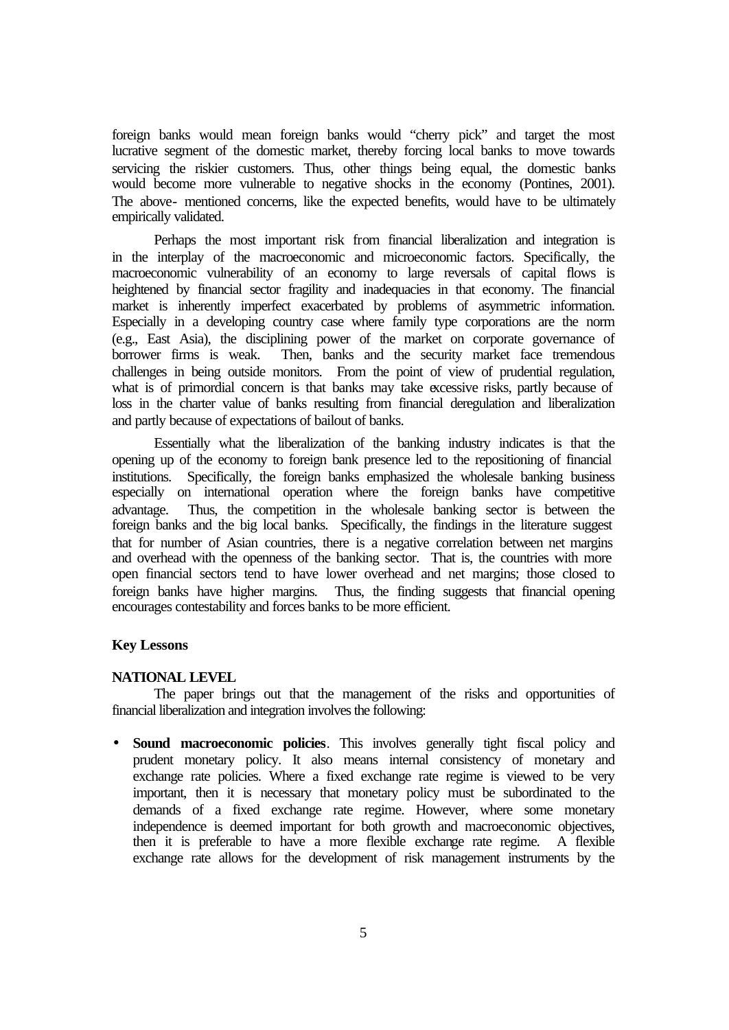foreign banks would mean foreign banks would "cherry pick" and target the most lucrative segment of the domestic market, thereby forcing local banks to move towards servicing the riskier customers. Thus, other things being equal, the domestic banks would become more vulnerable to negative shocks in the economy (Pontines, 2001). The above- mentioned concerns, like the expected benefits, would have to be ultimately empirically validated.

Perhaps the most important risk from financial liberalization and integration is in the interplay of the macroeconomic and microeconomic factors. Specifically, the macroeconomic vulnerability of an economy to large reversals of capital flows is heightened by financial sector fragility and inadequacies in that economy. The financial market is inherently imperfect exacerbated by problems of asymmetric information. Especially in a developing country case where family type corporations are the norm (e.g., East Asia), the disciplining power of the market on corporate governance of borrower firms is weak. Then, banks and the security market face tremendous challenges in being outside monitors. From the point of view of prudential regulation, what is of primordial concern is that banks may take excessive risks, partly because of loss in the charter value of banks resulting from financial deregulation and liberalization and partly because of expectations of bailout of banks.

Essentially what the liberalization of the banking industry indicates is that the opening up of the economy to foreign bank presence led to the repositioning of financial institutions. Specifically, the foreign banks emphasized the wholesale banking business especially on international operation where the foreign banks have competitive advantage. Thus, the competition in the wholesale banking sector is between the foreign banks and the big local banks. Specifically, the findings in the literature suggest that for number of Asian countries, there is a negative correlation between net margins and overhead with the openness of the banking sector. That is, the countries with more open financial sectors tend to have lower overhead and net margins; those closed to foreign banks have higher margins. Thus, the finding suggests that financial opening encourages contestability and forces banks to be more efficient.

## Key Lessons

### NATIONAL LEVEL

The paper brings out that the management of the risks and opportunities of financial liberalization and integration involves the following:

- **Sound macroeconomic policies**. This involves generally tight fiscal policy and prudent monetary policy. It also means internal consistency of monetary and exchange rate policies. Where a fixed exchange rate regime is viewed to be very important, then it is necessary that monetary policy must be subordinated to the demands of a fixed exchange rate regime. However, where some monetary independence is deemed important for both growth and macroeconomic objectives, then it is preferable to have a more flexible exchange rate regime. A flexible exchange rate allows for the development of risk management instruments by the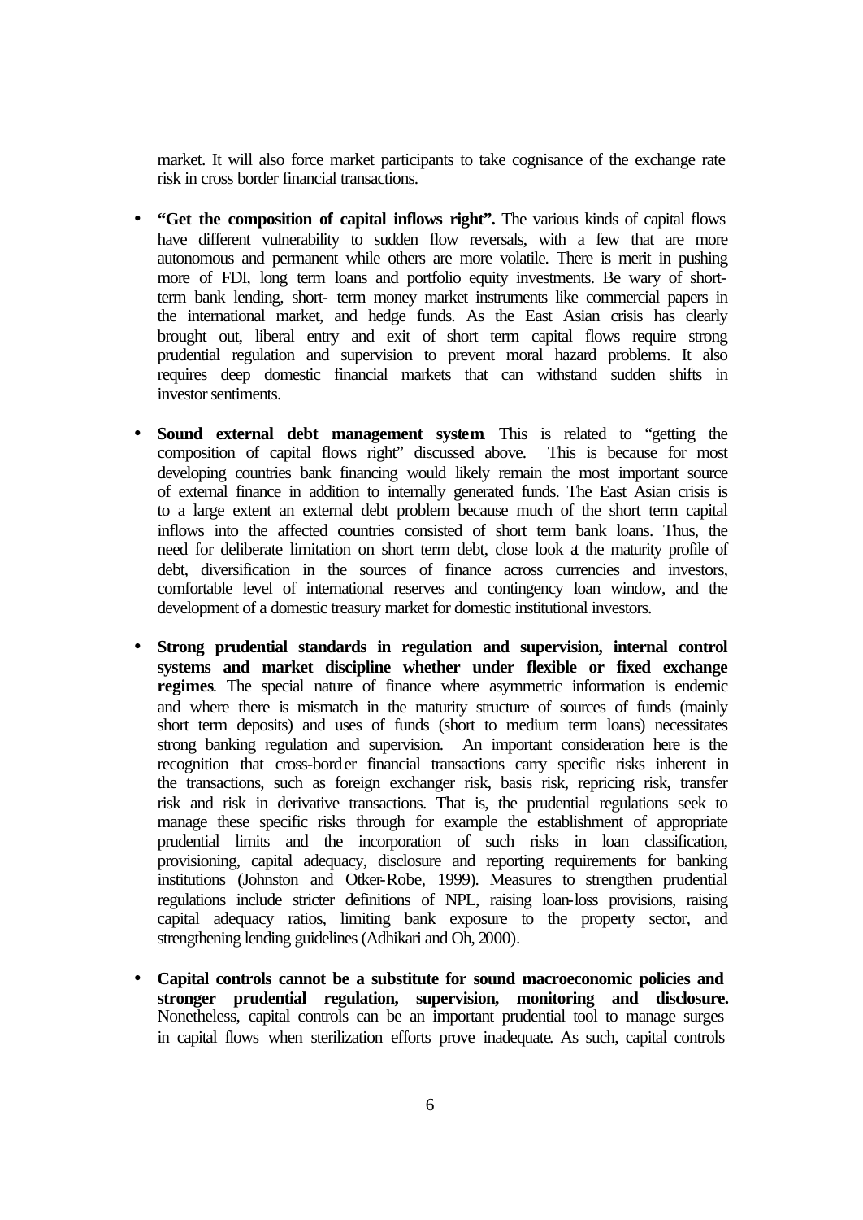market. It will also force market participants to take cognisance of the exchange rate risk in cross border financial transactions.

- **"Get the composition of capital inflows right".** The various kinds of capital flows have different vulnerability to sudden flow reversals, with a few that are more autonomous and permanent while others are more volatile. There is merit in pushing more of FDI, long term loans and portfolio equity investments. Be wary of short-term bank lending, short- term money market instruments like commercial papers in the international market, and hedge funds. As the East Asian crisis has clearly brought out, liberal entry and exit of short term capital flows require strong prudential regulation and supervision to prevent moral hazard problems. It also requires deep domestic financial markets that can withstand sudden shifts in investor sentiments.

- **Sound external debt management system**. This is related to "getting the composition of capital flows right" discussed above. This is because for most developing countries bank financing would likely remain the most important source of external finance in addition to internally generated funds. The East Asian crisis is to a large extent an external debt problem because much of the short term capital inflows into the affected countries consisted of short term bank loans. Thus, the need for deliberate limitation on short term debt, close look at the maturity profile of debt, diversification in the sources of finance across currencies and investors, comfortable level of international reserves and contingency loan window, and the development of a domestic treasury market for domestic institutional investors.

- **Strong prudential standards in regulation and supervision, internal control systems and market discipline whether under flexible or fixed exchange regimes**. The special nature of finance where asymmetric information is endemic and where there is mismatch in the maturity structure of sources of funds (mainly short term deposits) and uses of funds (short to medium term loans) necessitates strong banking regulation and supervision. An important consideration here is the recognition that cross-border financial transactions carry specific risks inherent in the transactions, such as foreign exchanger risk, basis risk, repricing risk, transfer risk and risk in derivative transactions. That is, the prudential regulations seek to manage these specific risks through for example the establishment of appropriate prudential limits and the incorporation of such risks in loan classification, provisioning, capital adequacy, disclosure and reporting requirements for banking institutions (Johnston and Otker-Robe, 1999). Measures to strengthen prudential regulations include stricter definitions of NPL, raising loan-loss provisions, raising capital adequacy ratios, limiting bank exposure to the property sector, and strengthening lending guidelines (Adhikari and Oh, 2000).

- **Capital controls cannot be a substitute for sound macroeconomic policies and stronger prudential regulation, supervision, monitoring and disclosure.** Nonetheless, capital controls can be an important prudential tool to manage surges in capital flows when sterilization efforts prove inadequate. As such, capital controls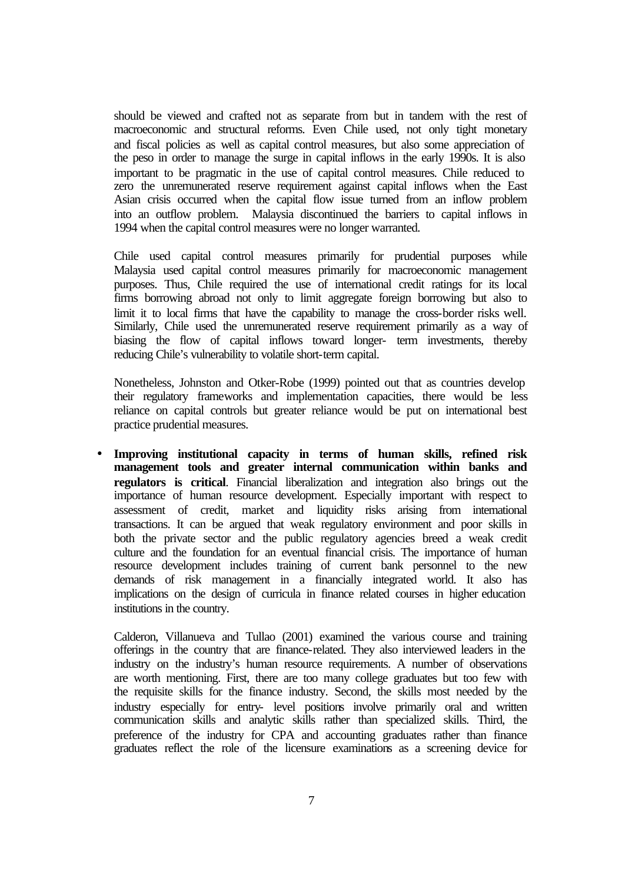should be viewed and crafted not as separate from but in tandem with the rest of macroeconomic and structural reforms. Even Chile used, not only tight monetary and fiscal policies as well as capital control measures, but also some appreciation of the peso in order to manage the surge in capital inflows in the early 1990s. It is also important to be pragmatic in the use of capital control measures. Chile reduced to zero the unremunerated reserve requirement against capital inflows when the East Asian crisis occurred when the capital flow issue turned from an inflow problem into an outflow problem. Malaysia discontinued the barriers to capital inflows in 1994 when the capital control measures were no longer warranted.

Chile used capital control measures primarily for prudential purposes while Malaysia used capital control measures primarily for macroeconomic management purposes. Thus, Chile required the use of international credit ratings for its local firms borrowing abroad not only to limit aggregate foreign borrowing but also to limit it to local firms that have the capability to manage the cross-border risks well. Similarly, Chile used the unremunerated reserve requirement primarily as a way of biasing the flow of capital inflows toward longer- term investments, thereby reducing Chile's vulnerability to volatile short-term capital.

Nonetheless, Johnston and Otker-Robe (1999) pointed out that as countries develop their regulatory frameworks and implementation capacities, there would be less reliance on capital controls but greater reliance would be put on international best practice prudential measures.

- **Improving institutional capacity in terms of human skills, refined risk management tools and greater internal communication within banks and regulators is critical**. Financial liberalization and integration also brings out the importance of human resource development. Especially important with respect to assessment of credit, market and liquidity risks arising from international transactions. It can be argued that weak regulatory environment and poor skills in both the private sector and the public regulatory agencies breed a weak credit culture and the foundation for an eventual financial crisis. The importance of human resource development includes training of current bank personnel to the new demands of risk management in a financially integrated world. It also has implications on the design of curricula in finance related courses in higher education institutions in the country.

  Calderon, Villanueva and Tullao (2001) examined the various course and training offerings in the country that are finance-related. They also interviewed leaders in the industry on the industry's human resource requirements. A number of observations are worth mentioning. First, there are too many college graduates but too few with the requisite skills for the finance industry. Second, the skills most needed by the industry especially for entry- level positions involve primarily oral and written communication skills and analytic skills rather than specialized skills. Third, the preference of the industry for CPA and accounting graduates rather than finance graduates reflect the role of the licensure examinations as a screening device for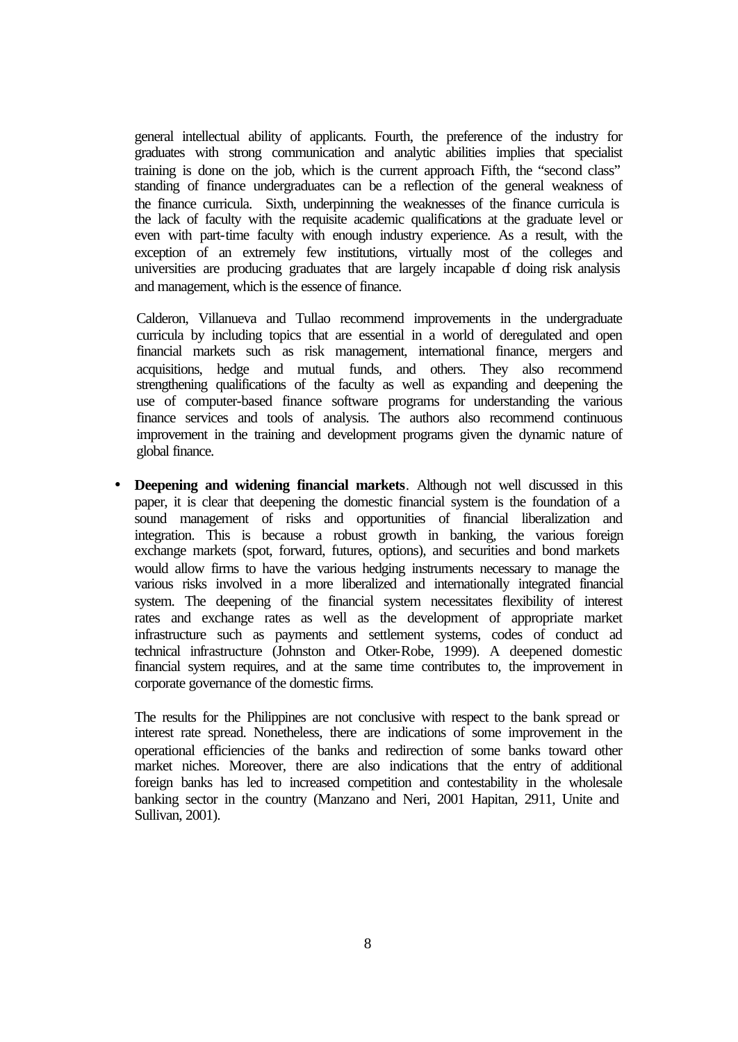general intellectual ability of applicants. Fourth, the preference of the industry for graduates with strong communication and analytic abilities implies that specialist training is done on the job, which is the current approach. Fifth, the "second class" standing of finance undergraduates can be a reflection of the general weakness of the finance curricula. Sixth, underpinning the weaknesses of the finance curricula is the lack of faculty with the requisite academic qualifications at the graduate level or even with part-time faculty with enough industry experience. As a result, with the exception of an extremely few institutions, virtually most of the colleges and universities are producing graduates that are largely incapable of doing risk analysis and management, which is the essence of finance.

Calderon, Villanueva and Tullao recommend improvements in the undergraduate curricula by including topics that are essential in a world of deregulated and open financial markets such as risk management, international finance, mergers and acquisitions, hedge and mutual funds, and others. They also recommend strengthening qualifications of the faculty as well as expanding and deepening the use of computer-based finance software programs for understanding the various finance services and tools of analysis. The authors also recommend continuous improvement in the training and development programs given the dynamic nature of global finance.

- **Deepening and widening financial markets**. Although not well discussed in this paper, it is clear that deepening the domestic financial system is the foundation of a sound management of risks and opportunities of financial liberalization and integration. This is because a robust growth in banking, the various foreign exchange markets (spot, forward, futures, options), and securities and bond markets would allow firms to have the various hedging instruments necessary to manage the various risks involved in a more liberalized and internationally integrated financial system. The deepening of the financial system necessitates flexibility of interest rates and exchange rates as well as the development of appropriate market infrastructure such as payments and settlement systems, codes of conduct ad technical infrastructure (Johnston and Otker-Robe, 1999). A deepened domestic financial system requires, and at the same time contributes to, the improvement in corporate governance of the domestic firms.

  The results for the Philippines are not conclusive with respect to the bank spread or interest rate spread. Nonetheless, there are indications of some improvement in the operational efficiencies of the banks and redirection of some banks toward other market niches. Moreover, there are also indications that the entry of additional foreign banks has led to increased competition and contestability in the wholesale banking sector in the country (Manzano and Neri, 2001 Hapitan, 2911, Unite and Sullivan, 2001).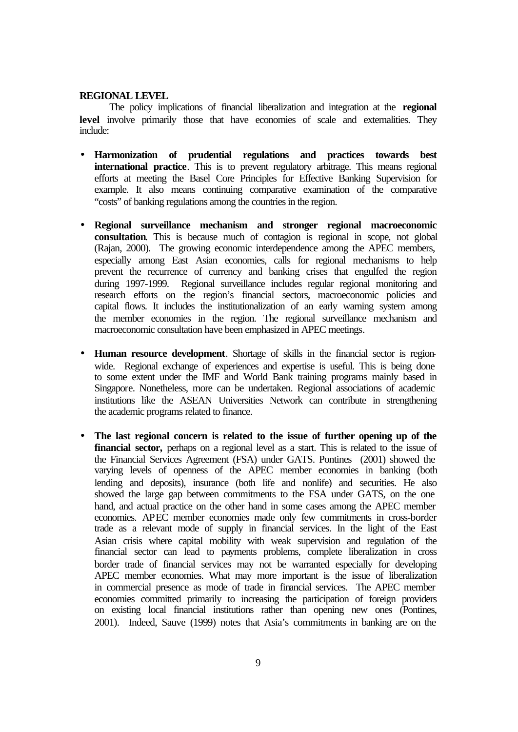**REGIONAL LEVEL**

The policy implications of financial liberalization and integration at the **regional level** involve primarily those that have economies of scale and externalities. They include:

- **Harmonization of prudential regulations and practices towards best international practice**. This is to prevent regulatory arbitrage. This means regional efforts at meeting the Basel Core Principles for Effective Banking Supervision for example. It also means continuing comparative examination of the comparative "costs" of banking regulations among the countries in the region.

- **Regional surveillance mechanism and stronger regional macroeconomic consultation**. This is because much of contagion is regional in scope, not global (Rajan, 2000). The growing economic interdependence among the APEC members, especially among East Asian economies, calls for regional mechanisms to help prevent the recurrence of currency and banking crises that engulfed the region during 1997-1999. Regional surveillance includes regular regional monitoring and research efforts on the region's financial sectors, macroeconomic policies and capital flows. It includes the institutionalization of an early warning system among the member economies in the region. The regional surveillance mechanism and macroeconomic consultation have been emphasized in APEC meetings.

- **Human resource development**. Shortage of skills in the financial sector is region-wide. Regional exchange of experiences and expertise is useful. This is being done to some extent under the IMF and World Bank training programs mainly based in Singapore. Nonetheless, more can be undertaken. Regional associations of academic institutions like the ASEAN Universities Network can contribute in strengthening the academic programs related to finance.

- **The last regional concern is related to the issue of further opening up of the financial sector,** perhaps on a regional level as a start. This is related to the issue of the Financial Services Agreement (FSA) under GATS. Pontines (2001) showed the varying levels of openness of the APEC member economies in banking (both lending and deposits), insurance (both life and nonlife) and securities. He also showed the large gap between commitments to the FSA under GATS, on the one hand, and actual practice on the other hand in some cases among the APEC member economies. APEC member economies made only few commitments in cross-border trade as a relevant mode of supply in financial services. In the light of the East Asian crisis where capital mobility with weak supervision and regulation of the financial sector can lead to payments problems, complete liberalization in cross border trade of financial services may not be warranted especially for developing APEC member economies. What may more important is the issue of liberalization in commercial presence as mode of trade in financial services. The APEC member economies committed primarily to increasing the participation of foreign providers on existing local financial institutions rather than opening new ones (Pontines, 2001). Indeed, Sauve (1999) notes that Asia's commitments in banking are on the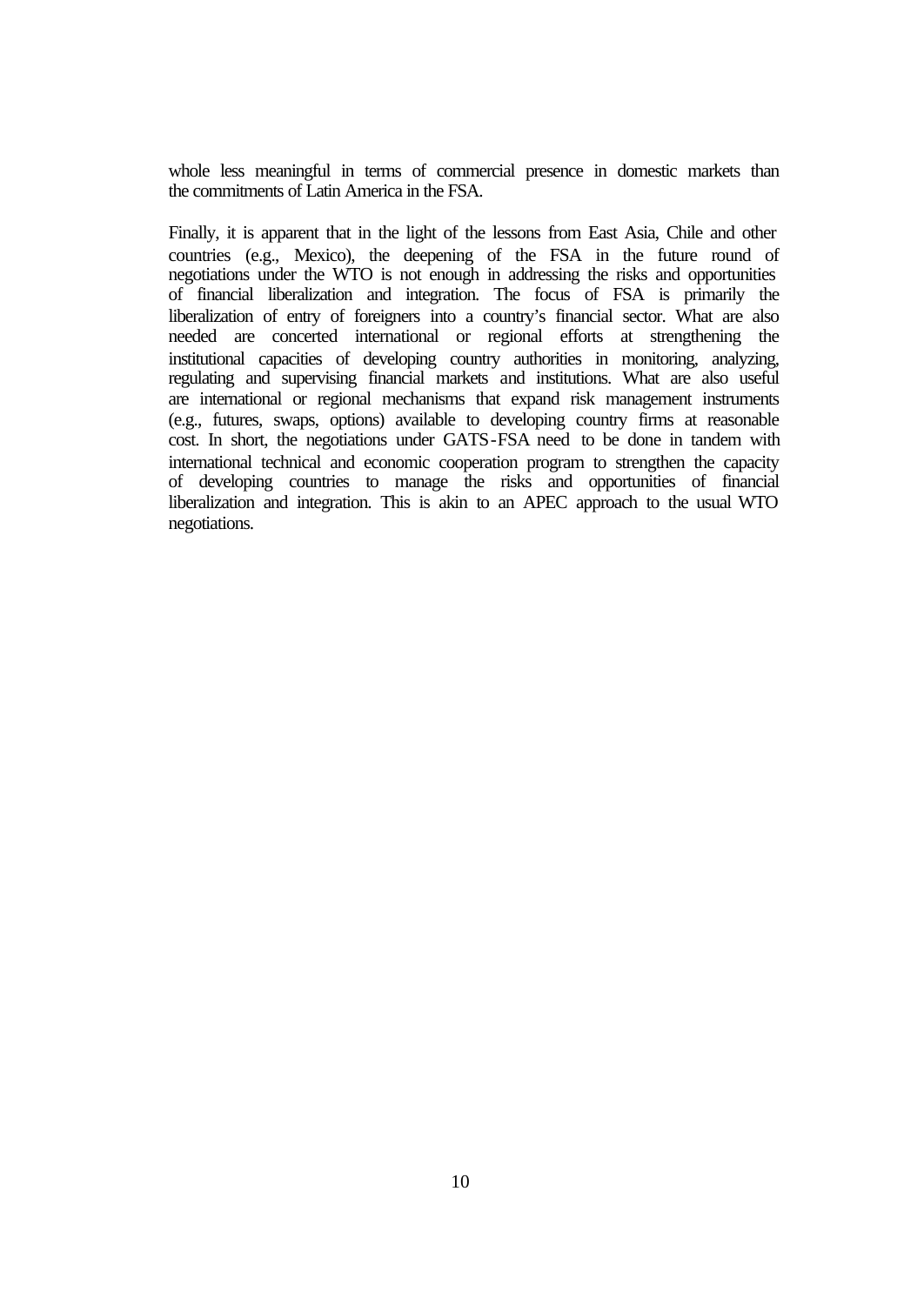whole less meaningful in terms of commercial presence in domestic markets than the commitments of Latin America in the FSA.

Finally, it is apparent that in the light of the lessons from East Asia, Chile and other countries (e.g., Mexico), the deepening of the FSA in the future round of negotiations under the WTO is not enough in addressing the risks and opportunities of financial liberalization and integration. The focus of FSA is primarily the liberalization of entry of foreigners into a country's financial sector. What are also needed are concerted international or regional efforts at strengthening the institutional capacities of developing country authorities in monitoring, analyzing, regulating and supervising financial markets and institutions. What are also useful are international or regional mechanisms that expand risk management instruments (e.g., futures, swaps, options) available to developing country firms at reasonable cost. In short, the negotiations under GATS-FSA need to be done in tandem with international technical and economic cooperation program to strengthen the capacity of developing countries to manage the risks and opportunities of financial liberalization and integration. This is akin to an APEC approach to the usual WTO negotiations.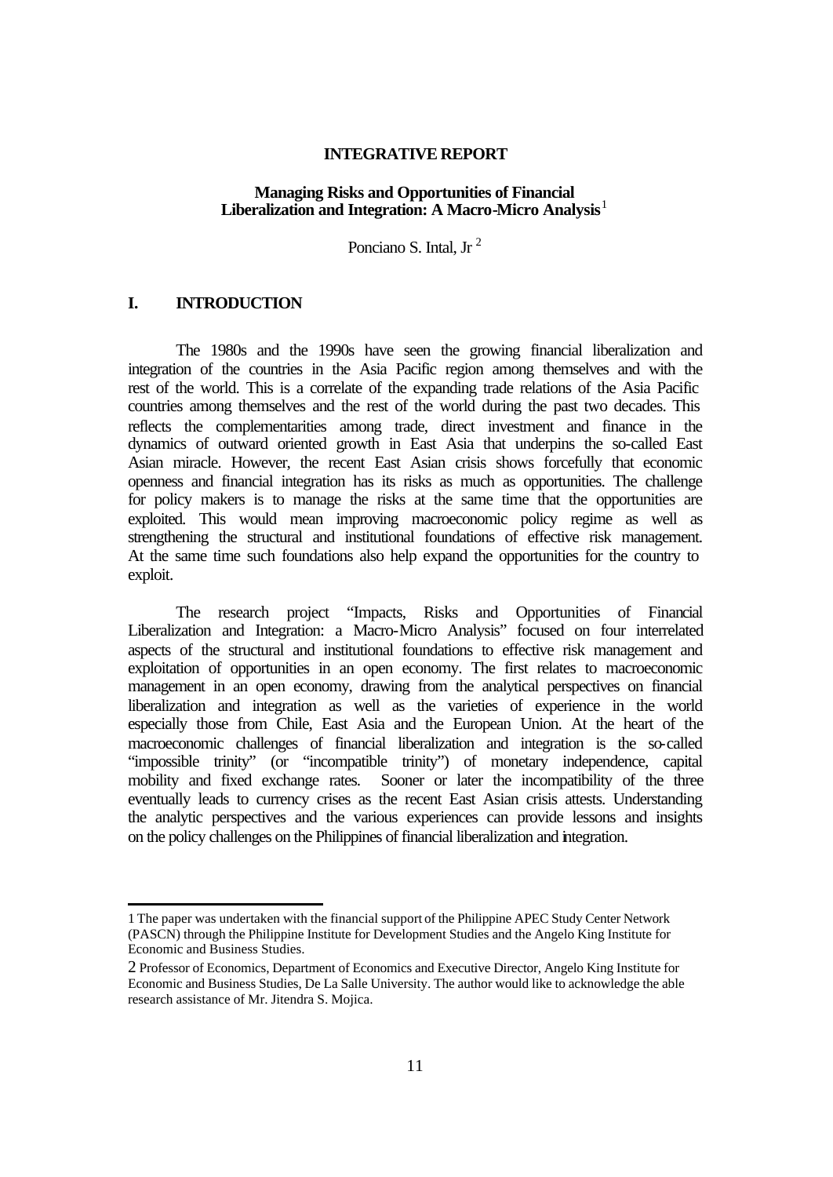**INTEGRATIVE REPORT**

# Managing Risks and Opportunities of Financial Liberalization and Integration: A Macro-Micro Analysis[1]

Ponciano S. Intal, Jr[2]

## I. INTRODUCTION

The 1980s and the 1990s have seen the growing financial liberalization and integration of the countries in the Asia Pacific region among themselves and with the rest of the world. This is a correlate of the expanding trade relations of the Asia Pacific countries among themselves and the rest of the world during the past two decades. This reflects the complementarities among trade, direct investment and finance in the dynamics of outward oriented growth in East Asia that underpins the so-called East Asian miracle. However, the recent East Asian crisis shows forcefully that economic openness and financial integration has its risks as much as opportunities. The challenge for policy makers is to manage the risks at the same time that the opportunities are exploited. This would mean improving macroeconomic policy regime as well as strengthening the structural and institutional foundations of effective risk management. At the same time such foundations also help expand the opportunities for the country to exploit.

The research project "Impacts, Risks and Opportunities of Financial Liberalization and Integration: a Macro-Micro Analysis" focused on four interrelated aspects of the structural and institutional foundations to effective risk management and exploitation of opportunities in an open economy. The first relates to macroeconomic management in an open economy, drawing from the analytical perspectives on financial liberalization and integration as well as the varieties of experience in the world especially those from Chile, East Asia and the European Union. At the heart of the macroeconomic challenges of financial liberalization and integration is the so-called "impossible trinity" (or "incompatible trinity") of monetary independence, capital mobility and fixed exchange rates. Sooner or later the incompatibility of the three eventually leads to currency crises as the recent East Asian crisis attests. Understanding the analytic perspectives and the various experiences can provide lessons and insights on the policy challenges on the Philippines of financial liberalization and integration.

---

[1] The paper was undertaken with the financial support of the Philippine APEC Study Center Network (PASCN) through the Philippine Institute for Development Studies and the Angelo King Institute for Economic and Business Studies.

[2] Professor of Economics, Department of Economics and Executive Director, Angelo King Institute for Economic and Business Studies, De La Salle University. The author would like to acknowledge the able research assistance of Mr. Jitendra S. Mojica.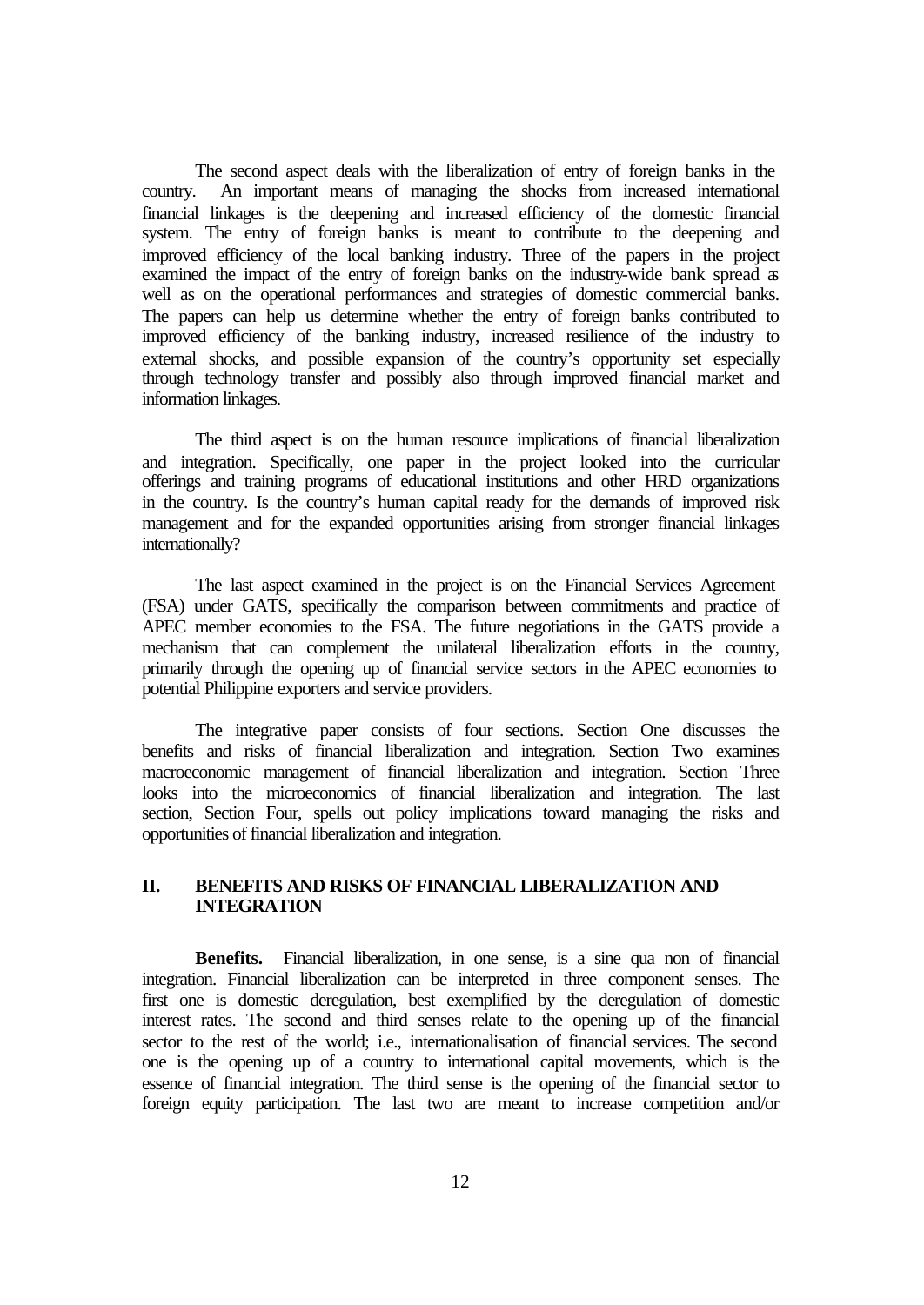The second aspect deals with the liberalization of entry of foreign banks in the country. An important means of managing the shocks from increased international financial linkages is the deepening and increased efficiency of the domestic financial system. The entry of foreign banks is meant to contribute to the deepening and improved efficiency of the local banking industry. Three of the papers in the project examined the impact of the entry of foreign banks on the industry-wide bank spread as well as on the operational performances and strategies of domestic commercial banks. The papers can help us determine whether the entry of foreign banks contributed to improved efficiency of the banking industry, increased resilience of the industry to external shocks, and possible expansion of the country's opportunity set especially through technology transfer and possibly also through improved financial market and information linkages.

The third aspect is on the human resource implications of financial liberalization and integration. Specifically, one paper in the project looked into the curricular offerings and training programs of educational institutions and other HRD organizations in the country. Is the country's human capital ready for the demands of improved risk management and for the expanded opportunities arising from stronger financial linkages internationally?

The last aspect examined in the project is on the Financial Services Agreement (FSA) under GATS, specifically the comparison between commitments and practice of APEC member economies to the FSA. The future negotiations in the GATS provide a mechanism that can complement the unilateral liberalization efforts in the country, primarily through the opening up of financial service sectors in the APEC economies to potential Philippine exporters and service providers.

The integrative paper consists of four sections. Section One discusses the benefits and risks of financial liberalization and integration. Section Two examines macroeconomic management of financial liberalization and integration. Section Three looks into the microeconomics of financial liberalization and integration. The last section, Section Four, spells out policy implications toward managing the risks and opportunities of financial liberalization and integration.

## II. BENEFITS AND RISKS OF FINANCIAL LIBERALIZATION AND INTEGRATION

**Benefits.** Financial liberalization, in one sense, is a sine qua non of financial integration. Financial liberalization can be interpreted in three component senses. The first one is domestic deregulation, best exemplified by the deregulation of domestic interest rates. The second and third senses relate to the opening up of the financial sector to the rest of the world; i.e., internationalisation of financial services. The second one is the opening up of a country to international capital movements, which is the essence of financial integration. The third sense is the opening of the financial sector to foreign equity participation. The last two are meant to increase competition and/or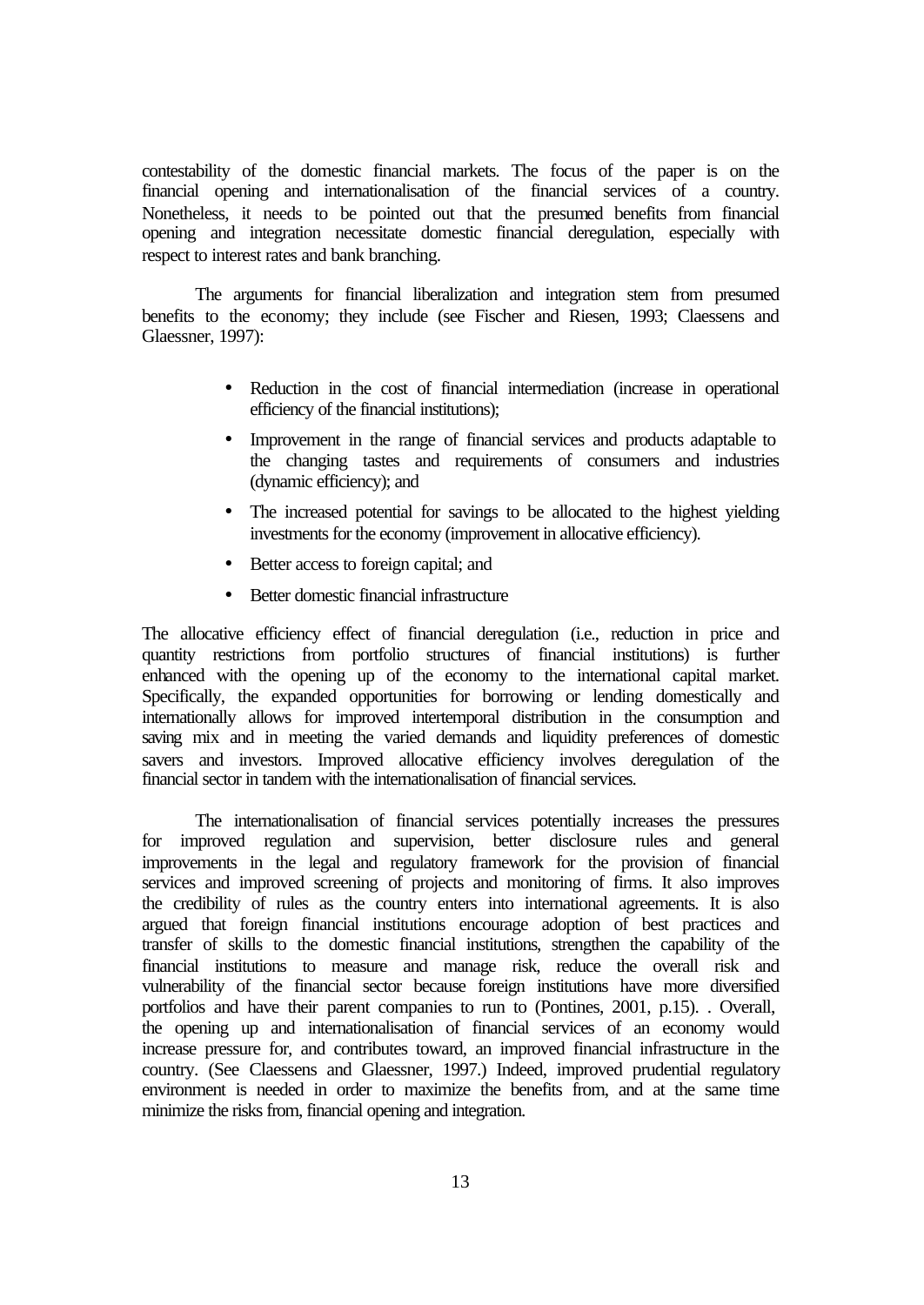contestability of the domestic financial markets. The focus of the paper is on the financial opening and internationalisation of the financial services of a country. Nonetheless, it needs to be pointed out that the presumed benefits from financial opening and integration necessitate domestic financial deregulation, especially with respect to interest rates and bank branching.

The arguments for financial liberalization and integration stem from presumed benefits to the economy; they include (see Fischer and Riesen, 1993; Claessens and Glaessner, 1997):

- Reduction in the cost of financial intermediation (increase in operational efficiency of the financial institutions);
- Improvement in the range of financial services and products adaptable to the changing tastes and requirements of consumers and industries (dynamic efficiency); and
- The increased potential for savings to be allocated to the highest yielding investments for the economy (improvement in allocative efficiency).
- Better access to foreign capital; and
- Better domestic financial infrastructure

The allocative efficiency effect of financial deregulation (i.e., reduction in price and quantity restrictions from portfolio structures of financial institutions) is further enhanced with the opening up of the economy to the international capital market. Specifically, the expanded opportunities for borrowing or lending domestically and internationally allows for improved intertemporal distribution in the consumption and saving mix and in meeting the varied demands and liquidity preferences of domestic savers and investors. Improved allocative efficiency involves deregulation of the financial sector in tandem with the internationalisation of financial services.

The internationalisation of financial services potentially increases the pressures for improved regulation and supervision, better disclosure rules and general improvements in the legal and regulatory framework for the provision of financial services and improved screening of projects and monitoring of firms. It also improves the credibility of rules as the country enters into international agreements. It is also argued that foreign financial institutions encourage adoption of best practices and transfer of skills to the domestic financial institutions, strengthen the capability of the financial institutions to measure and manage risk, reduce the overall risk and vulnerability of the financial sector because foreign institutions have more diversified portfolios and have their parent companies to run to (Pontines, 2001, p.15). . Overall, the opening up and internationalisation of financial services of an economy would increase pressure for, and contributes toward, an improved financial infrastructure in the country. (See Claessens and Glaessner, 1997.) Indeed, improved prudential regulatory environment is needed in order to maximize the benefits from, and at the same time minimize the risks from, financial opening and integration.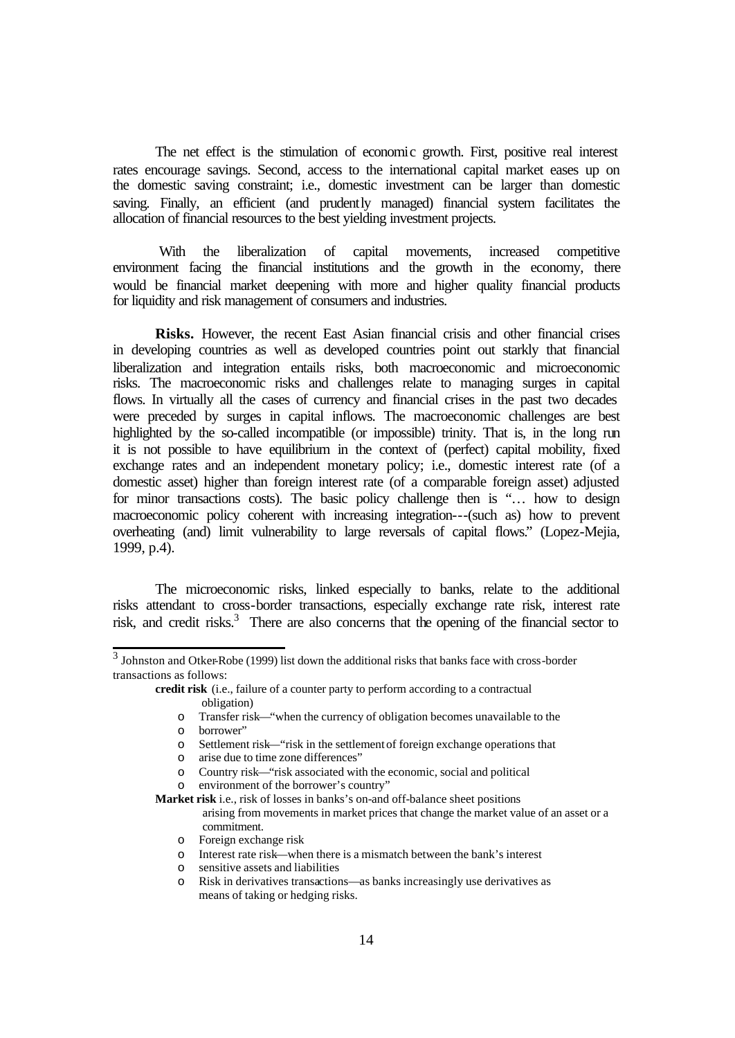The net effect is the stimulation of economic growth. First, positive real interest rates encourage savings. Second, access to the international capital market eases up on the domestic saving constraint; i.e., domestic investment can be larger than domestic saving. Finally, an efficient (and prudently managed) financial system facilitates the allocation of financial resources to the best yielding investment projects.

With the liberalization of capital movements, increased competitive environment facing the financial institutions and the growth in the economy, there would be financial market deepening with more and higher quality financial products for liquidity and risk management of consumers and industries.

**Risks.** However, the recent East Asian financial crisis and other financial crises in developing countries as well as developed countries point out starkly that financial liberalization and integration entails risks, both macroeconomic and microeconomic risks. The macroeconomic risks and challenges relate to managing surges in capital flows. In virtually all the cases of currency and financial crises in the past two decades were preceded by surges in capital inflows. The macroeconomic challenges are best highlighted by the so-called incompatible (or impossible) trinity. That is, in the long run it is not possible to have equilibrium in the context of (perfect) capital mobility, fixed exchange rates and an independent monetary policy; i.e., domestic interest rate (of a domestic asset) higher than foreign interest rate (of a comparable foreign asset) adjusted for minor transactions costs). The basic policy challenge then is "… how to design macroeconomic policy coherent with increasing integration---(such as) how to prevent overheating (and) limit vulnerability to large reversals of capital flows." (Lopez-Mejia, 1999, p.4).

The microeconomic risks, linked especially to banks, relate to the additional risks attendant to cross-border transactions, especially exchange rate risk, interest rate risk, and credit risks.[3] There are also concerns that the opening of the financial sector to

---

[3] Johnston and Otker-Robe (1999) list down the additional risks that banks face with cross-border transactions as follows:

**credit risk** (i.e., failure of a counter party to perform according to a contractual obligation)

- Transfer risk—"when the currency of obligation becomes unavailable to the borrower"
- Settlement risk—"risk in the settlement of foreign exchange operations that arise due to time zone differences"
- Country risk—"risk associated with the economic, social and political environment of the borrower's country"

**Market risk** i.e., risk of losses in banks's on-and off-balance sheet positions arising from movements in market prices that change the market value of an asset or a commitment.

- Foreign exchange risk
- Interest rate risk—when there is a mismatch between the bank's interest sensitive assets and liabilities
- Risk in derivatives transactions—as banks increasingly use derivatives as means of taking or hedging risks.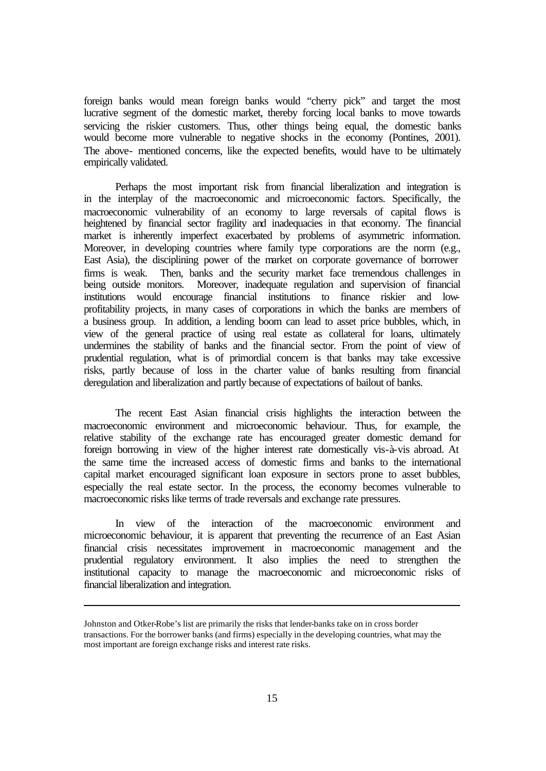foreign banks would mean foreign banks would "cherry pick" and target the most lucrative segment of the domestic market, thereby forcing local banks to move towards servicing the riskier customers. Thus, other things being equal, the domestic banks would become more vulnerable to negative shocks in the economy (Pontines, 2001). The above- mentioned concerns, like the expected benefits, would have to be ultimately empirically validated.

Perhaps the most important risk from financial liberalization and integration is in the interplay of the macroeconomic and microeconomic factors. Specifically, the macroeconomic vulnerability of an economy to large reversals of capital flows is heightened by financial sector fragility and inadequacies in that economy. The financial market is inherently imperfect exacerbated by problems of asymmetric information. Moreover, in developing countries where family type corporations are the norm (e.g., East Asia), the disciplining power of the market on corporate governance of borrower firms is weak. Then, banks and the security market face tremendous challenges in being outside monitors. Moreover, inadequate regulation and supervision of financial institutions would encourage financial institutions to finance riskier and low-profitability projects, in many cases of corporations in which the banks are members of a business group. In addition, a lending boom can lead to asset price bubbles, which, in view of the general practice of using real estate as collateral for loans, ultimately undermines the stability of banks and the financial sector. From the point of view of prudential regulation, what is of primordial concern is that banks may take excessive risks, partly because of loss in the charter value of banks resulting from financial deregulation and liberalization and partly because of expectations of bailout of banks.

The recent East Asian financial crisis highlights the interaction between the macroeconomic environment and microeconomic behaviour. Thus, for example, the relative stability of the exchange rate has encouraged greater domestic demand for foreign borrowing in view of the higher interest rate domestically vis-à-vis abroad. At the same time the increased access of domestic firms and banks to the international capital market encouraged significant loan exposure in sectors prone to asset bubbles, especially the real estate sector. In the process, the economy becomes vulnerable to macroeconomic risks like terms of trade reversals and exchange rate pressures.

In view of the interaction of the macroeconomic environment and microeconomic behaviour, it is apparent that preventing the recurrence of an East Asian financial crisis necessitates improvement in macroeconomic management and the prudential regulatory environment. It also implies the need to strengthen the institutional capacity to manage the macroeconomic and microeconomic risks of financial liberalization and integration.

---

Johnston and Otker-Robe's list are primarily the risks that lender-banks take on in cross border transactions. For the borrower banks (and firms) especially in the developing countries, what may the most important are foreign exchange risks and interest rate risks.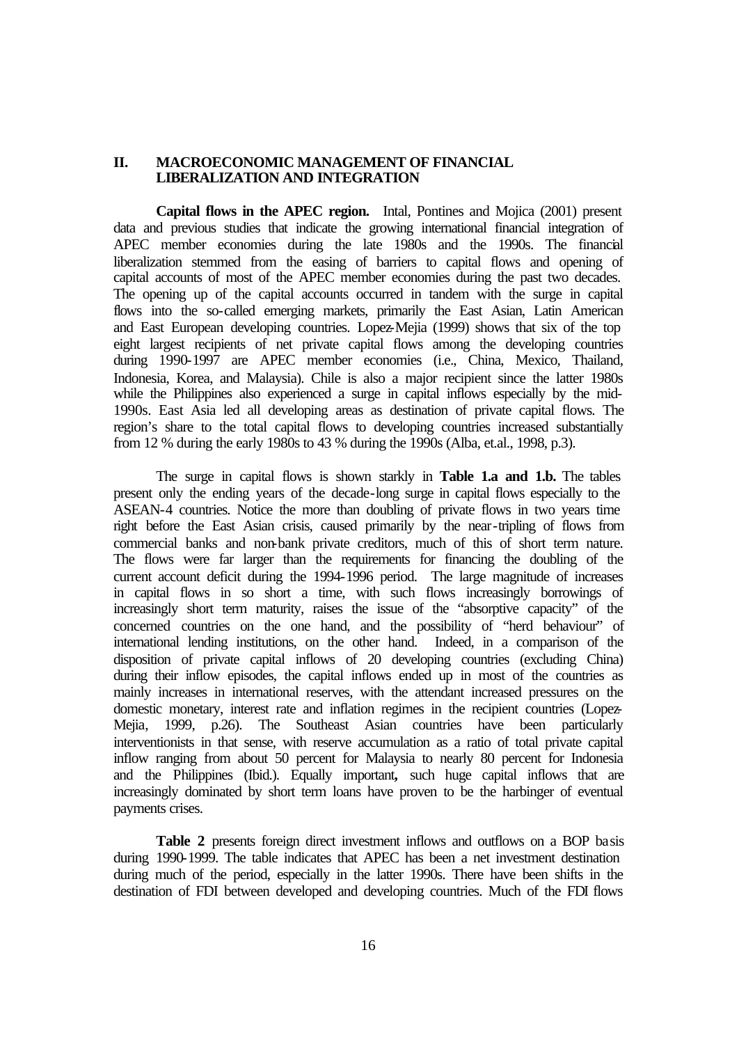## II. MACROECONOMIC MANAGEMENT OF FINANCIAL LIBERALIZATION AND INTEGRATION

**Capital flows in the APEC region.** Intal, Pontines and Mojica (2001) present data and previous studies that indicate the growing international financial integration of APEC member economies during the late 1980s and the 1990s. The financial liberalization stemmed from the easing of barriers to capital flows and opening of capital accounts of most of the APEC member economies during the past two decades. The opening up of the capital accounts occurred in tandem with the surge in capital flows into the so-called emerging markets, primarily the East Asian, Latin American and East European developing countries. Lopez-Mejia (1999) shows that six of the top eight largest recipients of net private capital flows among the developing countries during 1990-1997 are APEC member economies (i.e., China, Mexico, Thailand, Indonesia, Korea, and Malaysia). Chile is also a major recipient since the latter 1980s while the Philippines also experienced a surge in capital inflows especially by the mid-1990s. East Asia led all developing areas as destination of private capital flows. The region's share to the total capital flows to developing countries increased substantially from 12 % during the early 1980s to 43 % during the 1990s (Alba, et.al., 1998, p.3).

The surge in capital flows is shown starkly in **Table 1.a and 1.b.** The tables present only the ending years of the decade-long surge in capital flows especially to the ASEAN-4 countries. Notice the more than doubling of private flows in two years time right before the East Asian crisis, caused primarily by the near-tripling of flows from commercial banks and non-bank private creditors, much of this of short term nature. The flows were far larger than the requirements for financing the doubling of the current account deficit during the 1994-1996 period. The large magnitude of increases in capital flows in so short a time, with such flows increasingly borrowings of increasingly short term maturity, raises the issue of the "absorptive capacity" of the concerned countries on the one hand, and the possibility of "herd behaviour" of international lending institutions, on the other hand. Indeed, in a comparison of the disposition of private capital inflows of 20 developing countries (excluding China) during their inflow episodes, the capital inflows ended up in most of the countries as mainly increases in international reserves, with the attendant increased pressures on the domestic monetary, interest rate and inflation regimes in the recipient countries (Lopez-Mejia, 1999, p.26). The Southeast Asian countries have been particularly interventionists in that sense, with reserve accumulation as a ratio of total private capital inflow ranging from about 50 percent for Malaysia to nearly 80 percent for Indonesia and the Philippines (Ibid.). Equally important**,** such huge capital inflows that are increasingly dominated by short term loans have proven to be the harbinger of eventual payments crises.

**Table 2** presents foreign direct investment inflows and outflows on a BOP basis during 1990-1999. The table indicates that APEC has been a net investment destination during much of the period, especially in the latter 1990s. There have been shifts in the destination of FDI between developed and developing countries. Much of the FDI flows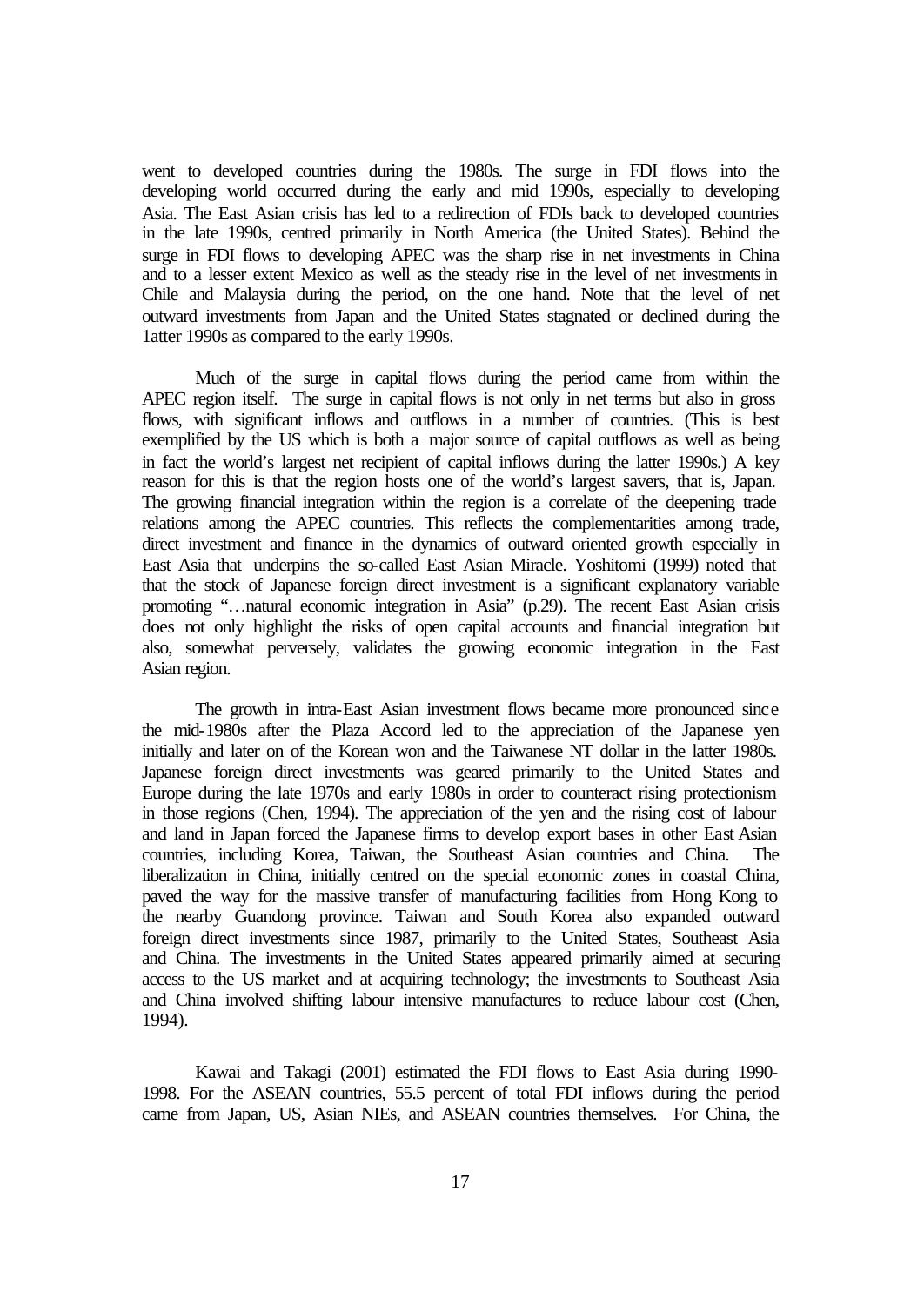went to developed countries during the 1980s. The surge in FDI flows into the developing world occurred during the early and mid 1990s, especially to developing Asia. The East Asian crisis has led to a redirection of FDIs back to developed countries in the late 1990s, centred primarily in North America (the United States). Behind the surge in FDI flows to developing APEC was the sharp rise in net investments in China and to a lesser extent Mexico as well as the steady rise in the level of net investments in Chile and Malaysia during the period, on the one hand. Note that the level of net outward investments from Japan and the United States stagnated or declined during the 1atter 1990s as compared to the early 1990s.

Much of the surge in capital flows during the period came from within the APEC region itself. The surge in capital flows is not only in net terms but also in gross flows, with significant inflows and outflows in a number of countries. (This is best exemplified by the US which is both a major source of capital outflows as well as being in fact the world's largest net recipient of capital inflows during the latter 1990s.) A key reason for this is that the region hosts one of the world's largest savers, that is, Japan. The growing financial integration within the region is a correlate of the deepening trade relations among the APEC countries. This reflects the complementarities among trade, direct investment and finance in the dynamics of outward oriented growth especially in East Asia that underpins the so-called East Asian Miracle. Yoshitomi (1999) noted that that the stock of Japanese foreign direct investment is a significant explanatory variable promoting "…natural economic integration in Asia" (p.29). The recent East Asian crisis does not only highlight the risks of open capital accounts and financial integration but also, somewhat perversely, validates the growing economic integration in the East Asian region.

The growth in intra-East Asian investment flows became more pronounced since the mid-1980s after the Plaza Accord led to the appreciation of the Japanese yen initially and later on of the Korean won and the Taiwanese NT dollar in the latter 1980s. Japanese foreign direct investments was geared primarily to the United States and Europe during the late 1970s and early 1980s in order to counteract rising protectionism in those regions (Chen, 1994). The appreciation of the yen and the rising cost of labour and land in Japan forced the Japanese firms to develop export bases in other East Asian countries, including Korea, Taiwan, the Southeast Asian countries and China. The liberalization in China, initially centred on the special economic zones in coastal China, paved the way for the massive transfer of manufacturing facilities from Hong Kong to the nearby Guandong province. Taiwan and South Korea also expanded outward foreign direct investments since 1987, primarily to the United States, Southeast Asia and China. The investments in the United States appeared primarily aimed at securing access to the US market and at acquiring technology; the investments to Southeast Asia and China involved shifting labour intensive manufactures to reduce labour cost (Chen, 1994).

Kawai and Takagi (2001) estimated the FDI flows to East Asia during 1990-1998. For the ASEAN countries, 55.5 percent of total FDI inflows during the period came from Japan, US, Asian NIEs, and ASEAN countries themselves. For China, the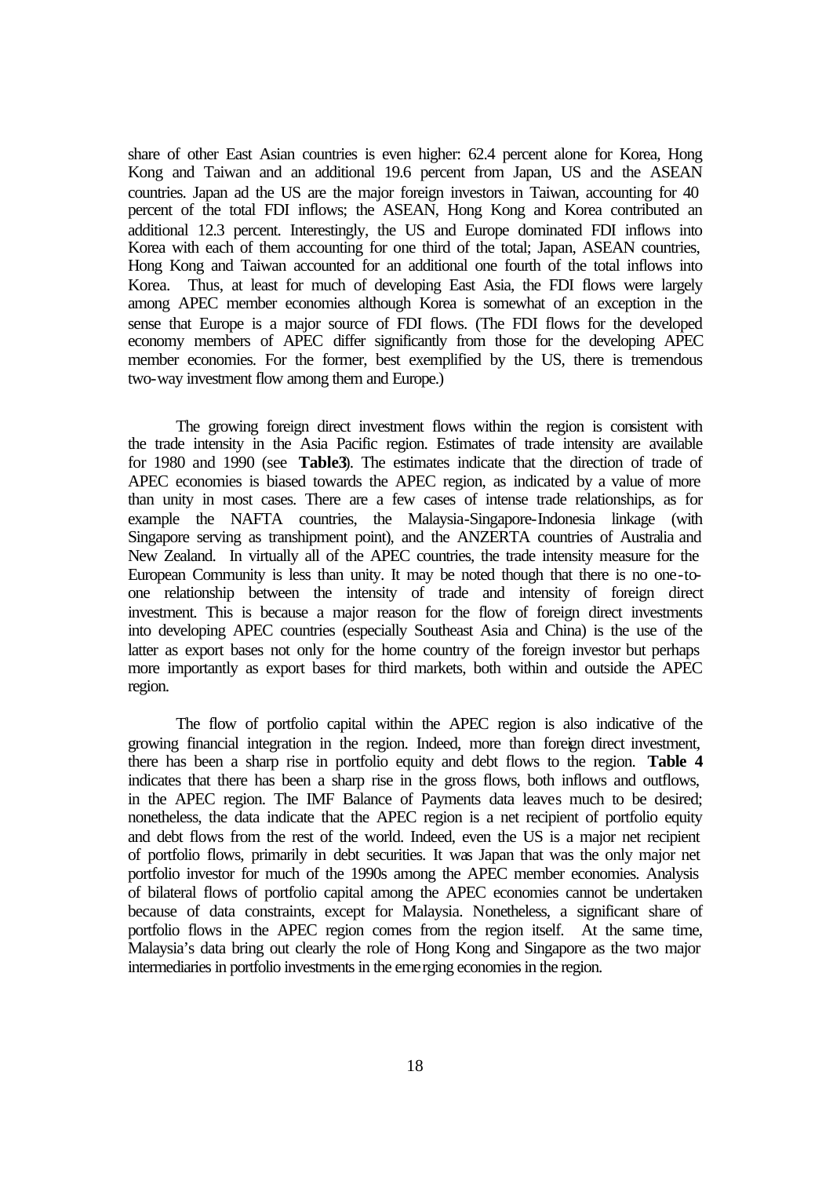share of other East Asian countries is even higher: 62.4 percent alone for Korea, Hong Kong and Taiwan and an additional 19.6 percent from Japan, US and the ASEAN countries. Japan ad the US are the major foreign investors in Taiwan, accounting for 40 percent of the total FDI inflows; the ASEAN, Hong Kong and Korea contributed an additional 12.3 percent. Interestingly, the US and Europe dominated FDI inflows into Korea with each of them accounting for one third of the total; Japan, ASEAN countries, Hong Kong and Taiwan accounted for an additional one fourth of the total inflows into Korea. Thus, at least for much of developing East Asia, the FDI flows were largely among APEC member economies although Korea is somewhat of an exception in the sense that Europe is a major source of FDI flows. (The FDI flows for the developed economy members of APEC differ significantly from those for the developing APEC member economies. For the former, best exemplified by the US, there is tremendous two-way investment flow among them and Europe.)

The growing foreign direct investment flows within the region is consistent with the trade intensity in the Asia Pacific region. Estimates of trade intensity are available for 1980 and 1990 (see **Table3**). The estimates indicate that the direction of trade of APEC economies is biased towards the APEC region, as indicated by a value of more than unity in most cases. There are a few cases of intense trade relationships, as for example the NAFTA countries, the Malaysia-Singapore-Indonesia linkage (with Singapore serving as transhipment point), and the ANZERTA countries of Australia and New Zealand. In virtually all of the APEC countries, the trade intensity measure for the European Community is less than unity. It may be noted though that there is no one-to-one relationship between the intensity of trade and intensity of foreign direct investment. This is because a major reason for the flow of foreign direct investments into developing APEC countries (especially Southeast Asia and China) is the use of the latter as export bases not only for the home country of the foreign investor but perhaps more importantly as export bases for third markets, both within and outside the APEC region.

The flow of portfolio capital within the APEC region is also indicative of the growing financial integration in the region. Indeed, more than foreign direct investment, there has been a sharp rise in portfolio equity and debt flows to the region. **Table 4** indicates that there has been a sharp rise in the gross flows, both inflows and outflows, in the APEC region. The IMF Balance of Payments data leaves much to be desired; nonetheless, the data indicate that the APEC region is a net recipient of portfolio equity and debt flows from the rest of the world. Indeed, even the US is a major net recipient of portfolio flows, primarily in debt securities. It was Japan that was the only major net portfolio investor for much of the 1990s among the APEC member economies. Analysis of bilateral flows of portfolio capital among the APEC economies cannot be undertaken because of data constraints, except for Malaysia. Nonetheless, a significant share of portfolio flows in the APEC region comes from the region itself. At the same time, Malaysia's data bring out clearly the role of Hong Kong and Singapore as the two major intermediaries in portfolio investments in the emerging economies in the region.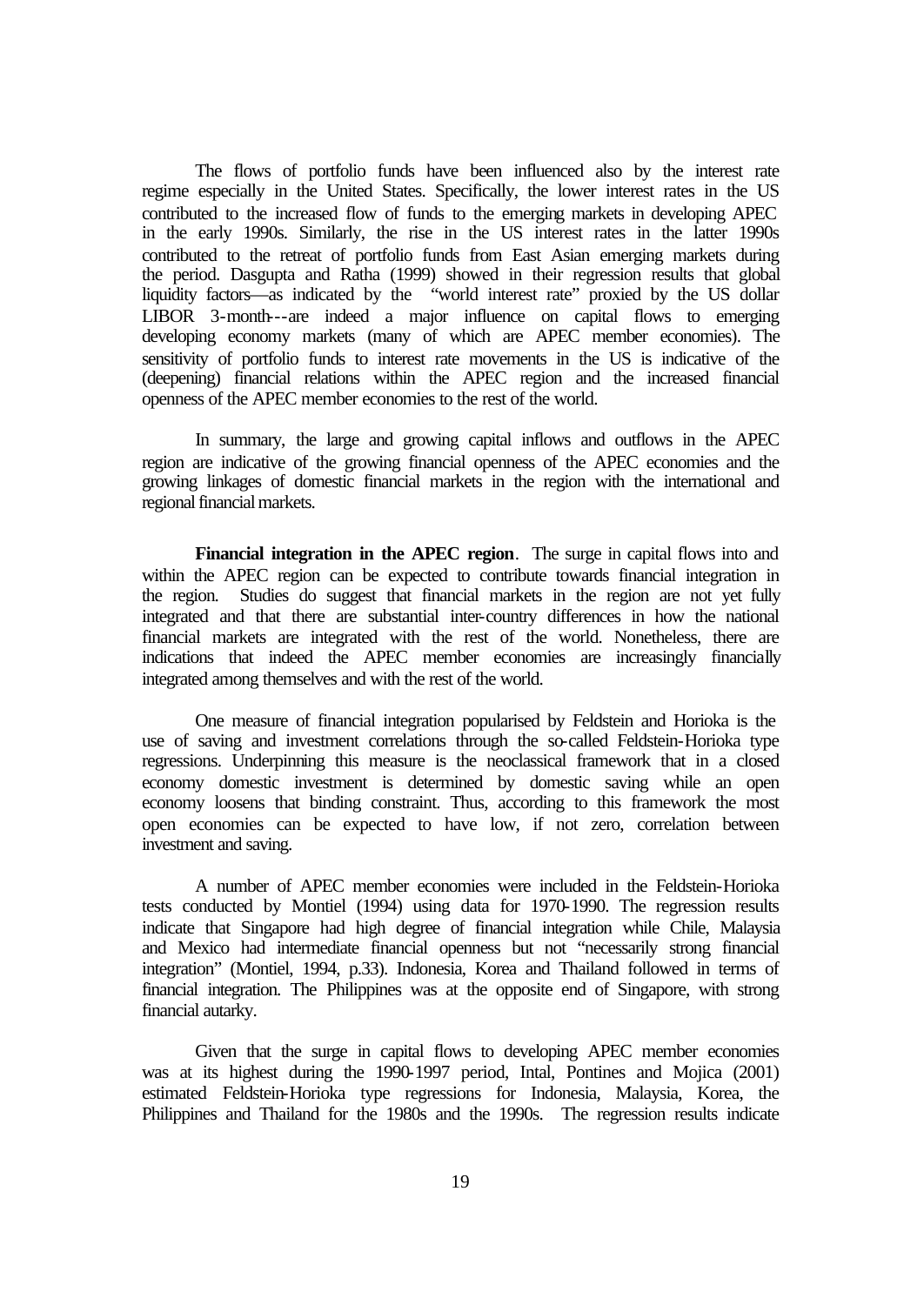The flows of portfolio funds have been influenced also by the interest rate regime especially in the United States. Specifically, the lower interest rates in the US contributed to the increased flow of funds to the emerging markets in developing APEC in the early 1990s. Similarly, the rise in the US interest rates in the latter 1990s contributed to the retreat of portfolio funds from East Asian emerging markets during the period. Dasgupta and Ratha (1999) showed in their regression results that global liquidity factors—as indicated by the "world interest rate" proxied by the US dollar LIBOR 3-month---are indeed a major influence on capital flows to emerging developing economy markets (many of which are APEC member economies). The sensitivity of portfolio funds to interest rate movements in the US is indicative of the (deepening) financial relations within the APEC region and the increased financial openness of the APEC member economies to the rest of the world.

In summary, the large and growing capital inflows and outflows in the APEC region are indicative of the growing financial openness of the APEC economies and the growing linkages of domestic financial markets in the region with the international and regional financial markets.

**Financial integration in the APEC region**. The surge in capital flows into and within the APEC region can be expected to contribute towards financial integration in the region. Studies do suggest that financial markets in the region are not yet fully integrated and that there are substantial inter-country differences in how the national financial markets are integrated with the rest of the world. Nonetheless, there are indications that indeed the APEC member economies are increasingly financially integrated among themselves and with the rest of the world.

One measure of financial integration popularised by Feldstein and Horioka is the use of saving and investment correlations through the so-called Feldstein-Horioka type regressions. Underpinning this measure is the neoclassical framework that in a closed economy domestic investment is determined by domestic saving while an open economy loosens that binding constraint. Thus, according to this framework the most open economies can be expected to have low, if not zero, correlation between investment and saving.

A number of APEC member economies were included in the Feldstein-Horioka tests conducted by Montiel (1994) using data for 1970-1990. The regression results indicate that Singapore had high degree of financial integration while Chile, Malaysia and Mexico had intermediate financial openness but not "necessarily strong financial integration" (Montiel, 1994, p.33). Indonesia, Korea and Thailand followed in terms of financial integration. The Philippines was at the opposite end of Singapore, with strong financial autarky.

Given that the surge in capital flows to developing APEC member economies was at its highest during the 1990-1997 period, Intal, Pontines and Mojica (2001) estimated Feldstein-Horioka type regressions for Indonesia, Malaysia, Korea, the Philippines and Thailand for the 1980s and the 1990s. The regression results indicate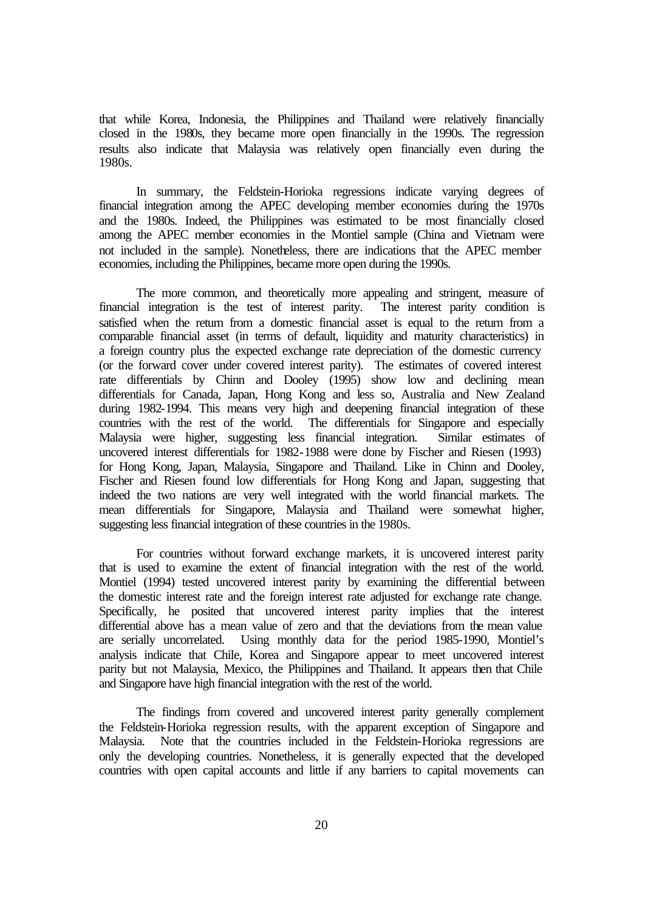that while Korea, Indonesia, the Philippines and Thailand were relatively financially closed in the 1980s, they became more open financially in the 1990s. The regression results also indicate that Malaysia was relatively open financially even during the 1980s.

In summary, the Feldstein-Horioka regressions indicate varying degrees of financial integration among the APEC developing member economies during the 1970s and the 1980s. Indeed, the Philippines was estimated to be most financially closed among the APEC member economies in the Montiel sample (China and Vietnam were not included in the sample). Nonetheless, there are indications that the APEC member economies, including the Philippines, became more open during the 1990s.

The more common, and theoretically more appealing and stringent, measure of financial integration is the test of interest parity. The interest parity condition is satisfied when the return from a domestic financial asset is equal to the return from a comparable financial asset (in terms of default, liquidity and maturity characteristics) in a foreign country plus the expected exchange rate depreciation of the domestic currency (or the forward cover under covered interest parity). The estimates of covered interest rate differentials by Chinn and Dooley (1995) show low and declining mean differentials for Canada, Japan, Hong Kong and less so, Australia and New Zealand during 1982-1994. This means very high and deepening financial integration of these countries with the rest of the world. The differentials for Singapore and especially Malaysia were higher, suggesting less financial integration. Similar estimates of uncovered interest differentials for 1982-1988 were done by Fischer and Riesen (1993) for Hong Kong, Japan, Malaysia, Singapore and Thailand. Like in Chinn and Dooley, Fischer and Riesen found low differentials for Hong Kong and Japan, suggesting that indeed the two nations are very well integrated with the world financial markets. The mean differentials for Singapore, Malaysia and Thailand were somewhat higher, suggesting less financial integration of these countries in the 1980s.

For countries without forward exchange markets, it is uncovered interest parity that is used to examine the extent of financial integration with the rest of the world. Montiel (1994) tested uncovered interest parity by examining the differential between the domestic interest rate and the foreign interest rate adjusted for exchange rate change. Specifically, he posited that uncovered interest parity implies that the interest differential above has a mean value of zero and that the deviations from the mean value are serially uncorrelated. Using monthly data for the period 1985-1990, Montiel's analysis indicate that Chile, Korea and Singapore appear to meet uncovered interest parity but not Malaysia, Mexico, the Philippines and Thailand. It appears then that Chile and Singapore have high financial integration with the rest of the world.

The findings from covered and uncovered interest parity generally complement the Feldstein-Horioka regression results, with the apparent exception of Singapore and Malaysia. Note that the countries included in the Feldstein-Horioka regressions are only the developing countries. Nonetheless, it is generally expected that the developed countries with open capital accounts and little if any barriers to capital movements can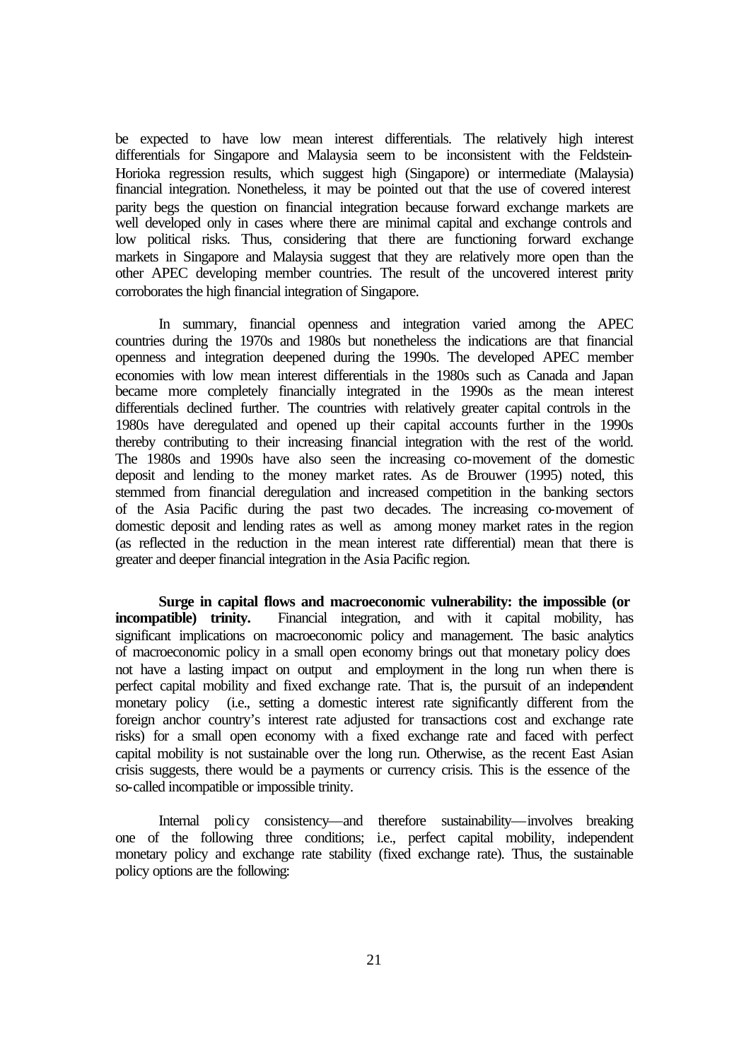be expected to have low mean interest differentials. The relatively high interest differentials for Singapore and Malaysia seem to be inconsistent with the Feldstein-Horioka regression results, which suggest high (Singapore) or intermediate (Malaysia) financial integration. Nonetheless, it may be pointed out that the use of covered interest parity begs the question on financial integration because forward exchange markets are well developed only in cases where there are minimal capital and exchange controls and low political risks. Thus, considering that there are functioning forward exchange markets in Singapore and Malaysia suggest that they are relatively more open than the other APEC developing member countries. The result of the uncovered interest parity corroborates the high financial integration of Singapore.

In summary, financial openness and integration varied among the APEC countries during the 1970s and 1980s but nonetheless the indications are that financial openness and integration deepened during the 1990s. The developed APEC member economies with low mean interest differentials in the 1980s such as Canada and Japan became more completely financially integrated in the 1990s as the mean interest differentials declined further. The countries with relatively greater capital controls in the 1980s have deregulated and opened up their capital accounts further in the 1990s thereby contributing to their increasing financial integration with the rest of the world. The 1980s and 1990s have also seen the increasing co-movement of the domestic deposit and lending to the money market rates. As de Brouwer (1995) noted, this stemmed from financial deregulation and increased competition in the banking sectors of the Asia Pacific during the past two decades. The increasing co-movement of domestic deposit and lending rates as well as among money market rates in the region (as reflected in the reduction in the mean interest rate differential) mean that there is greater and deeper financial integration in the Asia Pacific region.

**Surge in capital flows and macroeconomic vulnerability: the impossible (or incompatible) trinity.** Financial integration, and with it capital mobility, has significant implications on macroeconomic policy and management. The basic analytics of macroeconomic policy in a small open economy brings out that monetary policy does not have a lasting impact on output and employment in the long run when there is perfect capital mobility and fixed exchange rate. That is, the pursuit of an independent monetary policy (i.e., setting a domestic interest rate significantly different from the foreign anchor country's interest rate adjusted for transactions cost and exchange rate risks) for a small open economy with a fixed exchange rate and faced with perfect capital mobility is not sustainable over the long run. Otherwise, as the recent East Asian crisis suggests, there would be a payments or currency crisis. This is the essence of the so-called incompatible or impossible trinity.

Internal policy consistency—and therefore sustainability—involves breaking one of the following three conditions; i.e., perfect capital mobility, independent monetary policy and exchange rate stability (fixed exchange rate). Thus, the sustainable policy options are the following: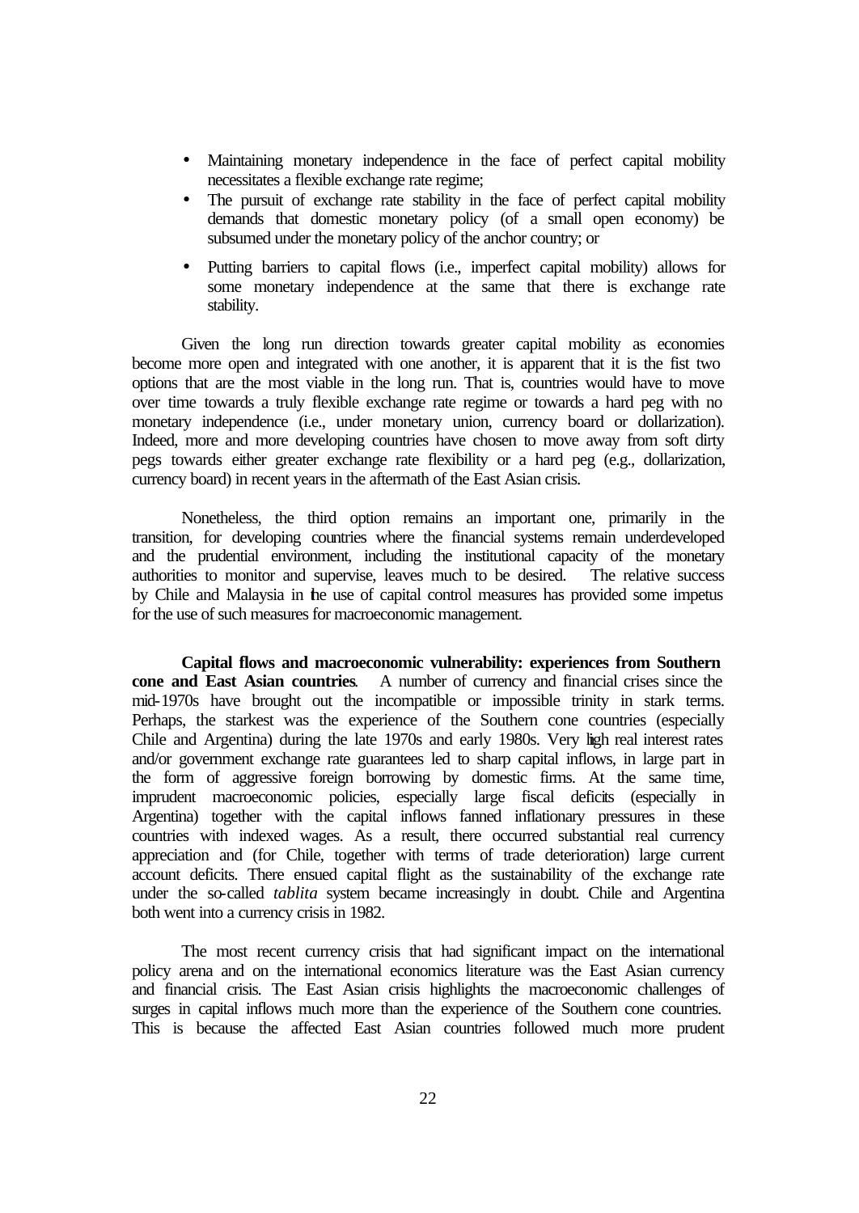- Maintaining monetary independence in the face of perfect capital mobility necessitates a flexible exchange rate regime;
- The pursuit of exchange rate stability in the face of perfect capital mobility demands that domestic monetary policy (of a small open economy) be subsumed under the monetary policy of the anchor country; or
- Putting barriers to capital flows (i.e., imperfect capital mobility) allows for some monetary independence at the same that there is exchange rate stability.

Given the long run direction towards greater capital mobility as economies become more open and integrated with one another, it is apparent that it is the fist two options that are the most viable in the long run. That is, countries would have to move over time towards a truly flexible exchange rate regime or towards a hard peg with no monetary independence (i.e., under monetary union, currency board or dollarization). Indeed, more and more developing countries have chosen to move away from soft dirty pegs towards either greater exchange rate flexibility or a hard peg (e.g., dollarization, currency board) in recent years in the aftermath of the East Asian crisis.

Nonetheless, the third option remains an important one, primarily in the transition, for developing countries where the financial systems remain underdeveloped and the prudential environment, including the institutional capacity of the monetary authorities to monitor and supervise, leaves much to be desired. The relative success by Chile and Malaysia in the use of capital control measures has provided some impetus for the use of such measures for macroeconomic management.

**Capital flows and macroeconomic vulnerability: experiences from Southern cone and East Asian countries**. A number of currency and financial crises since the mid-1970s have brought out the incompatible or impossible trinity in stark terms. Perhaps, the starkest was the experience of the Southern cone countries (especially Chile and Argentina) during the late 1970s and early 1980s. Very high real interest rates and/or government exchange rate guarantees led to sharp capital inflows, in large part in the form of aggressive foreign borrowing by domestic firms. At the same time, imprudent macroeconomic policies, especially large fiscal deficits (especially in Argentina) together with the capital inflows fanned inflationary pressures in these countries with indexed wages. As a result, there occurred substantial real currency appreciation and (for Chile, together with terms of trade deterioration) large current account deficits. There ensued capital flight as the sustainability of the exchange rate under the so-called *tablita* system became increasingly in doubt. Chile and Argentina both went into a currency crisis in 1982.

The most recent currency crisis that had significant impact on the international policy arena and on the international economics literature was the East Asian currency and financial crisis. The East Asian crisis highlights the macroeconomic challenges of surges in capital inflows much more than the experience of the Southern cone countries. This is because the affected East Asian countries followed much more prudent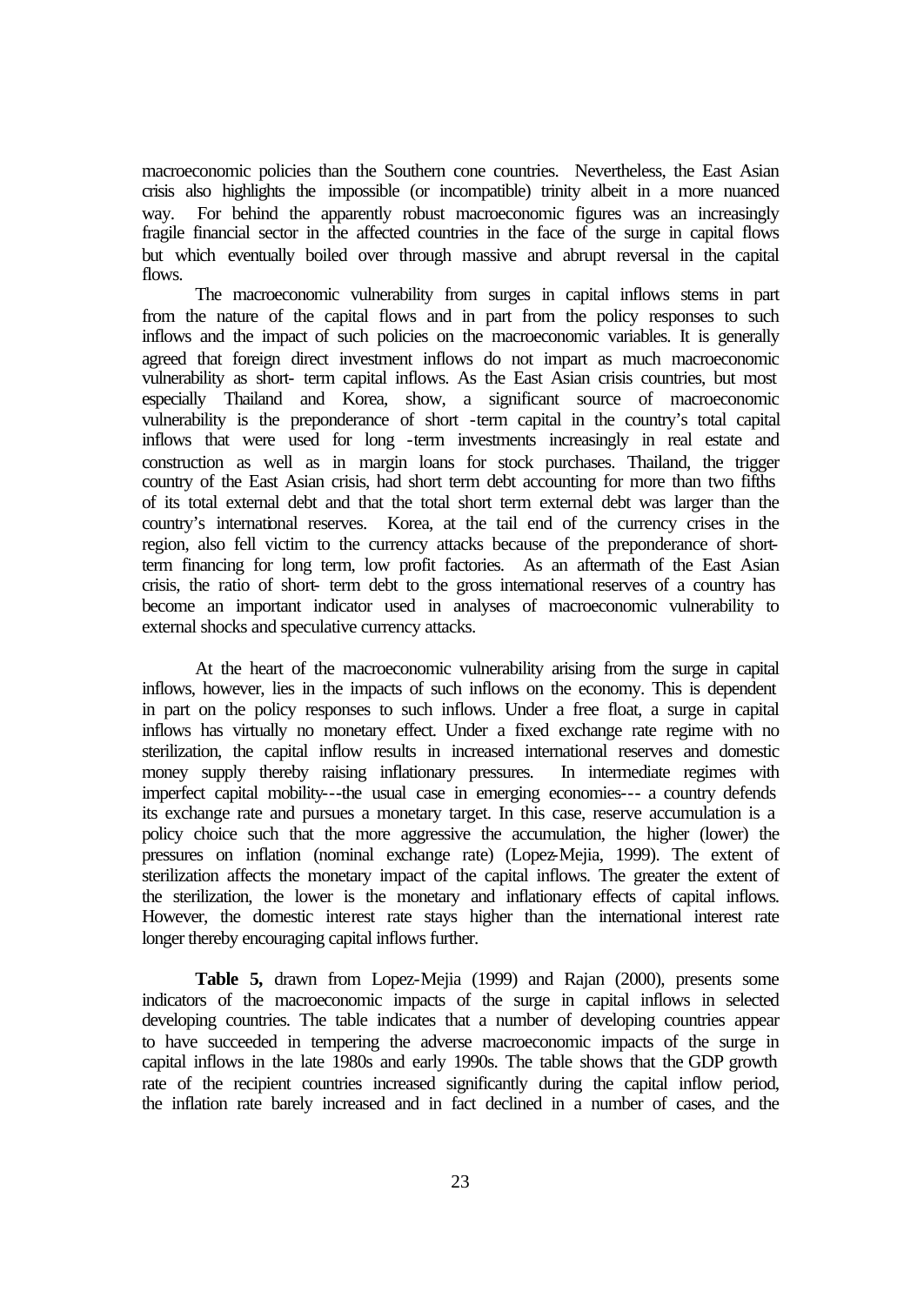macroeconomic policies than the Southern cone countries. Nevertheless, the East Asian crisis also highlights the impossible (or incompatible) trinity albeit in a more nuanced way. For behind the apparently robust macroeconomic figures was an increasingly fragile financial sector in the affected countries in the face of the surge in capital flows but which eventually boiled over through massive and abrupt reversal in the capital flows.

The macroeconomic vulnerability from surges in capital inflows stems in part from the nature of the capital flows and in part from the policy responses to such inflows and the impact of such policies on the macroeconomic variables. It is generally agreed that foreign direct investment inflows do not impart as much macroeconomic vulnerability as short- term capital inflows. As the East Asian crisis countries, but most especially Thailand and Korea, show, a significant source of macroeconomic vulnerability is the preponderance of short -term capital in the country's total capital inflows that were used for long -term investments increasingly in real estate and construction as well as in margin loans for stock purchases. Thailand, the trigger country of the East Asian crisis, had short term debt accounting for more than two fifths of its total external debt and that the total short term external debt was larger than the country's international reserves. Korea, at the tail end of the currency crises in the region, also fell victim to the currency attacks because of the preponderance of short-term financing for long term, low profit factories. As an aftermath of the East Asian crisis, the ratio of short- term debt to the gross international reserves of a country has become an important indicator used in analyses of macroeconomic vulnerability to external shocks and speculative currency attacks.

At the heart of the macroeconomic vulnerability arising from the surge in capital inflows, however, lies in the impacts of such inflows on the economy. This is dependent in part on the policy responses to such inflows. Under a free float, a surge in capital inflows has virtually no monetary effect. Under a fixed exchange rate regime with no sterilization, the capital inflow results in increased international reserves and domestic money supply thereby raising inflationary pressures. In intermediate regimes with imperfect capital mobility---the usual case in emerging economies--- a country defends its exchange rate and pursues a monetary target. In this case, reserve accumulation is a policy choice such that the more aggressive the accumulation, the higher (lower) the pressures on inflation (nominal exchange rate) (Lopez-Mejia, 1999). The extent of sterilization affects the monetary impact of the capital inflows. The greater the extent of the sterilization, the lower is the monetary and inflationary effects of capital inflows. However, the domestic interest rate stays higher than the international interest rate longer thereby encouraging capital inflows further.

**Table 5,** drawn from Lopez-Mejia (1999) and Rajan (2000), presents some indicators of the macroeconomic impacts of the surge in capital inflows in selected developing countries. The table indicates that a number of developing countries appear to have succeeded in tempering the adverse macroeconomic impacts of the surge in capital inflows in the late 1980s and early 1990s. The table shows that the GDP growth rate of the recipient countries increased significantly during the capital inflow period, the inflation rate barely increased and in fact declined in a number of cases, and the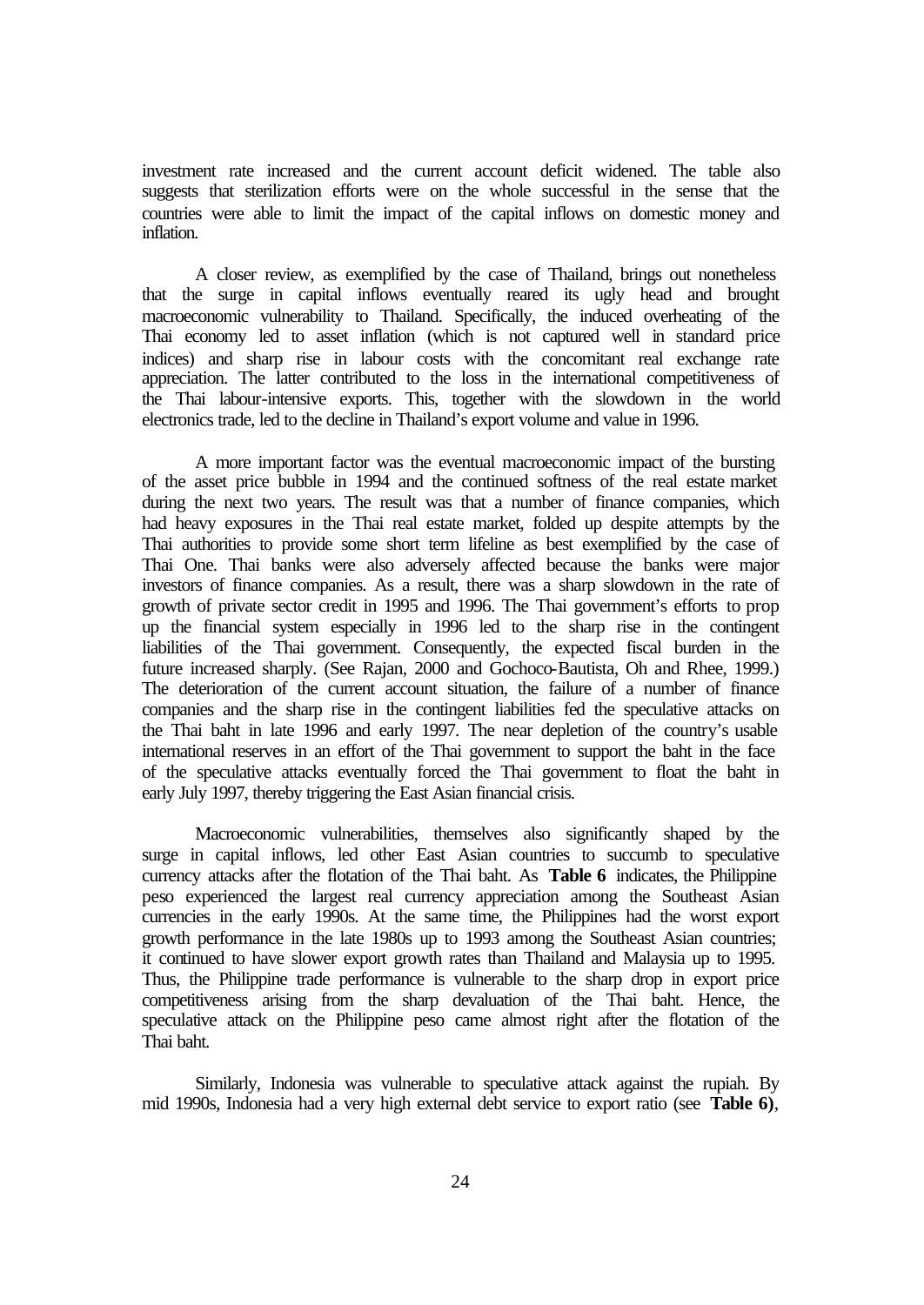investment rate increased and the current account deficit widened. The table also suggests that sterilization efforts were on the whole successful in the sense that the countries were able to limit the impact of the capital inflows on domestic money and inflation.

A closer review, as exemplified by the case of Thailand, brings out nonetheless that the surge in capital inflows eventually reared its ugly head and brought macroeconomic vulnerability to Thailand. Specifically, the induced overheating of the Thai economy led to asset inflation (which is not captured well in standard price indices) and sharp rise in labour costs with the concomitant real exchange rate appreciation. The latter contributed to the loss in the international competitiveness of the Thai labour-intensive exports. This, together with the slowdown in the world electronics trade, led to the decline in Thailand's export volume and value in 1996.

A more important factor was the eventual macroeconomic impact of the bursting of the asset price bubble in 1994 and the continued softness of the real estate market during the next two years. The result was that a number of finance companies, which had heavy exposures in the Thai real estate market, folded up despite attempts by the Thai authorities to provide some short term lifeline as best exemplified by the case of Thai One. Thai banks were also adversely affected because the banks were major investors of finance companies. As a result, there was a sharp slowdown in the rate of growth of private sector credit in 1995 and 1996. The Thai government's efforts to prop up the financial system especially in 1996 led to the sharp rise in the contingent liabilities of the Thai government. Consequently, the expected fiscal burden in the future increased sharply. (See Rajan, 2000 and Gochoco-Bautista, Oh and Rhee, 1999.) The deterioration of the current account situation, the failure of a number of finance companies and the sharp rise in the contingent liabilities fed the speculative attacks on the Thai baht in late 1996 and early 1997. The near depletion of the country's usable international reserves in an effort of the Thai government to support the baht in the face of the speculative attacks eventually forced the Thai government to float the baht in early July 1997, thereby triggering the East Asian financial crisis.

Macroeconomic vulnerabilities, themselves also significantly shaped by the surge in capital inflows, led other East Asian countries to succumb to speculative currency attacks after the flotation of the Thai baht. As **Table 6** indicates, the Philippine peso experienced the largest real currency appreciation among the Southeast Asian currencies in the early 1990s. At the same time, the Philippines had the worst export growth performance in the late 1980s up to 1993 among the Southeast Asian countries; it continued to have slower export growth rates than Thailand and Malaysia up to 1995. Thus, the Philippine trade performance is vulnerable to the sharp drop in export price competitiveness arising from the sharp devaluation of the Thai baht. Hence, the speculative attack on the Philippine peso came almost right after the flotation of the Thai baht.

Similarly, Indonesia was vulnerable to speculative attack against the rupiah. By mid 1990s, Indonesia had a very high external debt service to export ratio (see **Table 6)**,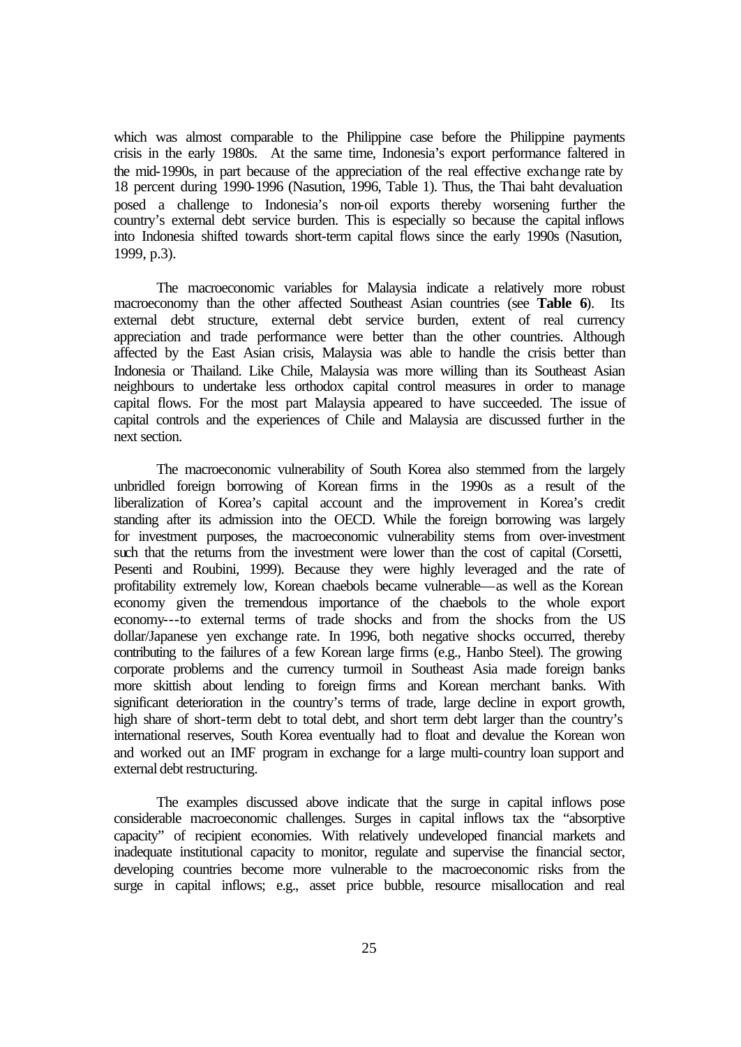which was almost comparable to the Philippine case before the Philippine payments crisis in the early 1980s. At the same time, Indonesia's export performance faltered in the mid-1990s, in part because of the appreciation of the real effective exchange rate by 18 percent during 1990-1996 (Nasution, 1996, Table 1). Thus, the Thai baht devaluation posed a challenge to Indonesia's non-oil exports thereby worsening further the country's external debt service burden. This is especially so because the capital inflows into Indonesia shifted towards short-term capital flows since the early 1990s (Nasution, 1999, p.3).

The macroeconomic variables for Malaysia indicate a relatively more robust macroeconomy than the other affected Southeast Asian countries (see **Table 6**). Its external debt structure, external debt service burden, extent of real currency appreciation and trade performance were better than the other countries. Although affected by the East Asian crisis, Malaysia was able to handle the crisis better than Indonesia or Thailand. Like Chile, Malaysia was more willing than its Southeast Asian neighbours to undertake less orthodox capital control measures in order to manage capital flows. For the most part Malaysia appeared to have succeeded. The issue of capital controls and the experiences of Chile and Malaysia are discussed further in the next section.

The macroeconomic vulnerability of South Korea also stemmed from the largely unbridled foreign borrowing of Korean firms in the 1990s as a result of the liberalization of Korea's capital account and the improvement in Korea's credit standing after its admission into the OECD. While the foreign borrowing was largely for investment purposes, the macroeconomic vulnerability stems from over-investment such that the returns from the investment were lower than the cost of capital (Corsetti, Pesenti and Roubini, 1999). Because they were highly leveraged and the rate of profitability extremely low, Korean chaebols became vulnerable—as well as the Korean economy given the tremendous importance of the chaebols to the whole export economy---to external terms of trade shocks and from the shocks from the US dollar/Japanese yen exchange rate. In 1996, both negative shocks occurred, thereby contributing to the failures of a few Korean large firms (e.g., Hanbo Steel). The growing corporate problems and the currency turmoil in Southeast Asia made foreign banks more skittish about lending to foreign firms and Korean merchant banks. With significant deterioration in the country's terms of trade, large decline in export growth, high share of short-term debt to total debt, and short term debt larger than the country's international reserves, South Korea eventually had to float and devalue the Korean won and worked out an IMF program in exchange for a large multi-country loan support and external debt restructuring.

The examples discussed above indicate that the surge in capital inflows pose considerable macroeconomic challenges. Surges in capital inflows tax the "absorptive capacity" of recipient economies. With relatively undeveloped financial markets and inadequate institutional capacity to monitor, regulate and supervise the financial sector, developing countries become more vulnerable to the macroeconomic risks from the surge in capital inflows; e.g., asset price bubble, resource misallocation and real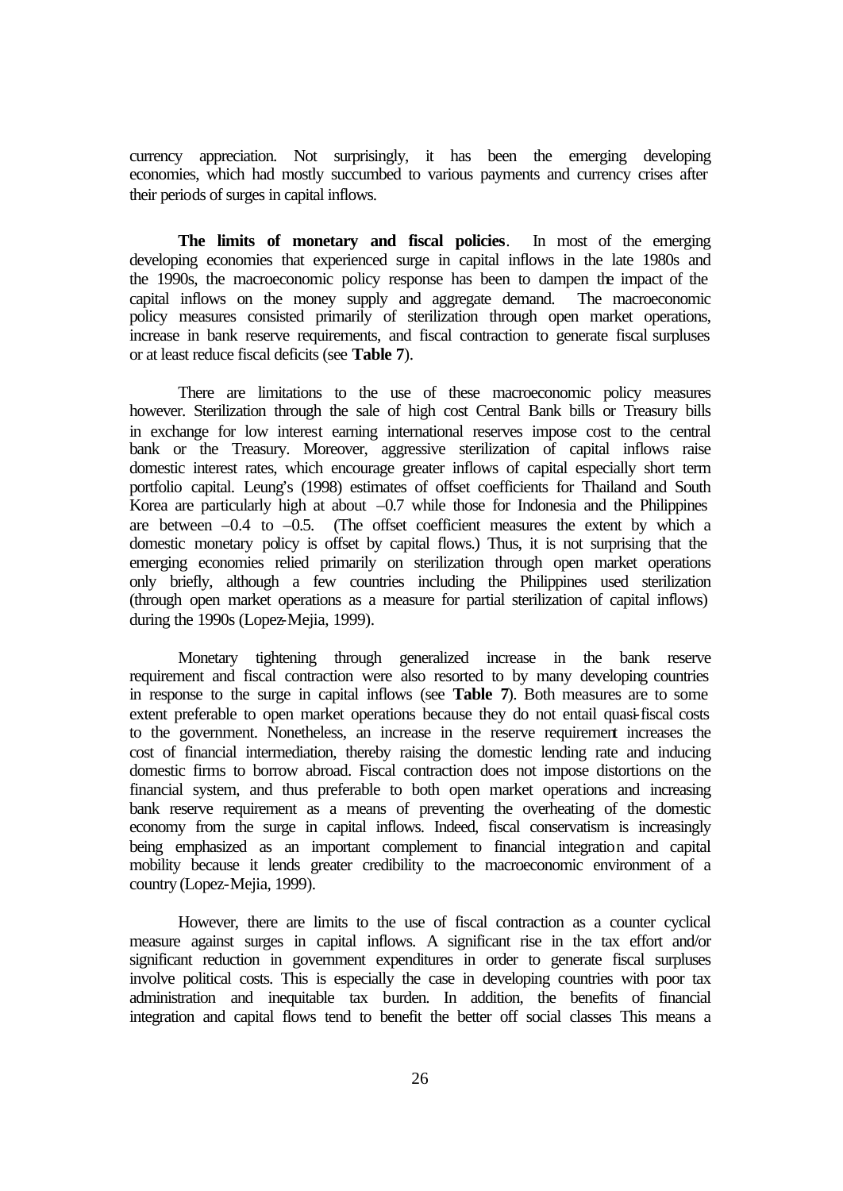currency appreciation. Not surprisingly, it has been the emerging developing economies, which had mostly succumbed to various payments and currency crises after their periods of surges in capital inflows.

**The limits of monetary and fiscal policies**. In most of the emerging developing economies that experienced surge in capital inflows in the late 1980s and the 1990s, the macroeconomic policy response has been to dampen the impact of the capital inflows on the money supply and aggregate demand. The macroeconomic policy measures consisted primarily of sterilization through open market operations, increase in bank reserve requirements, and fiscal contraction to generate fiscal surpluses or at least reduce fiscal deficits (see **Table 7**).

There are limitations to the use of these macroeconomic policy measures however. Sterilization through the sale of high cost Central Bank bills or Treasury bills in exchange for low interest earning international reserves impose cost to the central bank or the Treasury. Moreover, aggressive sterilization of capital inflows raise domestic interest rates, which encourage greater inflows of capital especially short term portfolio capital. Leung's (1998) estimates of offset coefficients for Thailand and South Korea are particularly high at about –0.7 while those for Indonesia and the Philippines are between –0.4 to –0.5. (The offset coefficient measures the extent by which a domestic monetary policy is offset by capital flows.) Thus, it is not surprising that the emerging economies relied primarily on sterilization through open market operations only briefly, although a few countries including the Philippines used sterilization (through open market operations as a measure for partial sterilization of capital inflows) during the 1990s (Lopez-Mejia, 1999).

Monetary tightening through generalized increase in the bank reserve requirement and fiscal contraction were also resorted to by many developing countries in response to the surge in capital inflows (see **Table 7**). Both measures are to some extent preferable to open market operations because they do not entail quasi-fiscal costs to the government. Nonetheless, an increase in the reserve requirement increases the cost of financial intermediation, thereby raising the domestic lending rate and inducing domestic firms to borrow abroad. Fiscal contraction does not impose distortions on the financial system, and thus preferable to both open market operations and increasing bank reserve requirement as a means of preventing the overheating of the domestic economy from the surge in capital inflows. Indeed, fiscal conservatism is increasingly being emphasized as an important complement to financial integration and capital mobility because it lends greater credibility to the macroeconomic environment of a country (Lopez-Mejia, 1999).

However, there are limits to the use of fiscal contraction as a counter cyclical measure against surges in capital inflows. A significant rise in the tax effort and/or significant reduction in government expenditures in order to generate fiscal surpluses involve political costs. This is especially the case in developing countries with poor tax administration and inequitable tax burden. In addition, the benefits of financial integration and capital flows tend to benefit the better off social classes This means a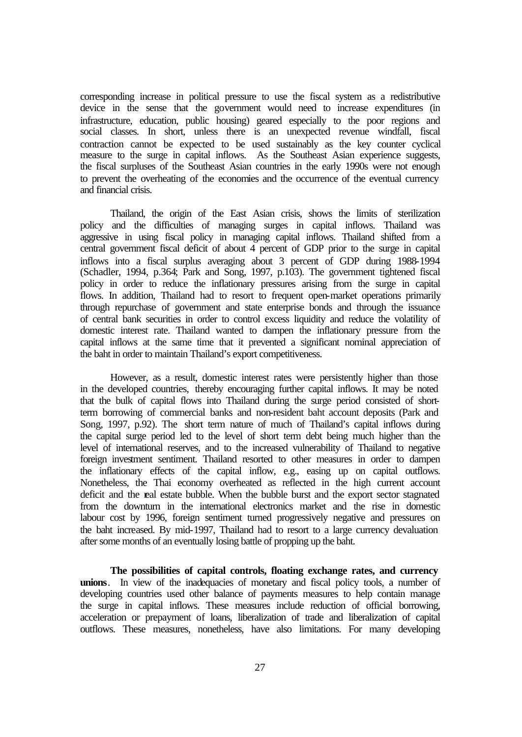corresponding increase in political pressure to use the fiscal system as a redistributive device in the sense that the government would need to increase expenditures (in infrastructure, education, public housing) geared especially to the poor regions and social classes. In short, unless there is an unexpected revenue windfall, fiscal contraction cannot be expected to be used sustainably as the key counter cyclical measure to the surge in capital inflows. As the Southeast Asian experience suggests, the fiscal surpluses of the Southeast Asian countries in the early 1990s were not enough to prevent the overheating of the economies and the occurrence of the eventual currency and financial crisis.

Thailand, the origin of the East Asian crisis, shows the limits of sterilization policy and the difficulties of managing surges in capital inflows. Thailand was aggressive in using fiscal policy in managing capital inflows. Thailand shifted from a central government fiscal deficit of about 4 percent of GDP prior to the surge in capital inflows into a fiscal surplus averaging about 3 percent of GDP during 1988-1994 (Schadler, 1994, p.364; Park and Song, 1997, p.103). The government tightened fiscal policy in order to reduce the inflationary pressures arising from the surge in capital flows. In addition, Thailand had to resort to frequent open-market operations primarily through repurchase of government and state enterprise bonds and through the issuance of central bank securities in order to control excess liquidity and reduce the volatility of domestic interest rate. Thailand wanted to dampen the inflationary pressure from the capital inflows at the same time that it prevented a significant nominal appreciation of the baht in order to maintain Thailand's export competitiveness.

However, as a result, domestic interest rates were persistently higher than those in the developed countries, thereby encouraging further capital inflows. It may be noted that the bulk of capital flows into Thailand during the surge period consisted of short-term borrowing of commercial banks and non-resident baht account deposits (Park and Song, 1997, p.92). The short term nature of much of Thailand's capital inflows during the capital surge period led to the level of short term debt being much higher than the level of international reserves, and to the increased vulnerability of Thailand to negative foreign investment sentiment. Thailand resorted to other measures in order to dampen the inflationary effects of the capital inflow, e.g., easing up on capital outflows. Nonetheless, the Thai economy overheated as reflected in the high current account deficit and the real estate bubble. When the bubble burst and the export sector stagnated from the downturn in the international electronics market and the rise in domestic labour cost by 1996, foreign sentiment turned progressively negative and pressures on the baht increased. By mid-1997, Thailand had to resort to a large currency devaluation after some months of an eventually losing battle of propping up the baht.

**The possibilities of capital controls, floating exchange rates, and currency unions**. In view of the inadequacies of monetary and fiscal policy tools, a number of developing countries used other balance of payments measures to help contain manage the surge in capital inflows. These measures include reduction of official borrowing, acceleration or prepayment of loans, liberalization of trade and liberalization of capital outflows. These measures, nonetheless, have also limitations. For many developing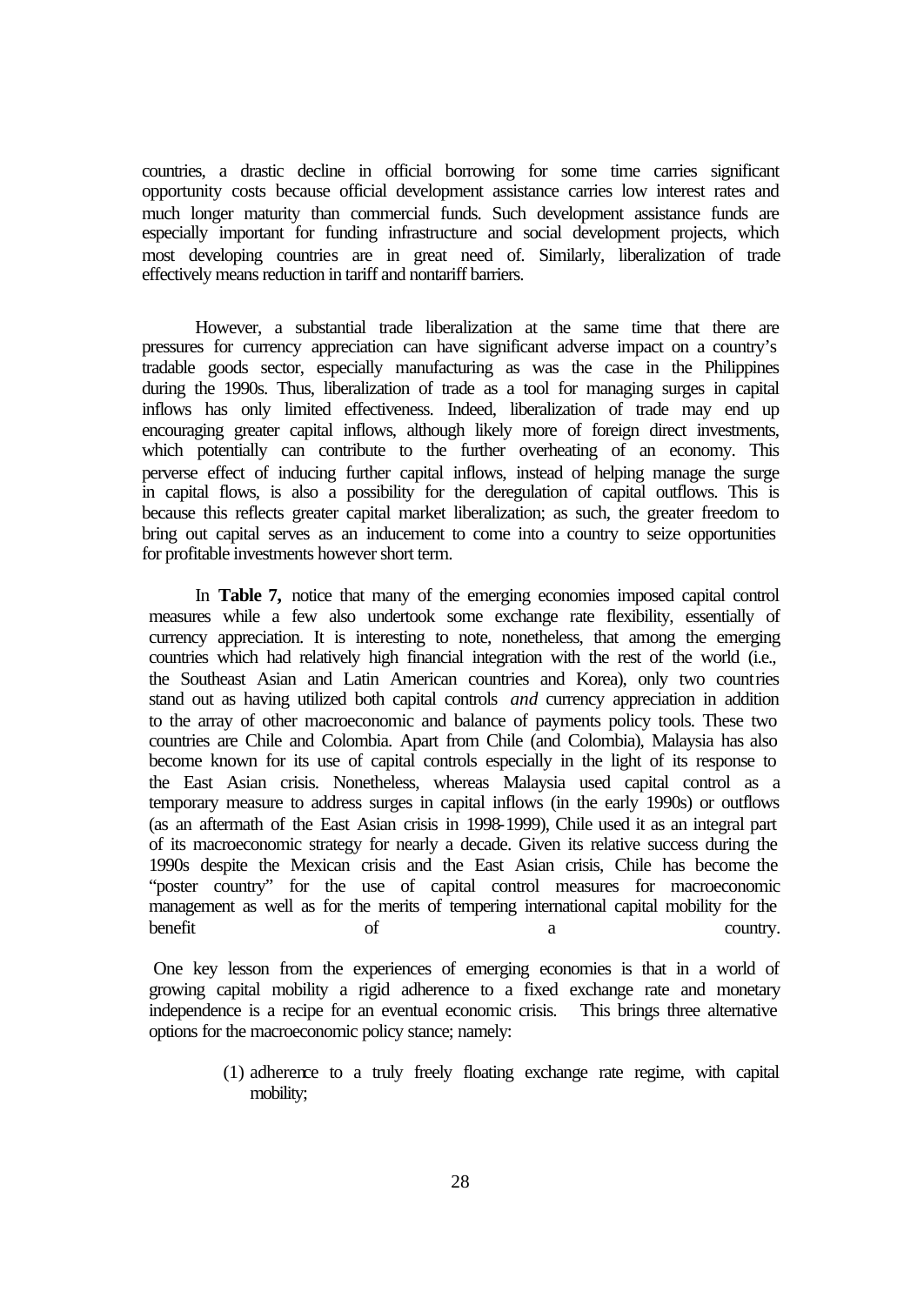countries, a drastic decline in official borrowing for some time carries significant opportunity costs because official development assistance carries low interest rates and much longer maturity than commercial funds. Such development assistance funds are especially important for funding infrastructure and social development projects, which most developing countries are in great need of. Similarly, liberalization of trade effectively means reduction in tariff and nontariff barriers.

However, a substantial trade liberalization at the same time that there are pressures for currency appreciation can have significant adverse impact on a country's tradable goods sector, especially manufacturing as was the case in the Philippines during the 1990s. Thus, liberalization of trade as a tool for managing surges in capital inflows has only limited effectiveness. Indeed, liberalization of trade may end up encouraging greater capital inflows, although likely more of foreign direct investments, which potentially can contribute to the further overheating of an economy. This perverse effect of inducing further capital inflows, instead of helping manage the surge in capital flows, is also a possibility for the deregulation of capital outflows. This is because this reflects greater capital market liberalization; as such, the greater freedom to bring out capital serves as an inducement to come into a country to seize opportunities for profitable investments however short term.

In **Table 7,** notice that many of the emerging economies imposed capital control measures while a few also undertook some exchange rate flexibility, essentially of currency appreciation. It is interesting to note, nonetheless, that among the emerging countries which had relatively high financial integration with the rest of the world (i.e., the Southeast Asian and Latin American countries and Korea), only two countries stand out as having utilized both capital controls *and* currency appreciation in addition to the array of other macroeconomic and balance of payments policy tools. These two countries are Chile and Colombia. Apart from Chile (and Colombia), Malaysia has also become known for its use of capital controls especially in the light of its response to the East Asian crisis. Nonetheless, whereas Malaysia used capital control as a temporary measure to address surges in capital inflows (in the early 1990s) or outflows (as an aftermath of the East Asian crisis in 1998-1999), Chile used it as an integral part of its macroeconomic strategy for nearly a decade. Given its relative success during the 1990s despite the Mexican crisis and the East Asian crisis, Chile has become the "poster country" for the use of capital control measures for macroeconomic management as well as for the merits of tempering international capital mobility for the benefit of a country.

One key lesson from the experiences of emerging economies is that in a world of growing capital mobility a rigid adherence to a fixed exchange rate and monetary independence is a recipe for an eventual economic crisis. This brings three alternative options for the macroeconomic policy stance; namely:

(1) adherence to a truly freely floating exchange rate regime, with capital mobility;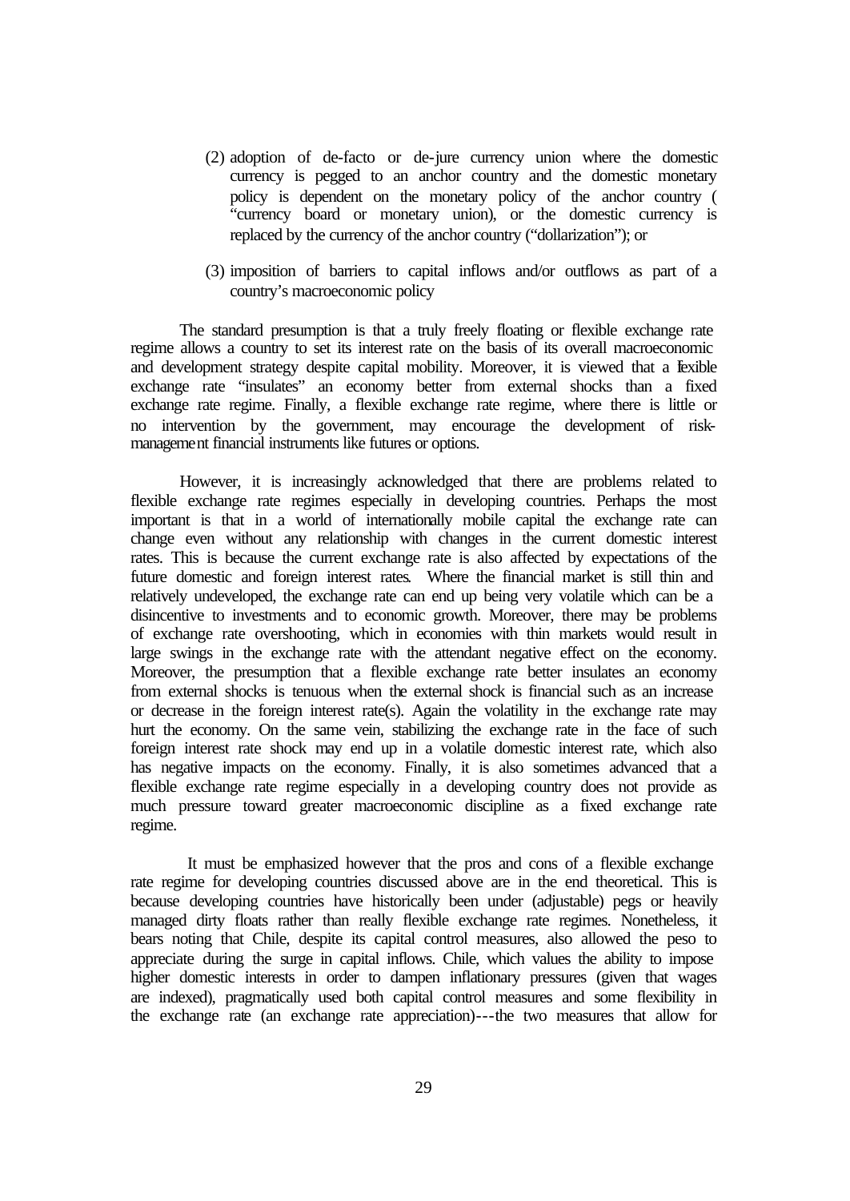(2) adoption of de-facto or de-jure currency union where the domestic currency is pegged to an anchor country and the domestic monetary policy is dependent on the monetary policy of the anchor country ( "currency board or monetary union), or the domestic currency is replaced by the currency of the anchor country ("dollarization"); or

(3) imposition of barriers to capital inflows and/or outflows as part of a country's macroeconomic policy

The standard presumption is that a truly freely floating or flexible exchange rate regime allows a country to set its interest rate on the basis of its overall macroeconomic and development strategy despite capital mobility. Moreover, it is viewed that a flexible exchange rate "insulates" an economy better from external shocks than a fixed exchange rate regime. Finally, a flexible exchange rate regime, where there is little or no intervention by the government, may encourage the development of risk-management financial instruments like futures or options.

However, it is increasingly acknowledged that there are problems related to flexible exchange rate regimes especially in developing countries. Perhaps the most important is that in a world of internationally mobile capital the exchange rate can change even without any relationship with changes in the current domestic interest rates. This is because the current exchange rate is also affected by expectations of the future domestic and foreign interest rates. Where the financial market is still thin and relatively undeveloped, the exchange rate can end up being very volatile which can be a disincentive to investments and to economic growth. Moreover, there may be problems of exchange rate overshooting, which in economies with thin markets would result in large swings in the exchange rate with the attendant negative effect on the economy. Moreover, the presumption that a flexible exchange rate better insulates an economy from external shocks is tenuous when the external shock is financial such as an increase or decrease in the foreign interest rate(s). Again the volatility in the exchange rate may hurt the economy. On the same vein, stabilizing the exchange rate in the face of such foreign interest rate shock may end up in a volatile domestic interest rate, which also has negative impacts on the economy. Finally, it is also sometimes advanced that a flexible exchange rate regime especially in a developing country does not provide as much pressure toward greater macroeconomic discipline as a fixed exchange rate regime.

It must be emphasized however that the pros and cons of a flexible exchange rate regime for developing countries discussed above are in the end theoretical. This is because developing countries have historically been under (adjustable) pegs or heavily managed dirty floats rather than really flexible exchange rate regimes. Nonetheless, it bears noting that Chile, despite its capital control measures, also allowed the peso to appreciate during the surge in capital inflows. Chile, which values the ability to impose higher domestic interests in order to dampen inflationary pressures (given that wages are indexed), pragmatically used both capital control measures and some flexibility in the exchange rate (an exchange rate appreciation)---the two measures that allow for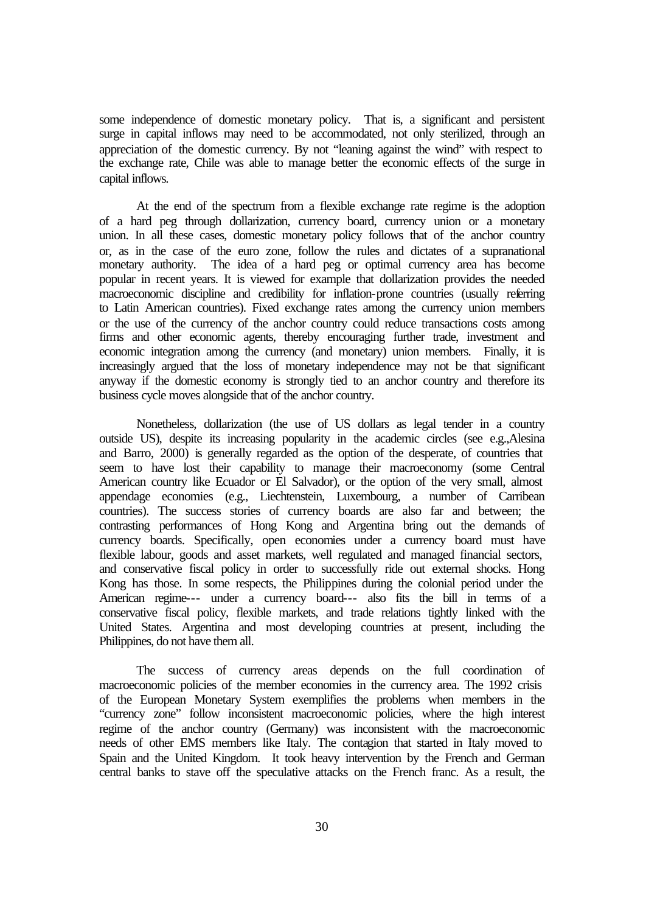some independence of domestic monetary policy. That is, a significant and persistent surge in capital inflows may need to be accommodated, not only sterilized, through an appreciation of the domestic currency. By not "leaning against the wind" with respect to the exchange rate, Chile was able to manage better the economic effects of the surge in capital inflows.

At the end of the spectrum from a flexible exchange rate regime is the adoption of a hard peg through dollarization, currency board, currency union or a monetary union. In all these cases, domestic monetary policy follows that of the anchor country or, as in the case of the euro zone, follow the rules and dictates of a supranational monetary authority. The idea of a hard peg or optimal currency area has become popular in recent years. It is viewed for example that dollarization provides the needed macroeconomic discipline and credibility for inflation-prone countries (usually referring to Latin American countries). Fixed exchange rates among the currency union members or the use of the currency of the anchor country could reduce transactions costs among firms and other economic agents, thereby encouraging further trade, investment and economic integration among the currency (and monetary) union members. Finally, it is increasingly argued that the loss of monetary independence may not be that significant anyway if the domestic economy is strongly tied to an anchor country and therefore its business cycle moves alongside that of the anchor country.

Nonetheless, dollarization (the use of US dollars as legal tender in a country outside US), despite its increasing popularity in the academic circles (see e.g.,Alesina and Barro, 2000) is generally regarded as the option of the desperate, of countries that seem to have lost their capability to manage their macroeconomy (some Central American country like Ecuador or El Salvador), or the option of the very small, almost appendage economies (e.g., Liechtenstein, Luxembourg, a number of Carribean countries). The success stories of currency boards are also far and between; the contrasting performances of Hong Kong and Argentina bring out the demands of currency boards. Specifically, open economies under a currency board must have flexible labour, goods and asset markets, well regulated and managed financial sectors, and conservative fiscal policy in order to successfully ride out external shocks. Hong Kong has those. In some respects, the Philippines during the colonial period under the American regime--- under a currency board--- also fits the bill in terms of a conservative fiscal policy, flexible markets, and trade relations tightly linked with the United States. Argentina and most developing countries at present, including the Philippines, do not have them all.

The success of currency areas depends on the full coordination of macroeconomic policies of the member economies in the currency area. The 1992 crisis of the European Monetary System exemplifies the problems when members in the "currency zone" follow inconsistent macroeconomic policies, where the high interest regime of the anchor country (Germany) was inconsistent with the macroeconomic needs of other EMS members like Italy. The contagion that started in Italy moved to Spain and the United Kingdom. It took heavy intervention by the French and German central banks to stave off the speculative attacks on the French franc. As a result, the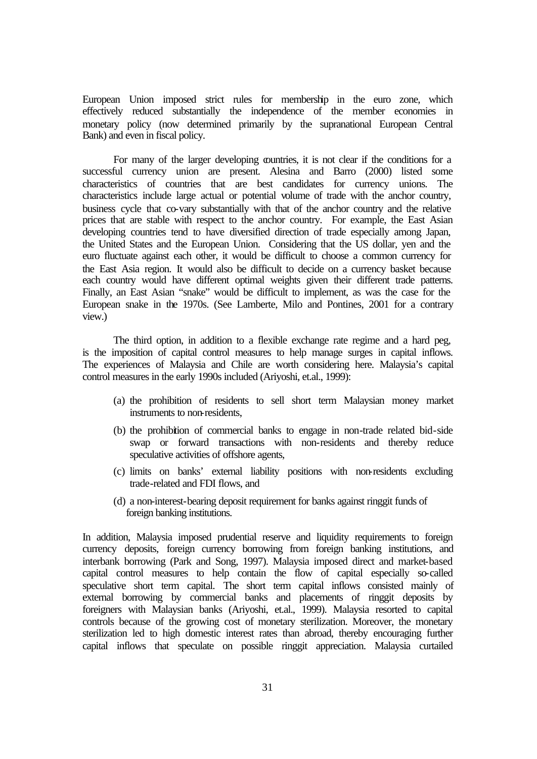European Union imposed strict rules for membership in the euro zone, which effectively reduced substantially the independence of the member economies in monetary policy (now determined primarily by the supranational European Central Bank) and even in fiscal policy.

For many of the larger developing countries, it is not clear if the conditions for a successful currency union are present. Alesina and Barro (2000) listed some characteristics of countries that are best candidates for currency unions. The characteristics include large actual or potential volume of trade with the anchor country, business cycle that co-vary substantially with that of the anchor country and the relative prices that are stable with respect to the anchor country. For example, the East Asian developing countries tend to have diversified direction of trade especially among Japan, the United States and the European Union. Considering that the US dollar, yen and the euro fluctuate against each other, it would be difficult to choose a common currency for the East Asia region. It would also be difficult to decide on a currency basket because each country would have different optimal weights given their different trade patterns. Finally, an East Asian "snake" would be difficult to implement, as was the case for the European snake in the 1970s. (See Lamberte, Milo and Pontines, 2001 for a contrary view.)

The third option, in addition to a flexible exchange rate regime and a hard peg, is the imposition of capital control measures to help manage surges in capital inflows. The experiences of Malaysia and Chile are worth considering here. Malaysia's capital control measures in the early 1990s included (Ariyoshi, et.al., 1999):

(a) the prohibition of residents to sell short term Malaysian money market instruments to non-residents,

(b) the prohibition of commercial banks to engage in non-trade related bid-side swap or forward transactions with non-residents and thereby reduce speculative activities of offshore agents,

(c) limits on banks' external liability positions with non-residents excluding trade-related and FDI flows, and

(d) a non-interest-bearing deposit requirement for banks against ringgit funds of foreign banking institutions.

In addition, Malaysia imposed prudential reserve and liquidity requirements to foreign currency deposits, foreign currency borrowing from foreign banking institutions, and interbank borrowing (Park and Song, 1997). Malaysia imposed direct and market-based capital control measures to help contain the flow of capital especially so-called speculative short term capital. The short term capital inflows consisted mainly of external borrowing by commercial banks and placements of ringgit deposits by foreigners with Malaysian banks (Ariyoshi, et.al., 1999). Malaysia resorted to capital controls because of the growing cost of monetary sterilization. Moreover, the monetary sterilization led to high domestic interest rates than abroad, thereby encouraging further capital inflows that speculate on possible ringgit appreciation. Malaysia curtailed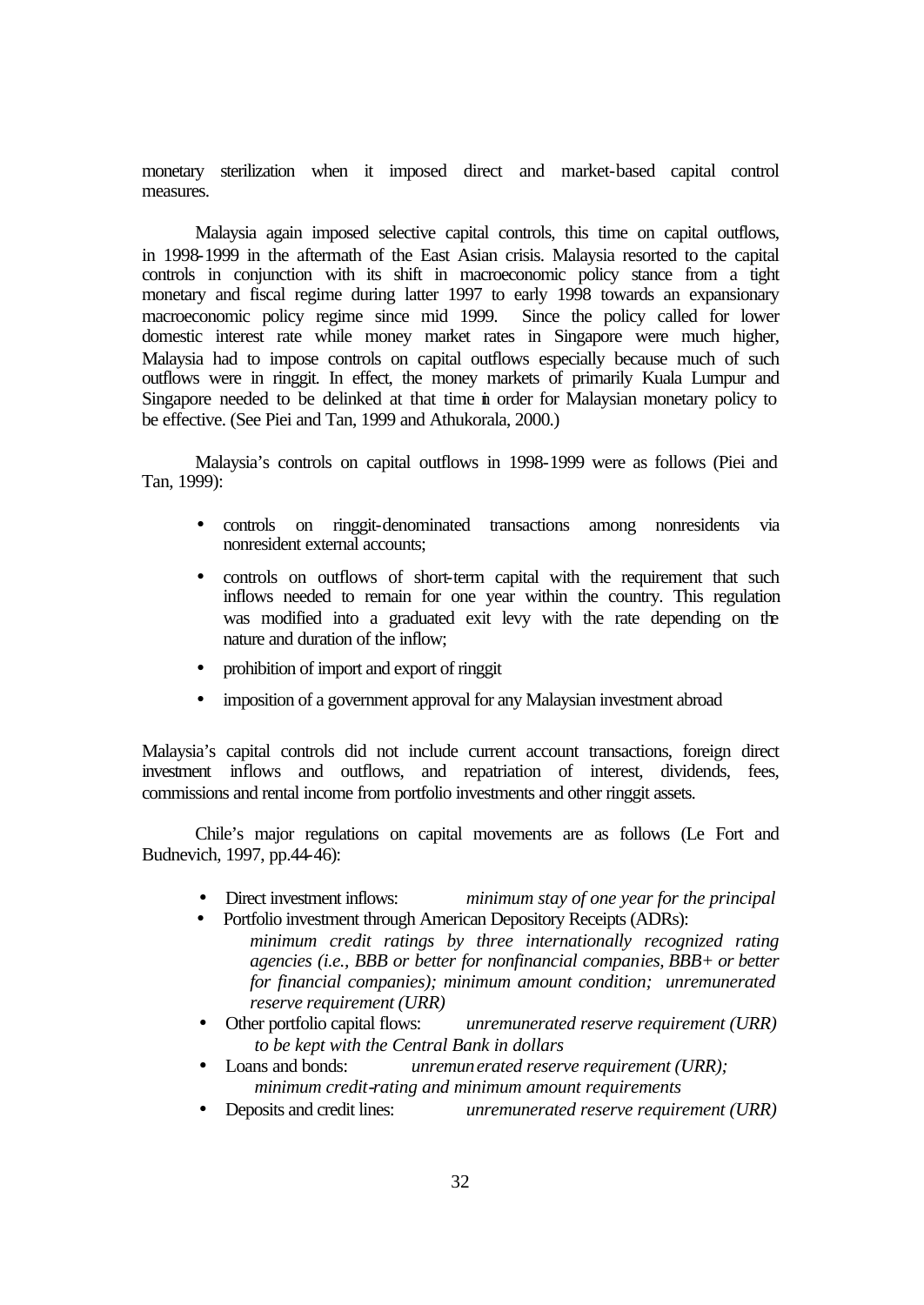monetary sterilization when it imposed direct and market-based capital control measures.

Malaysia again imposed selective capital controls, this time on capital outflows, in 1998-1999 in the aftermath of the East Asian crisis. Malaysia resorted to the capital controls in conjunction with its shift in macroeconomic policy stance from a tight monetary and fiscal regime during latter 1997 to early 1998 towards an expansionary macroeconomic policy regime since mid 1999. Since the policy called for lower domestic interest rate while money market rates in Singapore were much higher, Malaysia had to impose controls on capital outflows especially because much of such outflows were in ringgit. In effect, the money markets of primarily Kuala Lumpur and Singapore needed to be delinked at that time in order for Malaysian monetary policy to be effective. (See Piei and Tan, 1999 and Athukorala, 2000.)

Malaysia's controls on capital outflows in 1998-1999 were as follows (Piei and Tan, 1999):

- controls on ringgit-denominated transactions among nonresidents via nonresident external accounts;
- controls on outflows of short-term capital with the requirement that such inflows needed to remain for one year within the country. This regulation was modified into a graduated exit levy with the rate depending on the nature and duration of the inflow;
- prohibition of import and export of ringgit
- imposition of a government approval for any Malaysian investment abroad

Malaysia's capital controls did not include current account transactions, foreign direct investment inflows and outflows, and repatriation of interest, dividends, fees, commissions and rental income from portfolio investments and other ringgit assets.

Chile's major regulations on capital movements are as follows (Le Fort and Budnevich, 1997, pp.44-46):

- Direct investment inflows: *minimum stay of one year for the principal*
- Portfolio investment through American Depository Receipts (ADRs): *minimum credit ratings by three internationally recognized rating agencies (i.e., BBB or better for nonfinancial companies, BBB+ or better for financial companies); minimum amount condition; unremunerated reserve requirement (URR)*
- Other portfolio capital flows: *unremunerated reserve requirement (URR) to be kept with the Central Bank in dollars*
- Loans and bonds: *unremunerated reserve requirement (URR); minimum credit-rating and minimum amount requirements*
- Deposits and credit lines: *unremunerated reserve requirement (URR)*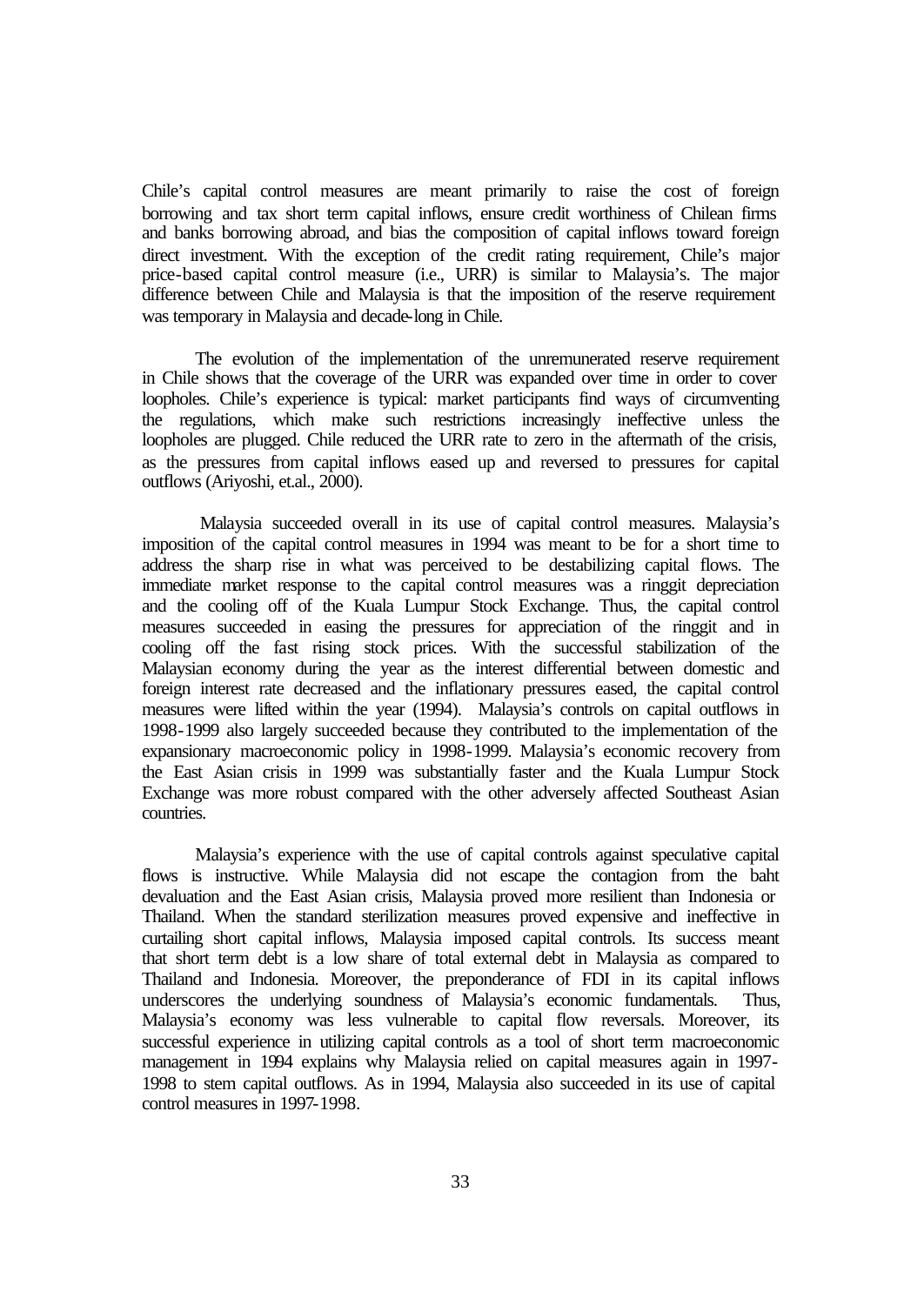Chile's capital control measures are meant primarily to raise the cost of foreign borrowing and tax short term capital inflows, ensure credit worthiness of Chilean firms and banks borrowing abroad, and bias the composition of capital inflows toward foreign direct investment. With the exception of the credit rating requirement, Chile's major price-based capital control measure (i.e., URR) is similar to Malaysia's. The major difference between Chile and Malaysia is that the imposition of the reserve requirement was temporary in Malaysia and decade-long in Chile.

The evolution of the implementation of the unremunerated reserve requirement in Chile shows that the coverage of the URR was expanded over time in order to cover loopholes. Chile's experience is typical: market participants find ways of circumventing the regulations, which make such restrictions increasingly ineffective unless the loopholes are plugged. Chile reduced the URR rate to zero in the aftermath of the crisis, as the pressures from capital inflows eased up and reversed to pressures for capital outflows (Ariyoshi, et.al., 2000).

Malaysia succeeded overall in its use of capital control measures. Malaysia's imposition of the capital control measures in 1994 was meant to be for a short time to address the sharp rise in what was perceived to be destabilizing capital flows. The immediate market response to the capital control measures was a ringgit depreciation and the cooling off of the Kuala Lumpur Stock Exchange. Thus, the capital control measures succeeded in easing the pressures for appreciation of the ringgit and in cooling off the fast rising stock prices. With the successful stabilization of the Malaysian economy during the year as the interest differential between domestic and foreign interest rate decreased and the inflationary pressures eased, the capital control measures were lifted within the year (1994). Malaysia's controls on capital outflows in 1998-1999 also largely succeeded because they contributed to the implementation of the expansionary macroeconomic policy in 1998-1999. Malaysia's economic recovery from the East Asian crisis in 1999 was substantially faster and the Kuala Lumpur Stock Exchange was more robust compared with the other adversely affected Southeast Asian countries.

Malaysia's experience with the use of capital controls against speculative capital flows is instructive. While Malaysia did not escape the contagion from the baht devaluation and the East Asian crisis, Malaysia proved more resilient than Indonesia or Thailand. When the standard sterilization measures proved expensive and ineffective in curtailing short capital inflows, Malaysia imposed capital controls. Its success meant that short term debt is a low share of total external debt in Malaysia as compared to Thailand and Indonesia. Moreover, the preponderance of FDI in its capital inflows underscores the underlying soundness of Malaysia's economic fundamentals. Thus, Malaysia's economy was less vulnerable to capital flow reversals. Moreover, its successful experience in utilizing capital controls as a tool of short term macroeconomic management in 1994 explains why Malaysia relied on capital measures again in 1997-1998 to stem capital outflows. As in 1994, Malaysia also succeeded in its use of capital control measures in 1997-1998.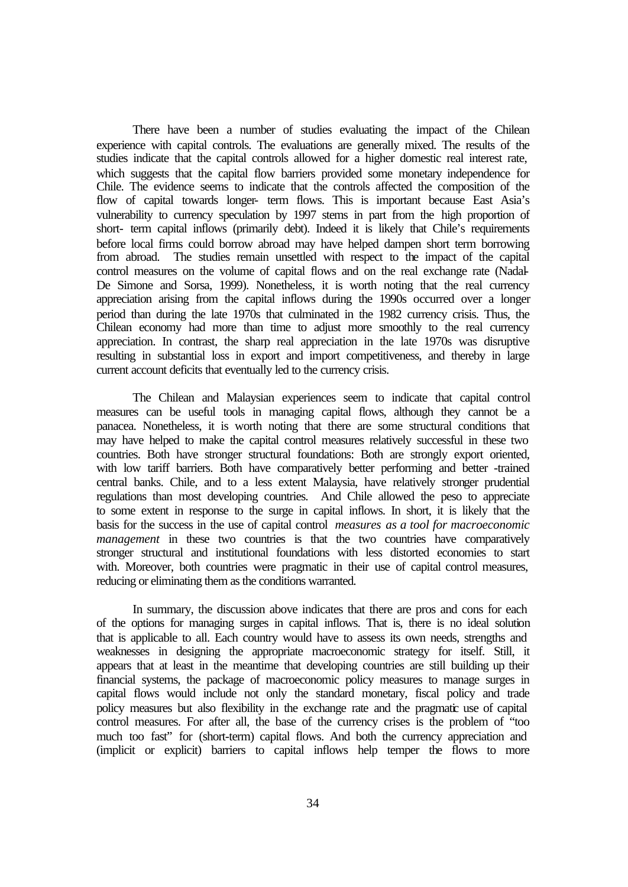There have been a number of studies evaluating the impact of the Chilean experience with capital controls. The evaluations are generally mixed. The results of the studies indicate that the capital controls allowed for a higher domestic real interest rate, which suggests that the capital flow barriers provided some monetary independence for Chile. The evidence seems to indicate that the controls affected the composition of the flow of capital towards longer- term flows. This is important because East Asia's vulnerability to currency speculation by 1997 stems in part from the high proportion of short- term capital inflows (primarily debt). Indeed it is likely that Chile's requirements before local firms could borrow abroad may have helped dampen short term borrowing from abroad. The studies remain unsettled with respect to the impact of the capital control measures on the volume of capital flows and on the real exchange rate (Nadal-De Simone and Sorsa, 1999). Nonetheless, it is worth noting that the real currency appreciation arising from the capital inflows during the 1990s occurred over a longer period than during the late 1970s that culminated in the 1982 currency crisis. Thus, the Chilean economy had more than time to adjust more smoothly to the real currency appreciation. In contrast, the sharp real appreciation in the late 1970s was disruptive resulting in substantial loss in export and import competitiveness, and thereby in large current account deficits that eventually led to the currency crisis.

The Chilean and Malaysian experiences seem to indicate that capital control measures can be useful tools in managing capital flows, although they cannot be a panacea. Nonetheless, it is worth noting that there are some structural conditions that may have helped to make the capital control measures relatively successful in these two countries. Both have stronger structural foundations: Both are strongly export oriented, with low tariff barriers. Both have comparatively better performing and better -trained central banks. Chile, and to a less extent Malaysia, have relatively stronger prudential regulations than most developing countries. And Chile allowed the peso to appreciate to some extent in response to the surge in capital inflows. In short, it is likely that the basis for the success in the use of capital control *measures as a tool for macroeconomic management* in these two countries is that the two countries have comparatively stronger structural and institutional foundations with less distorted economies to start with. Moreover, both countries were pragmatic in their use of capital control measures, reducing or eliminating them as the conditions warranted.

In summary, the discussion above indicates that there are pros and cons for each of the options for managing surges in capital inflows. That is, there is no ideal solution that is applicable to all. Each country would have to assess its own needs, strengths and weaknesses in designing the appropriate macroeconomic strategy for itself. Still, it appears that at least in the meantime that developing countries are still building up their financial systems, the package of macroeconomic policy measures to manage surges in capital flows would include not only the standard monetary, fiscal policy and trade policy measures but also flexibility in the exchange rate and the pragmatic use of capital control measures. For after all, the base of the currency crises is the problem of "too much too fast" for (short-term) capital flows. And both the currency appreciation and (implicit or explicit) barriers to capital inflows help temper the flows to more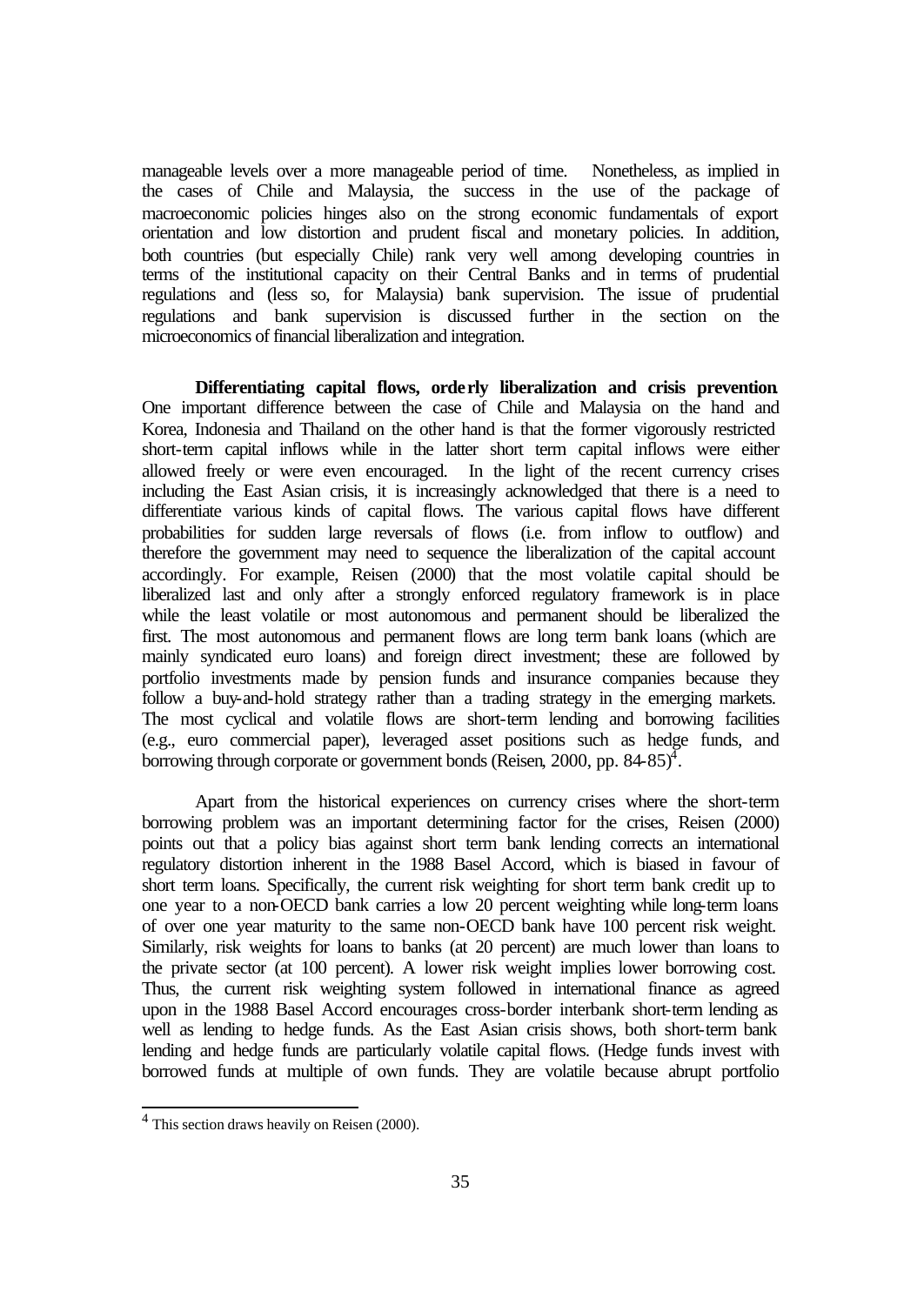manageable levels over a more manageable period of time. Nonetheless, as implied in the cases of Chile and Malaysia, the success in the use of the package of macroeconomic policies hinges also on the strong economic fundamentals of export orientation and low distortion and prudent fiscal and monetary policies. In addition, both countries (but especially Chile) rank very well among developing countries in terms of the institutional capacity on their Central Banks and in terms of prudential regulations and (less so, for Malaysia) bank supervision. The issue of prudential regulations and bank supervision is discussed further in the section on the microeconomics of financial liberalization and integration.

**Differentiating capital flows, orderly liberalization and crisis prevention**. One important difference between the case of Chile and Malaysia on the hand and Korea, Indonesia and Thailand on the other hand is that the former vigorously restricted short-term capital inflows while in the latter short term capital inflows were either allowed freely or were even encouraged. In the light of the recent currency crises including the East Asian crisis, it is increasingly acknowledged that there is a need to differentiate various kinds of capital flows. The various capital flows have different probabilities for sudden large reversals of flows (i.e. from inflow to outflow) and therefore the government may need to sequence the liberalization of the capital account accordingly. For example, Reisen (2000) that the most volatile capital should be liberalized last and only after a strongly enforced regulatory framework is in place while the least volatile or most autonomous and permanent should be liberalized the first. The most autonomous and permanent flows are long term bank loans (which are mainly syndicated euro loans) and foreign direct investment; these are followed by portfolio investments made by pension funds and insurance companies because they follow a buy-and-hold strategy rather than a trading strategy in the emerging markets. The most cyclical and volatile flows are short-term lending and borrowing facilities (e.g., euro commercial paper), leveraged asset positions such as hedge funds, and borrowing through corporate or government bonds (Reisen, 2000, pp. 84-85)[4].

Apart from the historical experiences on currency crises where the short-term borrowing problem was an important determining factor for the crises, Reisen (2000) points out that a policy bias against short term bank lending corrects an international regulatory distortion inherent in the 1988 Basel Accord, which is biased in favour of short term loans. Specifically, the current risk weighting for short term bank credit up to one year to a non-OECD bank carries a low 20 percent weighting while long-term loans of over one year maturity to the same non-OECD bank have 100 percent risk weight. Similarly, risk weights for loans to banks (at 20 percent) are much lower than loans to the private sector (at 100 percent). A lower risk weight implies lower borrowing cost. Thus, the current risk weighting system followed in international finance as agreed upon in the 1988 Basel Accord encourages cross-border interbank short-term lending as well as lending to hedge funds. As the East Asian crisis shows, both short-term bank lending and hedge funds are particularly volatile capital flows. (Hedge funds invest with borrowed funds at multiple of own funds. They are volatile because abrupt portfolio

[4] This section draws heavily on Reisen (2000).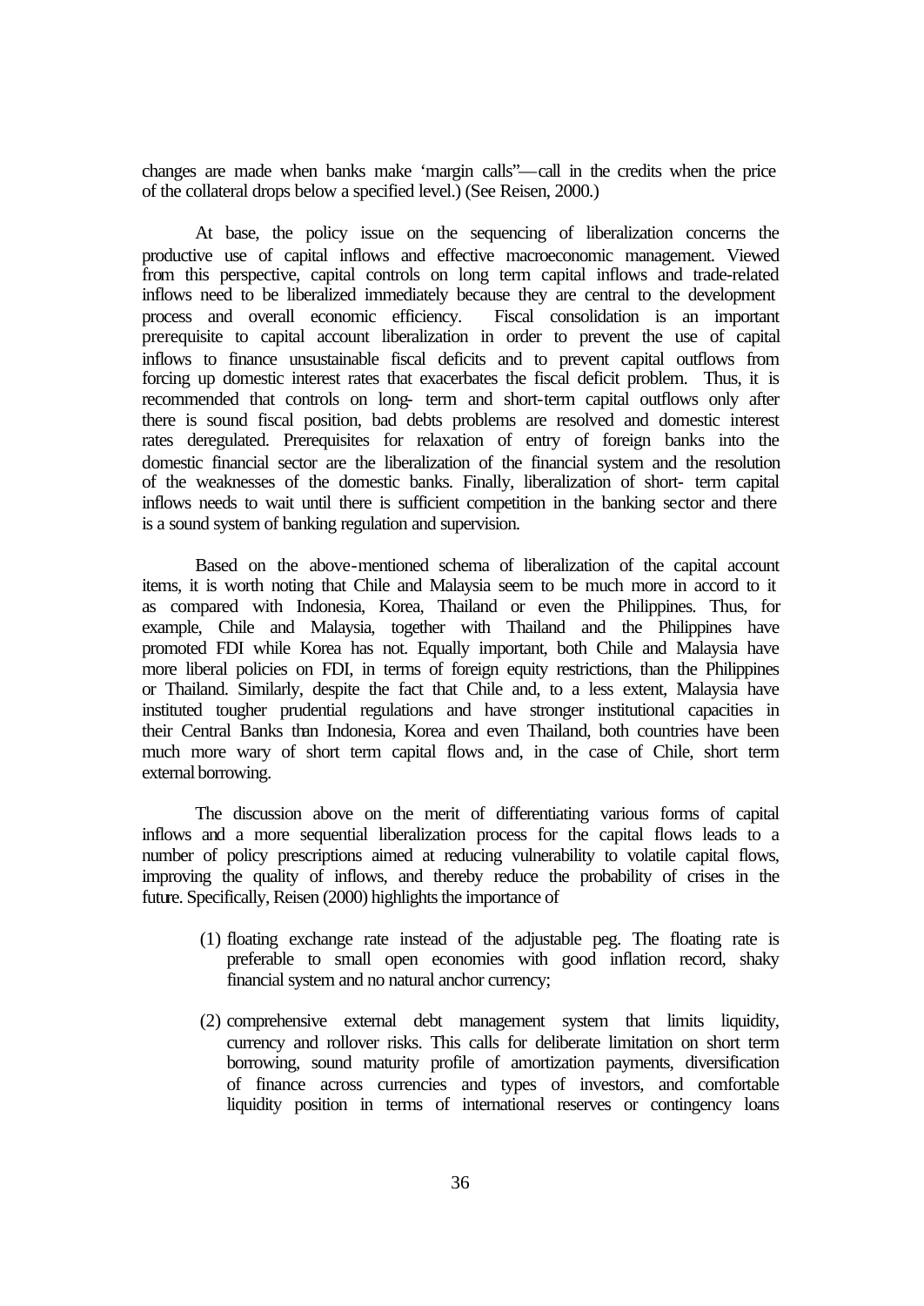changes are made when banks make 'margin calls"—call in the credits when the price of the collateral drops below a specified level.) (See Reisen, 2000.)

At base, the policy issue on the sequencing of liberalization concerns the productive use of capital inflows and effective macroeconomic management. Viewed from this perspective, capital controls on long term capital inflows and trade-related inflows need to be liberalized immediately because they are central to the development process and overall economic efficiency. Fiscal consolidation is an important prerequisite to capital account liberalization in order to prevent the use of capital inflows to finance unsustainable fiscal deficits and to prevent capital outflows from forcing up domestic interest rates that exacerbates the fiscal deficit problem. Thus, it is recommended that controls on long- term and short-term capital outflows only after there is sound fiscal position, bad debts problems are resolved and domestic interest rates deregulated. Prerequisites for relaxation of entry of foreign banks into the domestic financial sector are the liberalization of the financial system and the resolution of the weaknesses of the domestic banks. Finally, liberalization of short- term capital inflows needs to wait until there is sufficient competition in the banking sector and there is a sound system of banking regulation and supervision.

Based on the above-mentioned schema of liberalization of the capital account items, it is worth noting that Chile and Malaysia seem to be much more in accord to it as compared with Indonesia, Korea, Thailand or even the Philippines. Thus, for example, Chile and Malaysia, together with Thailand and the Philippines have promoted FDI while Korea has not. Equally important, both Chile and Malaysia have more liberal policies on FDI, in terms of foreign equity restrictions, than the Philippines or Thailand. Similarly, despite the fact that Chile and, to a less extent, Malaysia have instituted tougher prudential regulations and have stronger institutional capacities in their Central Banks than Indonesia, Korea and even Thailand, both countries have been much more wary of short term capital flows and, in the case of Chile, short term external borrowing.

The discussion above on the merit of differentiating various forms of capital inflows and a more sequential liberalization process for the capital flows leads to a number of policy prescriptions aimed at reducing vulnerability to volatile capital flows, improving the quality of inflows, and thereby reduce the probability of crises in the future. Specifically, Reisen (2000) highlights the importance of

(1) floating exchange rate instead of the adjustable peg. The floating rate is preferable to small open economies with good inflation record, shaky financial system and no natural anchor currency;

(2) comprehensive external debt management system that limits liquidity, currency and rollover risks. This calls for deliberate limitation on short term borrowing, sound maturity profile of amortization payments, diversification of finance across currencies and types of investors, and comfortable liquidity position in terms of international reserves or contingency loans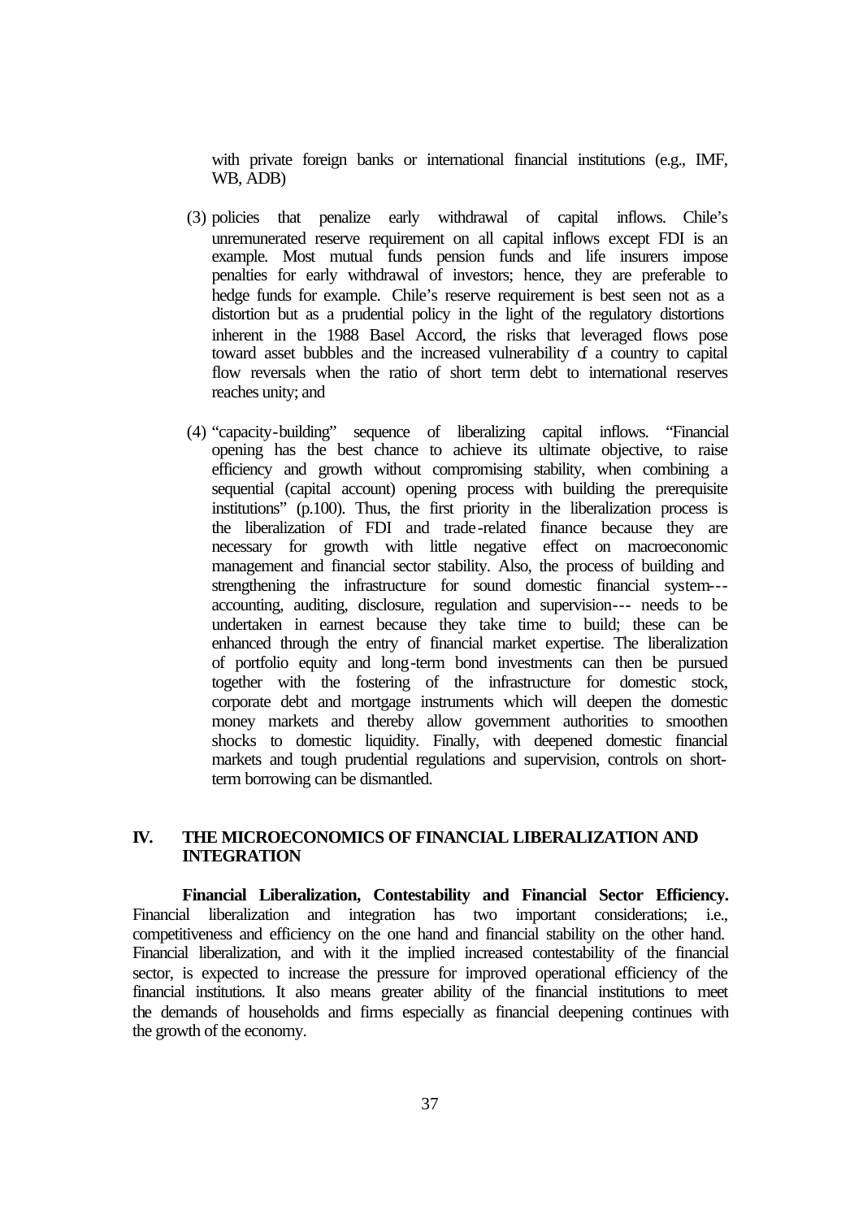with private foreign banks or international financial institutions (e.g., IMF, WB, ADB)

(3) policies that penalize early withdrawal of capital inflows. Chile's unremunerated reserve requirement on all capital inflows except FDI is an example. Most mutual funds pension funds and life insurers impose penalties for early withdrawal of investors; hence, they are preferable to hedge funds for example. Chile's reserve requirement is best seen not as a distortion but as a prudential policy in the light of the regulatory distortions inherent in the 1988 Basel Accord, the risks that leveraged flows pose toward asset bubbles and the increased vulnerability of a country to capital flow reversals when the ratio of short term debt to international reserves reaches unity; and

(4) "capacity-building" sequence of liberalizing capital inflows. "Financial opening has the best chance to achieve its ultimate objective, to raise efficiency and growth without compromising stability, when combining a sequential (capital account) opening process with building the prerequisite institutions" (p.100). Thus, the first priority in the liberalization process is the liberalization of FDI and trade-related finance because they are necessary for growth with little negative effect on macroeconomic management and financial sector stability. Also, the process of building and strengthening the infrastructure for sound domestic financial system--- accounting, auditing, disclosure, regulation and supervision--- needs to be undertaken in earnest because they take time to build; these can be enhanced through the entry of financial market expertise. The liberalization of portfolio equity and long-term bond investments can then be pursued together with the fostering of the infrastructure for domestic stock, corporate debt and mortgage instruments which will deepen the domestic money markets and thereby allow government authorities to smoothen shocks to domestic liquidity. Finally, with deepened domestic financial markets and tough prudential regulations and supervision, controls on short-term borrowing can be dismantled.

## IV. THE MICROECONOMICS OF FINANCIAL LIBERALIZATION AND INTEGRATION

**Financial Liberalization, Contestability and Financial Sector Efficiency.** Financial liberalization and integration has two important considerations; i.e., competitiveness and efficiency on the one hand and financial stability on the other hand. Financial liberalization, and with it the implied increased contestability of the financial sector, is expected to increase the pressure for improved operational efficiency of the financial institutions. It also means greater ability of the financial institutions to meet the demands of households and firms especially as financial deepening continues with the growth of the economy.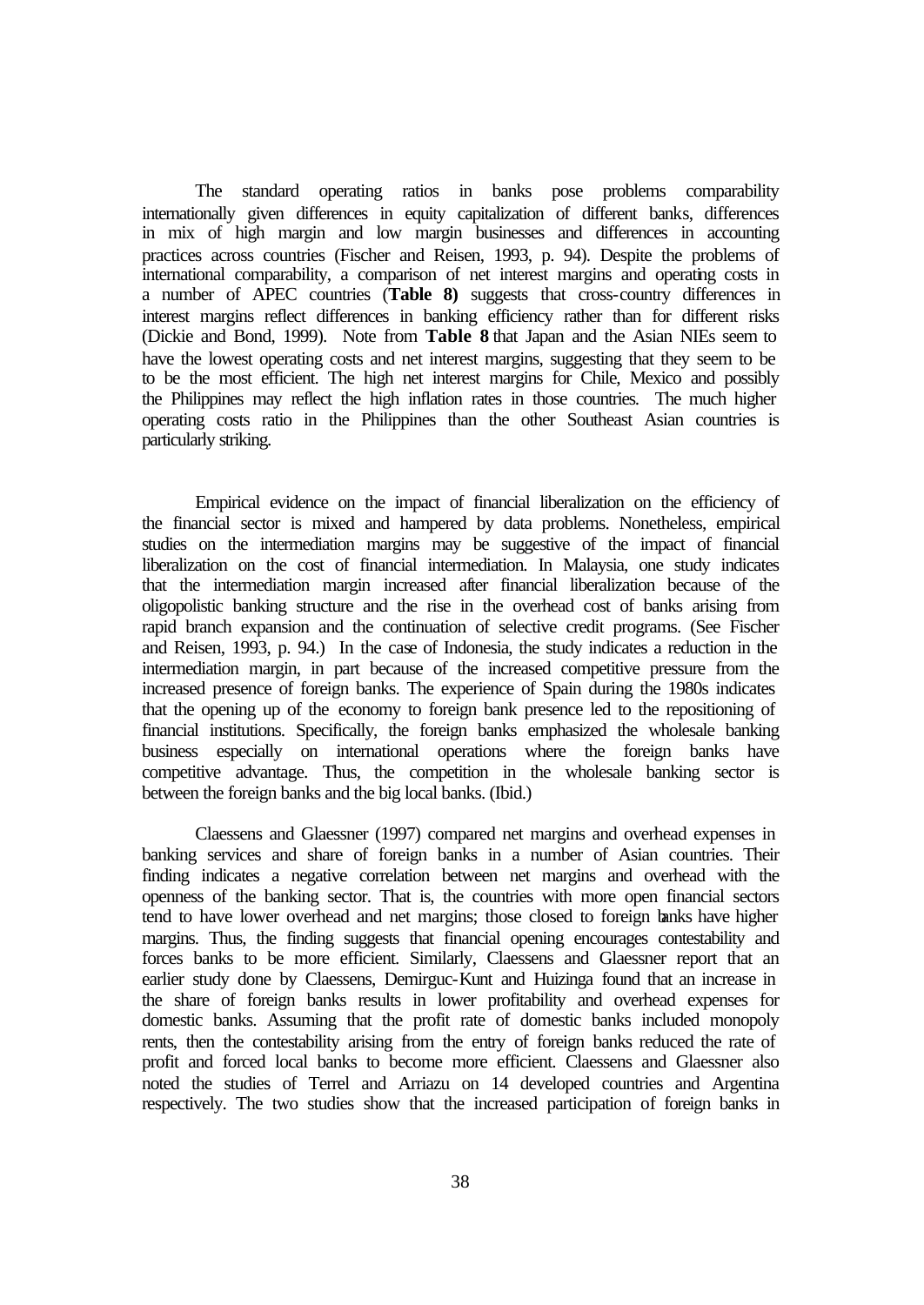The standard operating ratios in banks pose problems comparability internationally given differences in equity capitalization of different banks, differences in mix of high margin and low margin businesses and differences in accounting practices across countries (Fischer and Reisen, 1993, p. 94). Despite the problems of international comparability, a comparison of net interest margins and operating costs in a number of APEC countries (**Table 8)** suggests that cross-country differences in interest margins reflect differences in banking efficiency rather than for different risks (Dickie and Bond, 1999). Note from **Table 8** that Japan and the Asian NIEs seem to have the lowest operating costs and net interest margins, suggesting that they seem to be to be the most efficient. The high net interest margins for Chile, Mexico and possibly the Philippines may reflect the high inflation rates in those countries. The much higher operating costs ratio in the Philippines than the other Southeast Asian countries is particularly striking.

Empirical evidence on the impact of financial liberalization on the efficiency of the financial sector is mixed and hampered by data problems. Nonetheless, empirical studies on the intermediation margins may be suggestive of the impact of financial liberalization on the cost of financial intermediation. In Malaysia, one study indicates that the intermediation margin increased after financial liberalization because of the oligopolistic banking structure and the rise in the overhead cost of banks arising from rapid branch expansion and the continuation of selective credit programs. (See Fischer and Reisen, 1993, p. 94.) In the case of Indonesia, the study indicates a reduction in the intermediation margin, in part because of the increased competitive pressure from the increased presence of foreign banks. The experience of Spain during the 1980s indicates that the opening up of the economy to foreign bank presence led to the repositioning of financial institutions. Specifically, the foreign banks emphasized the wholesale banking business especially on international operations where the foreign banks have competitive advantage. Thus, the competition in the wholesale banking sector is between the foreign banks and the big local banks. (Ibid.)

Claessens and Glaessner (1997) compared net margins and overhead expenses in banking services and share of foreign banks in a number of Asian countries. Their finding indicates a negative correlation between net margins and overhead with the openness of the banking sector. That is, the countries with more open financial sectors tend to have lower overhead and net margins; those closed to foreign banks have higher margins. Thus, the finding suggests that financial opening encourages contestability and forces banks to be more efficient. Similarly, Claessens and Glaessner report that an earlier study done by Claessens, Demirguc-Kunt and Huizinga found that an increase in the share of foreign banks results in lower profitability and overhead expenses for domestic banks. Assuming that the profit rate of domestic banks included monopoly rents, then the contestability arising from the entry of foreign banks reduced the rate of profit and forced local banks to become more efficient. Claessens and Glaessner also noted the studies of Terrel and Arriazu on 14 developed countries and Argentina respectively. The two studies show that the increased participation of foreign banks in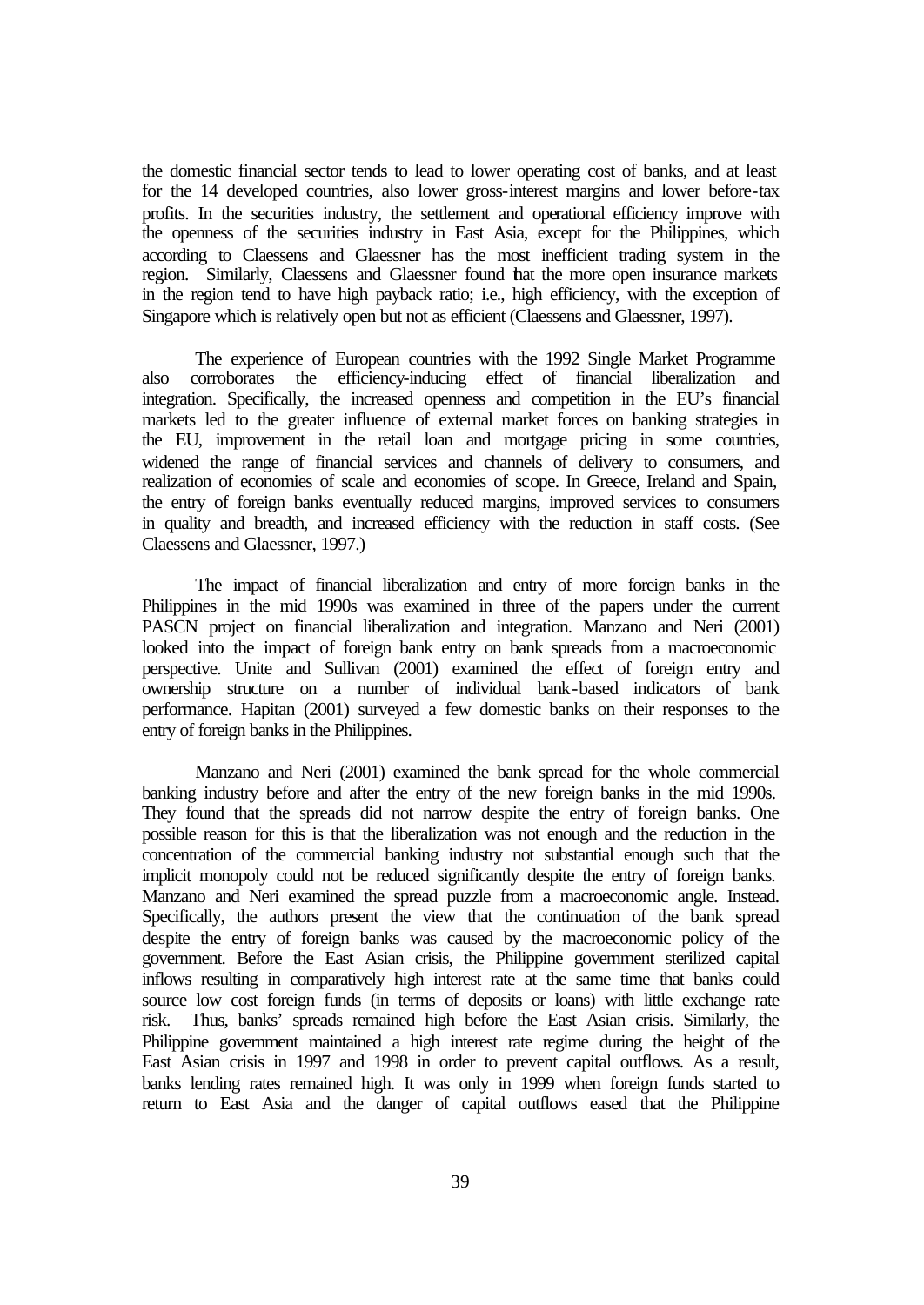the domestic financial sector tends to lead to lower operating cost of banks, and at least for the 14 developed countries, also lower gross-interest margins and lower before-tax profits. In the securities industry, the settlement and operational efficiency improve with the openness of the securities industry in East Asia, except for the Philippines, which according to Claessens and Glaessner has the most inefficient trading system in the region. Similarly, Claessens and Glaessner found that the more open insurance markets in the region tend to have high payback ratio; i.e., high efficiency, with the exception of Singapore which is relatively open but not as efficient (Claessens and Glaessner, 1997).

The experience of European countries with the 1992 Single Market Programme also corroborates the efficiency-inducing effect of financial liberalization and integration. Specifically, the increased openness and competition in the EU's financial markets led to the greater influence of external market forces on banking strategies in the EU, improvement in the retail loan and mortgage pricing in some countries, widened the range of financial services and channels of delivery to consumers, and realization of economies of scale and economies of scope. In Greece, Ireland and Spain, the entry of foreign banks eventually reduced margins, improved services to consumers in quality and breadth, and increased efficiency with the reduction in staff costs. (See Claessens and Glaessner, 1997.)

The impact of financial liberalization and entry of more foreign banks in the Philippines in the mid 1990s was examined in three of the papers under the current PASCN project on financial liberalization and integration. Manzano and Neri (2001) looked into the impact of foreign bank entry on bank spreads from a macroeconomic perspective. Unite and Sullivan (2001) examined the effect of foreign entry and ownership structure on a number of individual bank-based indicators of bank performance. Hapitan (2001) surveyed a few domestic banks on their responses to the entry of foreign banks in the Philippines.

Manzano and Neri (2001) examined the bank spread for the whole commercial banking industry before and after the entry of the new foreign banks in the mid 1990s. They found that the spreads did not narrow despite the entry of foreign banks. One possible reason for this is that the liberalization was not enough and the reduction in the concentration of the commercial banking industry not substantial enough such that the implicit monopoly could not be reduced significantly despite the entry of foreign banks. Manzano and Neri examined the spread puzzle from a macroeconomic angle. Instead. Specifically, the authors present the view that the continuation of the bank spread despite the entry of foreign banks was caused by the macroeconomic policy of the government. Before the East Asian crisis, the Philippine government sterilized capital inflows resulting in comparatively high interest rate at the same time that banks could source low cost foreign funds (in terms of deposits or loans) with little exchange rate risk. Thus, banks' spreads remained high before the East Asian crisis. Similarly, the Philippine government maintained a high interest rate regime during the height of the East Asian crisis in 1997 and 1998 in order to prevent capital outflows. As a result, banks lending rates remained high. It was only in 1999 when foreign funds started to return to East Asia and the danger of capital outflows eased that the Philippine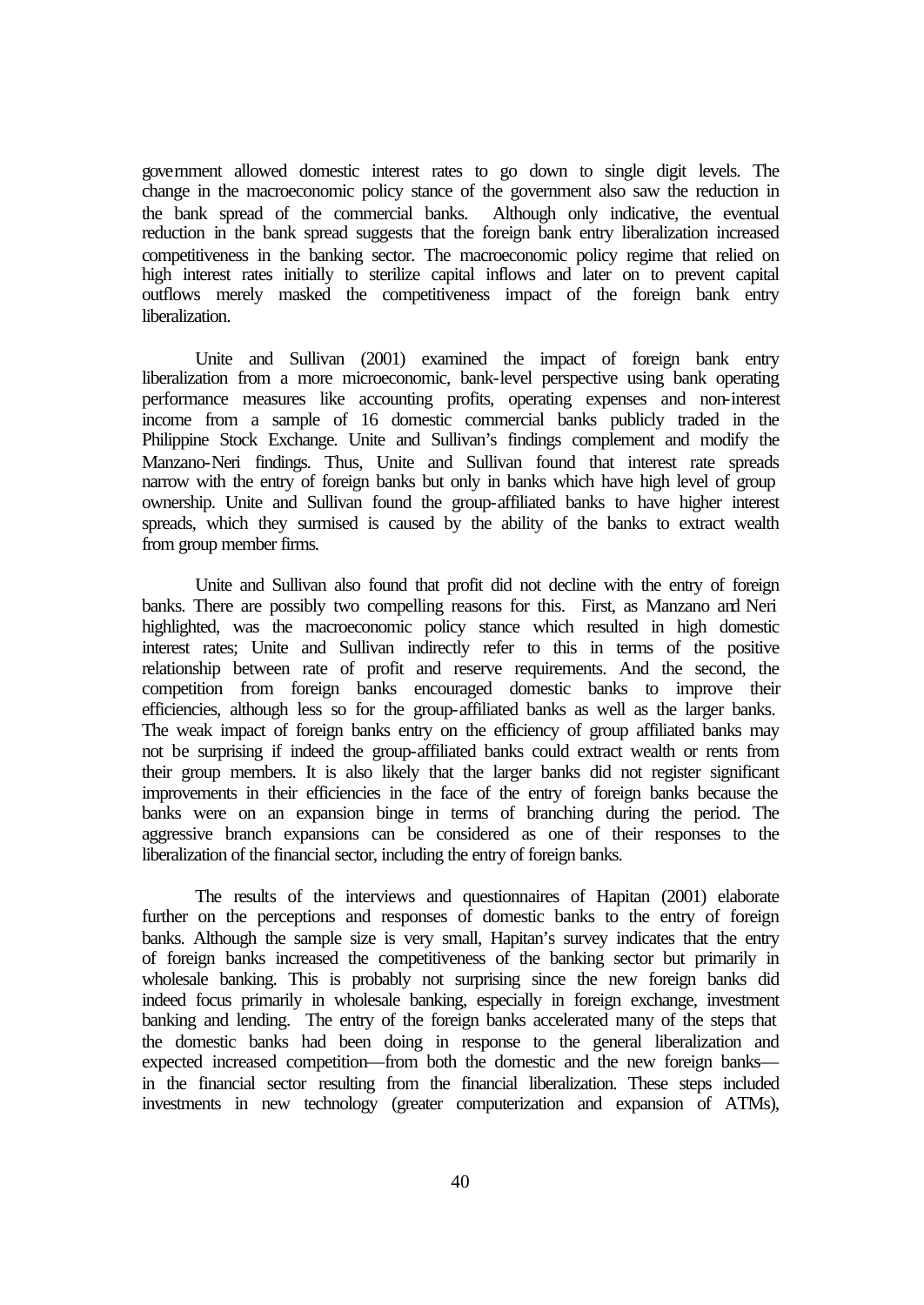government allowed domestic interest rates to go down to single digit levels. The change in the macroeconomic policy stance of the government also saw the reduction in the bank spread of the commercial banks. Although only indicative, the eventual reduction in the bank spread suggests that the foreign bank entry liberalization increased competitiveness in the banking sector. The macroeconomic policy regime that relied on high interest rates initially to sterilize capital inflows and later on to prevent capital outflows merely masked the competitiveness impact of the foreign bank entry liberalization.

Unite and Sullivan (2001) examined the impact of foreign bank entry liberalization from a more microeconomic, bank-level perspective using bank operating performance measures like accounting profits, operating expenses and non-interest income from a sample of 16 domestic commercial banks publicly traded in the Philippine Stock Exchange. Unite and Sullivan's findings complement and modify the Manzano-Neri findings. Thus, Unite and Sullivan found that interest rate spreads narrow with the entry of foreign banks but only in banks which have high level of group ownership. Unite and Sullivan found the group-affiliated banks to have higher interest spreads, which they surmised is caused by the ability of the banks to extract wealth from group member firms.

Unite and Sullivan also found that profit did not decline with the entry of foreign banks. There are possibly two compelling reasons for this. First, as Manzano and Neri highlighted, was the macroeconomic policy stance which resulted in high domestic interest rates; Unite and Sullivan indirectly refer to this in terms of the positive relationship between rate of profit and reserve requirements. And the second, the competition from foreign banks encouraged domestic banks to improve their efficiencies, although less so for the group-affiliated banks as well as the larger banks. The weak impact of foreign banks entry on the efficiency of group affiliated banks may not be surprising if indeed the group-affiliated banks could extract wealth or rents from their group members. It is also likely that the larger banks did not register significant improvements in their efficiencies in the face of the entry of foreign banks because the banks were on an expansion binge in terms of branching during the period. The aggressive branch expansions can be considered as one of their responses to the liberalization of the financial sector, including the entry of foreign banks.

The results of the interviews and questionnaires of Hapitan (2001) elaborate further on the perceptions and responses of domestic banks to the entry of foreign banks. Although the sample size is very small, Hapitan's survey indicates that the entry of foreign banks increased the competitiveness of the banking sector but primarily in wholesale banking. This is probably not surprising since the new foreign banks did indeed focus primarily in wholesale banking, especially in foreign exchange, investment banking and lending. The entry of the foreign banks accelerated many of the steps that the domestic banks had been doing in response to the general liberalization and expected increased competition—from both the domestic and the new foreign banks—in the financial sector resulting from the financial liberalization. These steps included investments in new technology (greater computerization and expansion of ATMs),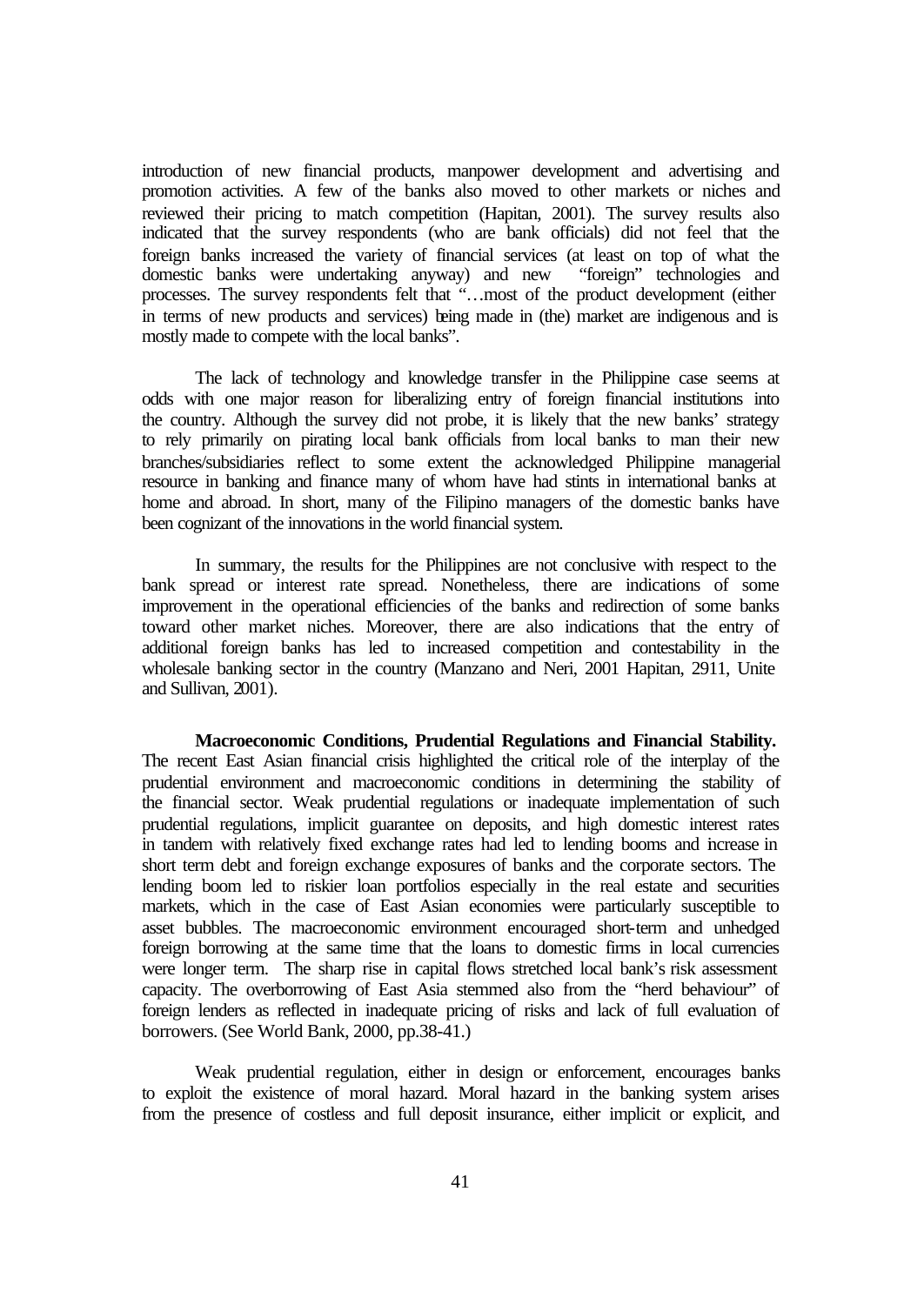introduction of new financial products, manpower development and advertising and promotion activities. A few of the banks also moved to other markets or niches and reviewed their pricing to match competition (Hapitan, 2001). The survey results also indicated that the survey respondents (who are bank officials) did not feel that the foreign banks increased the variety of financial services (at least on top of what the domestic banks were undertaking anyway) and new "foreign" technologies and processes. The survey respondents felt that "…most of the product development (either in terms of new products and services) being made in (the) market are indigenous and is mostly made to compete with the local banks".

The lack of technology and knowledge transfer in the Philippine case seems at odds with one major reason for liberalizing entry of foreign financial institutions into the country. Although the survey did not probe, it is likely that the new banks' strategy to rely primarily on pirating local bank officials from local banks to man their new branches/subsidiaries reflect to some extent the acknowledged Philippine managerial resource in banking and finance many of whom have had stints in international banks at home and abroad. In short, many of the Filipino managers of the domestic banks have been cognizant of the innovations in the world financial system.

In summary, the results for the Philippines are not conclusive with respect to the bank spread or interest rate spread. Nonetheless, there are indications of some improvement in the operational efficiencies of the banks and redirection of some banks toward other market niches. Moreover, there are also indications that the entry of additional foreign banks has led to increased competition and contestability in the wholesale banking sector in the country (Manzano and Neri, 2001 Hapitan, 2911, Unite and Sullivan, 2001).

**Macroeconomic Conditions, Prudential Regulations and Financial Stability.** The recent East Asian financial crisis highlighted the critical role of the interplay of the prudential environment and macroeconomic conditions in determining the stability of the financial sector. Weak prudential regulations or inadequate implementation of such prudential regulations, implicit guarantee on deposits, and high domestic interest rates in tandem with relatively fixed exchange rates had led to lending booms and increase in short term debt and foreign exchange exposures of banks and the corporate sectors. The lending boom led to riskier loan portfolios especially in the real estate and securities markets, which in the case of East Asian economies were particularly susceptible to asset bubbles. The macroeconomic environment encouraged short-term and unhedged foreign borrowing at the same time that the loans to domestic firms in local currencies were longer term. The sharp rise in capital flows stretched local bank's risk assessment capacity. The overborrowing of East Asia stemmed also from the "herd behaviour" of foreign lenders as reflected in inadequate pricing of risks and lack of full evaluation of borrowers. (See World Bank, 2000, pp.38-41.)

Weak prudential regulation, either in design or enforcement, encourages banks to exploit the existence of moral hazard. Moral hazard in the banking system arises from the presence of costless and full deposit insurance, either implicit or explicit, and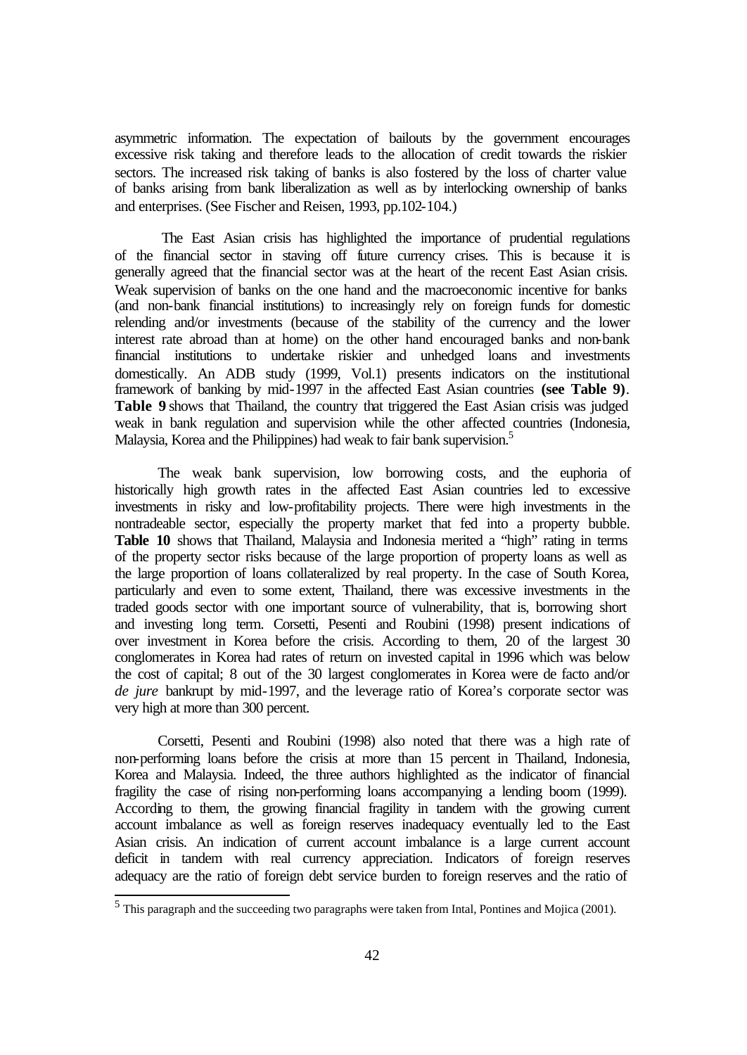asymmetric information. The expectation of bailouts by the government encourages excessive risk taking and therefore leads to the allocation of credit towards the riskier sectors. The increased risk taking of banks is also fostered by the loss of charter value of banks arising from bank liberalization as well as by interlocking ownership of banks and enterprises. (See Fischer and Reisen, 1993, pp.102-104.)

The East Asian crisis has highlighted the importance of prudential regulations of the financial sector in staving off future currency crises. This is because it is generally agreed that the financial sector was at the heart of the recent East Asian crisis. Weak supervision of banks on the one hand and the macroeconomic incentive for banks (and non-bank financial institutions) to increasingly rely on foreign funds for domestic relending and/or investments (because of the stability of the currency and the lower interest rate abroad than at home) on the other hand encouraged banks and non-bank financial institutions to undertake riskier and unhedged loans and investments domestically. An ADB study (1999, Vol.1) presents indicators on the institutional framework of banking by mid-1997 in the affected East Asian countries **(see Table 9)**. **Table 9** shows that Thailand, the country that triggered the East Asian crisis was judged weak in bank regulation and supervision while the other affected countries (Indonesia, Malaysia, Korea and the Philippines) had weak to fair bank supervision.[5]

The weak bank supervision, low borrowing costs, and the euphoria of historically high growth rates in the affected East Asian countries led to excessive investments in risky and low-profitability projects. There were high investments in the nontradeable sector, especially the property market that fed into a property bubble. **Table 10** shows that Thailand, Malaysia and Indonesia merited a "high" rating in terms of the property sector risks because of the large proportion of property loans as well as the large proportion of loans collateralized by real property. In the case of South Korea, particularly and even to some extent, Thailand, there was excessive investments in the traded goods sector with one important source of vulnerability, that is, borrowing short and investing long term. Corsetti, Pesenti and Roubini (1998) present indications of over investment in Korea before the crisis. According to them, 20 of the largest 30 conglomerates in Korea had rates of return on invested capital in 1996 which was below the cost of capital; 8 out of the 30 largest conglomerates in Korea were de facto and/or *de jure* bankrupt by mid-1997, and the leverage ratio of Korea's corporate sector was very high at more than 300 percent.

Corsetti, Pesenti and Roubini (1998) also noted that there was a high rate of non-performing loans before the crisis at more than 15 percent in Thailand, Indonesia, Korea and Malaysia. Indeed, the three authors highlighted as the indicator of financial fragility the case of rising non-performing loans accompanying a lending boom (1999). According to them, the growing financial fragility in tandem with the growing current account imbalance as well as foreign reserves inadequacy eventually led to the East Asian crisis. An indication of current account imbalance is a large current account deficit in tandem with real currency appreciation. Indicators of foreign reserves adequacy are the ratio of foreign debt service burden to foreign reserves and the ratio of

[5] This paragraph and the succeeding two paragraphs were taken from Intal, Pontines and Mojica (2001).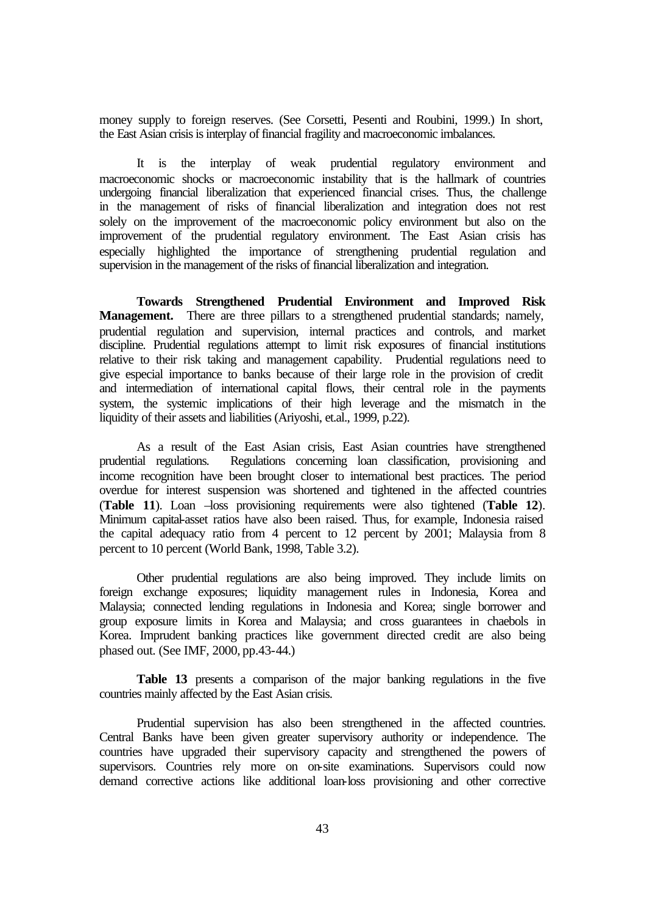money supply to foreign reserves. (See Corsetti, Pesenti and Roubini, 1999.) In short, the East Asian crisis is interplay of financial fragility and macroeconomic imbalances.

It is the interplay of weak prudential regulatory environment and macroeconomic shocks or macroeconomic instability that is the hallmark of countries undergoing financial liberalization that experienced financial crises. Thus, the challenge in the management of risks of financial liberalization and integration does not rest solely on the improvement of the macroeconomic policy environment but also on the improvement of the prudential regulatory environment. The East Asian crisis has especially highlighted the importance of strengthening prudential regulation and supervision in the management of the risks of financial liberalization and integration.

**Towards Strengthened Prudential Environment and Improved Risk Management.** There are three pillars to a strengthened prudential standards; namely, prudential regulation and supervision, internal practices and controls, and market discipline. Prudential regulations attempt to limit risk exposures of financial institutions relative to their risk taking and management capability. Prudential regulations need to give especial importance to banks because of their large role in the provision of credit and intermediation of international capital flows, their central role in the payments system, the systemic implications of their high leverage and the mismatch in the liquidity of their assets and liabilities (Ariyoshi, et.al., 1999, p.22).

As a result of the East Asian crisis, East Asian countries have strengthened prudential regulations. Regulations concerning loan classification, provisioning and income recognition have been brought closer to international best practices. The period overdue for interest suspension was shortened and tightened in the affected countries (**Table 11**). Loan –loss provisioning requirements were also tightened (**Table 12**). Minimum capital-asset ratios have also been raised. Thus, for example, Indonesia raised the capital adequacy ratio from 4 percent to 12 percent by 2001; Malaysia from 8 percent to 10 percent (World Bank, 1998, Table 3.2).

Other prudential regulations are also being improved. They include limits on foreign exchange exposures; liquidity management rules in Indonesia, Korea and Malaysia; connected lending regulations in Indonesia and Korea; single borrower and group exposure limits in Korea and Malaysia; and cross guarantees in chaebols in Korea. Imprudent banking practices like government directed credit are also being phased out. (See IMF, 2000, pp.43-44.)

**Table 13** presents a comparison of the major banking regulations in the five countries mainly affected by the East Asian crisis.

Prudential supervision has also been strengthened in the affected countries. Central Banks have been given greater supervisory authority or independence. The countries have upgraded their supervisory capacity and strengthened the powers of supervisors. Countries rely more on on-site examinations. Supervisors could now demand corrective actions like additional loan-loss provisioning and other corrective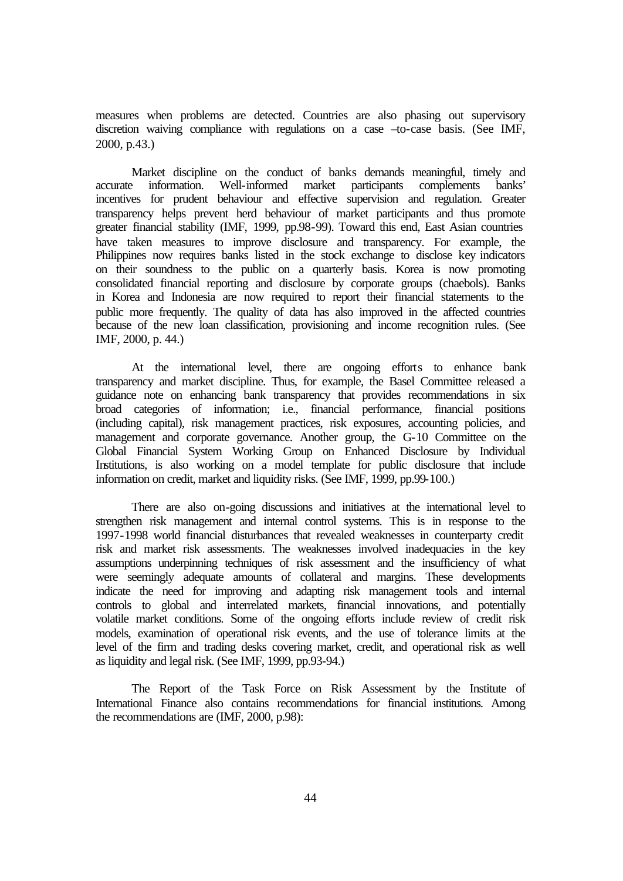measures when problems are detected. Countries are also phasing out supervisory discretion waiving compliance with regulations on a case –to-case basis. (See IMF, 2000, p.43.)

Market discipline on the conduct of banks demands meaningful, timely and accurate information. Well-informed market participants complements banks' incentives for prudent behaviour and effective supervision and regulation. Greater transparency helps prevent herd behaviour of market participants and thus promote greater financial stability (IMF, 1999, pp.98-99). Toward this end, East Asian countries have taken measures to improve disclosure and transparency. For example, the Philippines now requires banks listed in the stock exchange to disclose key indicators on their soundness to the public on a quarterly basis. Korea is now promoting consolidated financial reporting and disclosure by corporate groups (chaebols). Banks in Korea and Indonesia are now required to report their financial statements to the public more frequently. The quality of data has also improved in the affected countries because of the new loan classification, provisioning and income recognition rules. (See IMF, 2000, p. 44.)

At the international level, there are ongoing efforts to enhance bank transparency and market discipline. Thus, for example, the Basel Committee released a guidance note on enhancing bank transparency that provides recommendations in six broad categories of information; i.e., financial performance, financial positions (including capital), risk management practices, risk exposures, accounting policies, and management and corporate governance. Another group, the G-10 Committee on the Global Financial System Working Group on Enhanced Disclosure by Individual Institutions, is also working on a model template for public disclosure that include information on credit, market and liquidity risks. (See IMF, 1999, pp.99-100.)

There are also on-going discussions and initiatives at the international level to strengthen risk management and internal control systems. This is in response to the 1997-1998 world financial disturbances that revealed weaknesses in counterparty credit risk and market risk assessments. The weaknesses involved inadequacies in the key assumptions underpinning techniques of risk assessment and the insufficiency of what were seemingly adequate amounts of collateral and margins. These developments indicate the need for improving and adapting risk management tools and internal controls to global and interrelated markets, financial innovations, and potentially volatile market conditions. Some of the ongoing efforts include review of credit risk models, examination of operational risk events, and the use of tolerance limits at the level of the firm and trading desks covering market, credit, and operational risk as well as liquidity and legal risk. (See IMF, 1999, pp.93-94.)

The Report of the Task Force on Risk Assessment by the Institute of International Finance also contains recommendations for financial institutions. Among the recommendations are (IMF, 2000, p.98):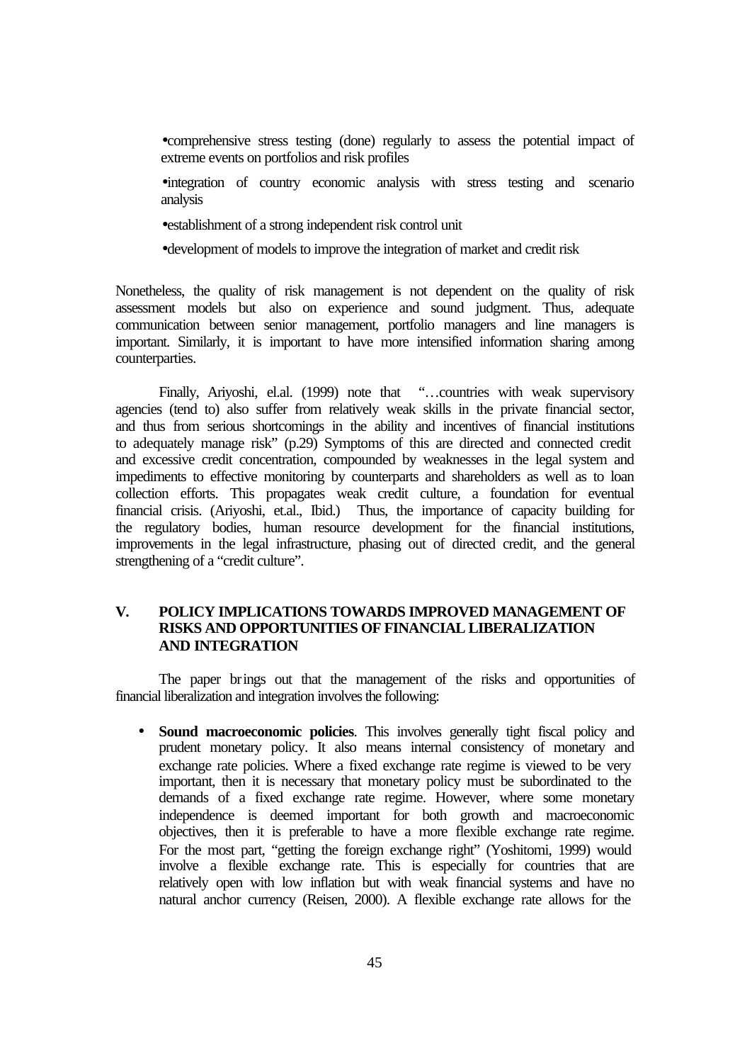- comprehensive stress testing (done) regularly to assess the potential impact of extreme events on portfolios and risk profiles
- integration of country economic analysis with stress testing and scenario analysis
- establishment of a strong independent risk control unit
- development of models to improve the integration of market and credit risk

Nonetheless, the quality of risk management is not dependent on the quality of risk assessment models but also on experience and sound judgment. Thus, adequate communication between senior management, portfolio managers and line managers is important. Similarly, it is important to have more intensified information sharing among counterparties.

Finally, Ariyoshi, el.al. (1999) note that "…countries with weak supervisory agencies (tend to) also suffer from relatively weak skills in the private financial sector, and thus from serious shortcomings in the ability and incentives of financial institutions to adequately manage risk" (p.29) Symptoms of this are directed and connected credit and excessive credit concentration, compounded by weaknesses in the legal system and impediments to effective monitoring by counterparts and shareholders as well as to loan collection efforts. This propagates weak credit culture, a foundation for eventual financial crisis. (Ariyoshi, et.al., Ibid.) Thus, the importance of capacity building for the regulatory bodies, human resource development for the financial institutions, improvements in the legal infrastructure, phasing out of directed credit, and the general strengthening of a "credit culture".

## V. POLICY IMPLICATIONS TOWARDS IMPROVED MANAGEMENT OF RISKS AND OPPORTUNITIES OF FINANCIAL LIBERALIZATION AND INTEGRATION

The paper brings out that the management of the risks and opportunities of financial liberalization and integration involves the following:

- **Sound macroeconomic policies**. This involves generally tight fiscal policy and prudent monetary policy. It also means internal consistency of monetary and exchange rate policies. Where a fixed exchange rate regime is viewed to be very important, then it is necessary that monetary policy must be subordinated to the demands of a fixed exchange rate regime. However, where some monetary independence is deemed important for both growth and macroeconomic objectives, then it is preferable to have a more flexible exchange rate regime. For the most part, "getting the foreign exchange right" (Yoshitomi, 1999) would involve a flexible exchange rate. This is especially for countries that are relatively open with low inflation but with weak financial systems and have no natural anchor currency (Reisen, 2000). A flexible exchange rate allows for the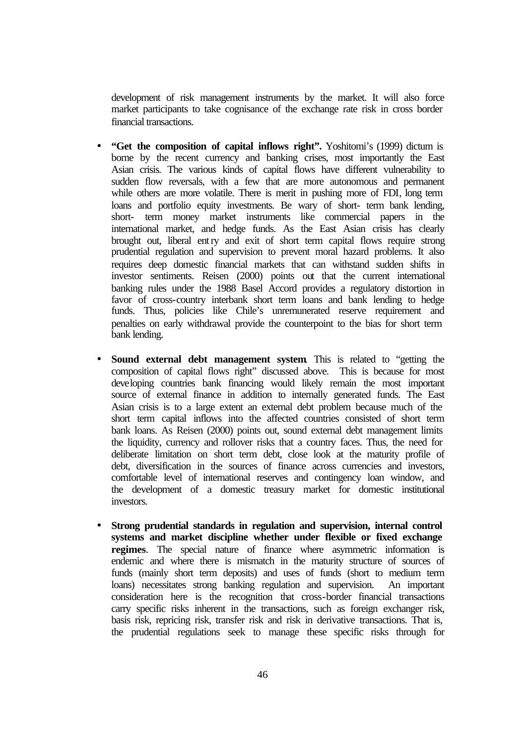development of risk management instruments by the market. It will also force market participants to take cognisance of the exchange rate risk in cross border financial transactions.

- **"Get the composition of capital inflows right".** Yoshitomi's (1999) dictum is borne by the recent currency and banking crises, most importantly the East Asian crisis. The various kinds of capital flows have different vulnerability to sudden flow reversals, with a few that are more autonomous and permanent while others are more volatile. There is merit in pushing more of FDI, long term loans and portfolio equity investments. Be wary of short- term bank lending, short- term money market instruments like commercial papers in the international market, and hedge funds. As the East Asian crisis has clearly brought out, liberal entry and exit of short term capital flows require strong prudential regulation and supervision to prevent moral hazard problems. It also requires deep domestic financial markets that can withstand sudden shifts in investor sentiments. Reisen (2000) points out that the current international banking rules under the 1988 Basel Accord provides a regulatory distortion in favor of cross-country interbank short term loans and bank lending to hedge funds. Thus, policies like Chile's unremunerated reserve requirement and penalties on early withdrawal provide the counterpoint to the bias for short term bank lending.

- **Sound external debt management system**. This is related to "getting the composition of capital flows right" discussed above. This is because for most developing countries bank financing would likely remain the most important source of external finance in addition to internally generated funds. The East Asian crisis is to a large extent an external debt problem because much of the short term capital inflows into the affected countries consisted of short term bank loans. As Reisen (2000) points out, sound external debt management limits the liquidity, currency and rollover risks that a country faces. Thus, the need for deliberate limitation on short term debt, close look at the maturity profile of debt, diversification in the sources of finance across currencies and investors, comfortable level of international reserves and contingency loan window, and the development of a domestic treasury market for domestic institutional investors.

- **Strong prudential standards in regulation and supervision, internal control systems and market discipline whether under flexible or fixed exchange regimes**. The special nature of finance where asymmetric information is endemic and where there is mismatch in the maturity structure of sources of funds (mainly short term deposits) and uses of funds (short to medium term loans) necessitates strong banking regulation and supervision. An important consideration here is the recognition that cross-border financial transactions carry specific risks inherent in the transactions, such as foreign exchanger risk, basis risk, repricing risk, transfer risk and risk in derivative transactions. That is, the prudential regulations seek to manage these specific risks through for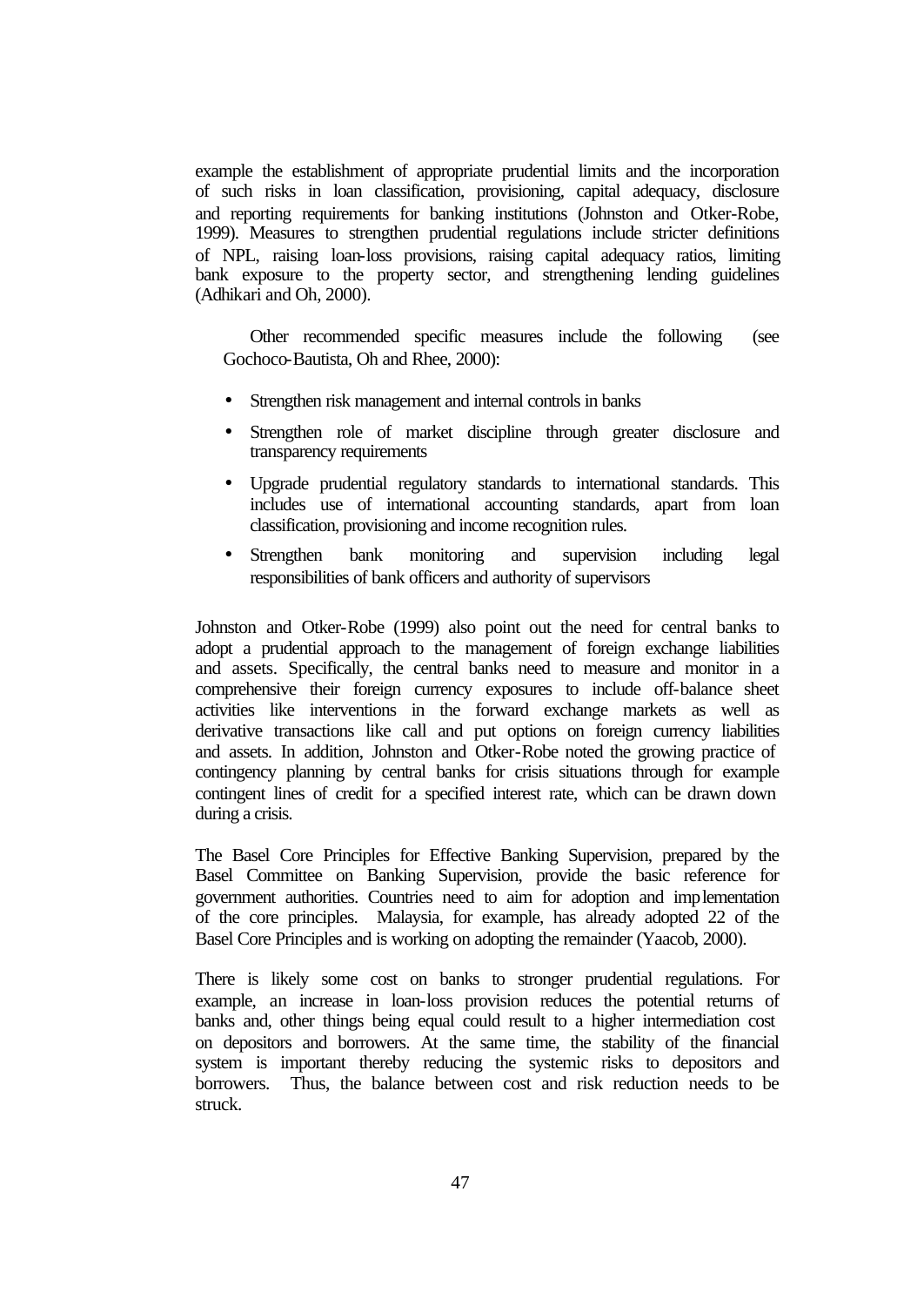example the establishment of appropriate prudential limits and the incorporation of such risks in loan classification, provisioning, capital adequacy, disclosure and reporting requirements for banking institutions (Johnston and Otker-Robe, 1999). Measures to strengthen prudential regulations include stricter definitions of NPL, raising loan-loss provisions, raising capital adequacy ratios, limiting bank exposure to the property sector, and strengthening lending guidelines (Adhikari and Oh, 2000).

Other recommended specific measures include the following (see Gochoco-Bautista, Oh and Rhee, 2000):

- Strengthen risk management and internal controls in banks
- Strengthen role of market discipline through greater disclosure and transparency requirements
- Upgrade prudential regulatory standards to international standards. This includes use of international accounting standards, apart from loan classification, provisioning and income recognition rules.
- Strengthen bank monitoring and supervision including legal responsibilities of bank officers and authority of supervisors

Johnston and Otker-Robe (1999) also point out the need for central banks to adopt a prudential approach to the management of foreign exchange liabilities and assets. Specifically, the central banks need to measure and monitor in a comprehensive their foreign currency exposures to include off-balance sheet activities like interventions in the forward exchange markets as well as derivative transactions like call and put options on foreign currency liabilities and assets. In addition, Johnston and Otker-Robe noted the growing practice of contingency planning by central banks for crisis situations through for example contingent lines of credit for a specified interest rate, which can be drawn down during a crisis.

The Basel Core Principles for Effective Banking Supervision, prepared by the Basel Committee on Banking Supervision, provide the basic reference for government authorities. Countries need to aim for adoption and implementation of the core principles. Malaysia, for example, has already adopted 22 of the Basel Core Principles and is working on adopting the remainder (Yaacob, 2000).

There is likely some cost on banks to stronger prudential regulations. For example, an increase in loan-loss provision reduces the potential returns of banks and, other things being equal could result to a higher intermediation cost on depositors and borrowers. At the same time, the stability of the financial system is important thereby reducing the systemic risks to depositors and borrowers. Thus, the balance between cost and risk reduction needs to be struck.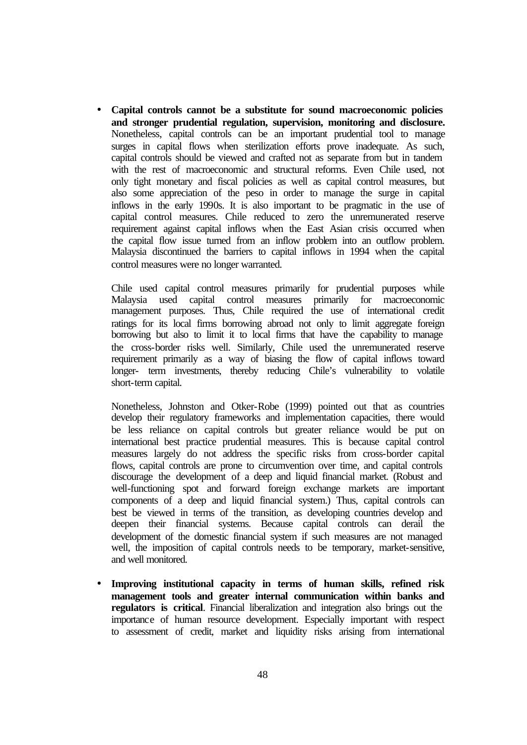- **Capital controls cannot be a substitute for sound macroeconomic policies and stronger prudential regulation, supervision, monitoring and disclosure.** Nonetheless, capital controls can be an important prudential tool to manage surges in capital flows when sterilization efforts prove inadequate. As such, capital controls should be viewed and crafted not as separate from but in tandem with the rest of macroeconomic and structural reforms. Even Chile used, not only tight monetary and fiscal policies as well as capital control measures, but also some appreciation of the peso in order to manage the surge in capital inflows in the early 1990s. It is also important to be pragmatic in the use of capital control measures. Chile reduced to zero the unremunerated reserve requirement against capital inflows when the East Asian crisis occurred when the capital flow issue turned from an inflow problem into an outflow problem. Malaysia discontinued the barriers to capital inflows in 1994 when the capital control measures were no longer warranted.

  Chile used capital control measures primarily for prudential purposes while Malaysia used capital control measures primarily for macroeconomic management purposes. Thus, Chile required the use of international credit ratings for its local firms borrowing abroad not only to limit aggregate foreign borrowing but also to limit it to local firms that have the capability to manage the cross-border risks well. Similarly, Chile used the unremunerated reserve requirement primarily as a way of biasing the flow of capital inflows toward longer- term investments, thereby reducing Chile's vulnerability to volatile short-term capital.

  Nonetheless, Johnston and Otker-Robe (1999) pointed out that as countries develop their regulatory frameworks and implementation capacities, there would be less reliance on capital controls but greater reliance would be put on international best practice prudential measures. This is because capital control measures largely do not address the specific risks from cross-border capital flows, capital controls are prone to circumvention over time, and capital controls discourage the development of a deep and liquid financial market. (Robust and well-functioning spot and forward foreign exchange markets are important components of a deep and liquid financial system.) Thus, capital controls can best be viewed in terms of the transition, as developing countries develop and deepen their financial systems. Because capital controls can derail the development of the domestic financial system if such measures are not managed well, the imposition of capital controls needs to be temporary, market-sensitive, and well monitored.

- **Improving institutional capacity in terms of human skills, refined risk management tools and greater internal communication within banks and regulators is critical**. Financial liberalization and integration also brings out the importance of human resource development. Especially important with respect to assessment of credit, market and liquidity risks arising from international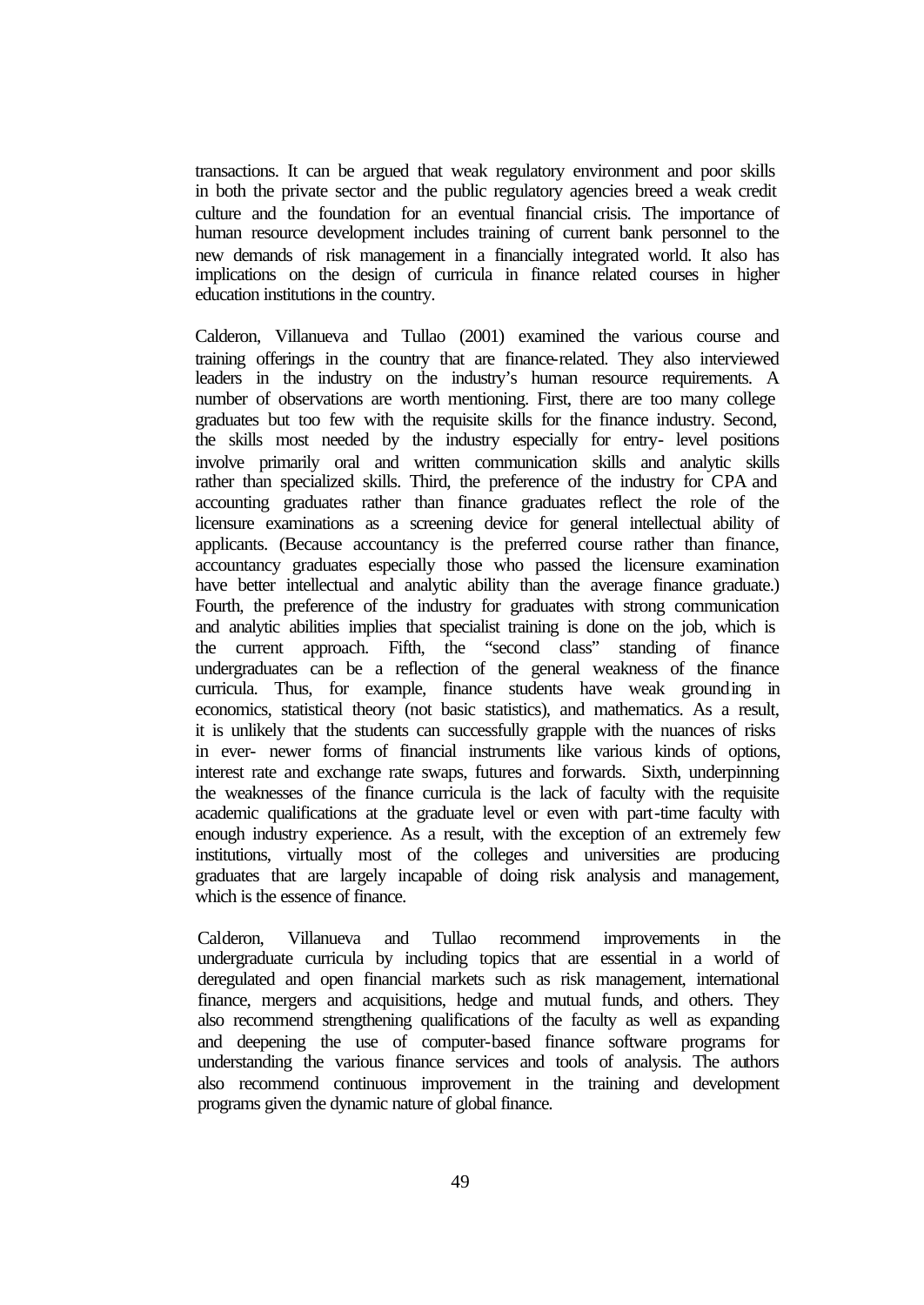transactions. It can be argued that weak regulatory environment and poor skills in both the private sector and the public regulatory agencies breed a weak credit culture and the foundation for an eventual financial crisis. The importance of human resource development includes training of current bank personnel to the new demands of risk management in a financially integrated world. It also has implications on the design of curricula in finance related courses in higher education institutions in the country.

Calderon, Villanueva and Tullao (2001) examined the various course and training offerings in the country that are finance-related. They also interviewed leaders in the industry on the industry's human resource requirements. A number of observations are worth mentioning. First, there are too many college graduates but too few with the requisite skills for the finance industry. Second, the skills most needed by the industry especially for entry- level positions involve primarily oral and written communication skills and analytic skills rather than specialized skills. Third, the preference of the industry for CPA and accounting graduates rather than finance graduates reflect the role of the licensure examinations as a screening device for general intellectual ability of applicants. (Because accountancy is the preferred course rather than finance, accountancy graduates especially those who passed the licensure examination have better intellectual and analytic ability than the average finance graduate.) Fourth, the preference of the industry for graduates with strong communication and analytic abilities implies that specialist training is done on the job, which is the current approach. Fifth, the "second class" standing of finance undergraduates can be a reflection of the general weakness of the finance curricula. Thus, for example, finance students have weak grounding in economics, statistical theory (not basic statistics), and mathematics. As a result, it is unlikely that the students can successfully grapple with the nuances of risks in ever- newer forms of financial instruments like various kinds of options, interest rate and exchange rate swaps, futures and forwards. Sixth, underpinning the weaknesses of the finance curricula is the lack of faculty with the requisite academic qualifications at the graduate level or even with part-time faculty with enough industry experience. As a result, with the exception of an extremely few institutions, virtually most of the colleges and universities are producing graduates that are largely incapable of doing risk analysis and management, which is the essence of finance.

Calderon, Villanueva and Tullao recommend improvements in the undergraduate curricula by including topics that are essential in a world of deregulated and open financial markets such as risk management, international finance, mergers and acquisitions, hedge and mutual funds, and others. They also recommend strengthening qualifications of the faculty as well as expanding and deepening the use of computer-based finance software programs for understanding the various finance services and tools of analysis. The authors also recommend continuous improvement in the training and development programs given the dynamic nature of global finance.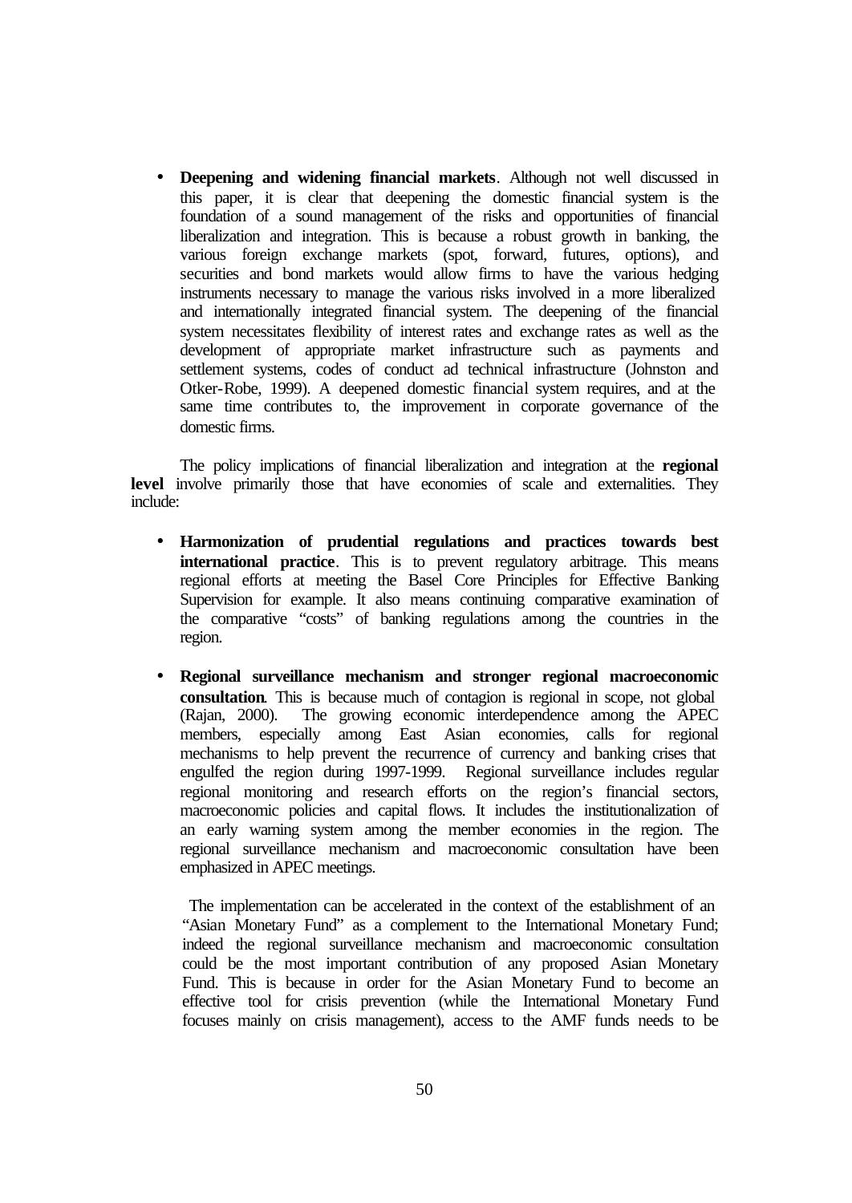- **Deepening and widening financial markets**. Although not well discussed in this paper, it is clear that deepening the domestic financial system is the foundation of a sound management of the risks and opportunities of financial liberalization and integration. This is because a robust growth in banking, the various foreign exchange markets (spot, forward, futures, options), and securities and bond markets would allow firms to have the various hedging instruments necessary to manage the various risks involved in a more liberalized and internationally integrated financial system. The deepening of the financial system necessitates flexibility of interest rates and exchange rates as well as the development of appropriate market infrastructure such as payments and settlement systems, codes of conduct ad technical infrastructure (Johnston and Otker-Robe, 1999). A deepened domestic financial system requires, and at the same time contributes to, the improvement in corporate governance of the domestic firms.

The policy implications of financial liberalization and integration at the **regional level** involve primarily those that have economies of scale and externalities. They include:

- **Harmonization of prudential regulations and practices towards best international practice**. This is to prevent regulatory arbitrage. This means regional efforts at meeting the Basel Core Principles for Effective Banking Supervision for example. It also means continuing comparative examination of the comparative "costs" of banking regulations among the countries in the region.

- **Regional surveillance mechanism and stronger regional macroeconomic consultation**. This is because much of contagion is regional in scope, not global (Rajan, 2000). The growing economic interdependence among the APEC members, especially among East Asian economies, calls for regional mechanisms to help prevent the recurrence of currency and banking crises that engulfed the region during 1997-1999. Regional surveillance includes regular regional monitoring and research efforts on the region's financial sectors, macroeconomic policies and capital flows. It includes the institutionalization of an early warning system among the member economies in the region. The regional surveillance mechanism and macroeconomic consultation have been emphasized in APEC meetings.

  The implementation can be accelerated in the context of the establishment of an "Asian Monetary Fund" as a complement to the International Monetary Fund; indeed the regional surveillance mechanism and macroeconomic consultation could be the most important contribution of any proposed Asian Monetary Fund. This is because in order for the Asian Monetary Fund to become an effective tool for crisis prevention (while the International Monetary Fund focuses mainly on crisis management), access to the AMF funds needs to be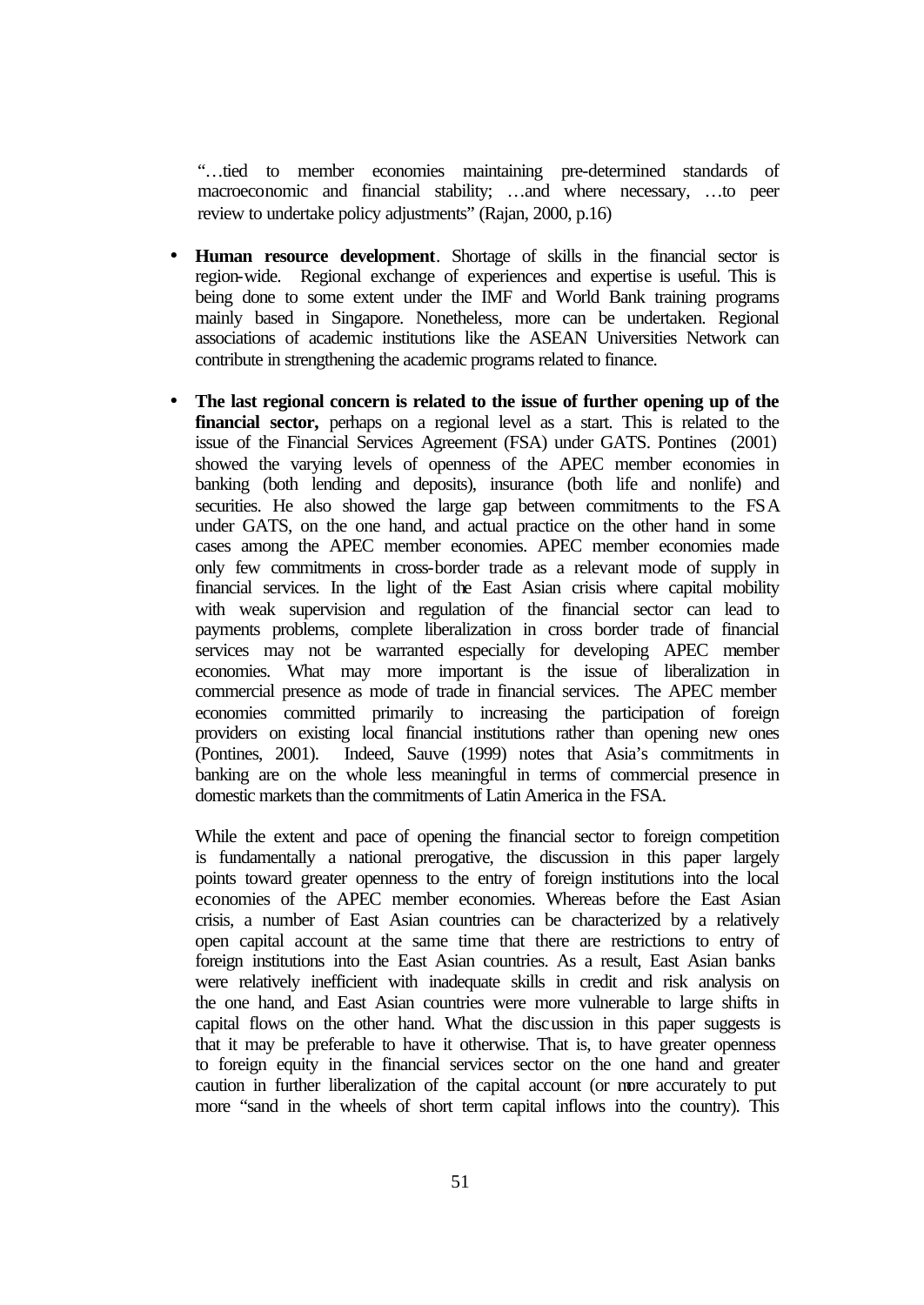"…tied to member economies maintaining pre-determined standards of macroeconomic and financial stability; …and where necessary, …to peer review to undertake policy adjustments" (Rajan, 2000, p.16)

- **Human resource development**. Shortage of skills in the financial sector is region-wide. Regional exchange of experiences and expertise is useful. This is being done to some extent under the IMF and World Bank training programs mainly based in Singapore. Nonetheless, more can be undertaken. Regional associations of academic institutions like the ASEAN Universities Network can contribute in strengthening the academic programs related to finance.

- **The last regional concern is related to the issue of further opening up of the financial sector,** perhaps on a regional level as a start. This is related to the issue of the Financial Services Agreement (FSA) under GATS. Pontines (2001) showed the varying levels of openness of the APEC member economies in banking (both lending and deposits), insurance (both life and nonlife) and securities. He also showed the large gap between commitments to the FSA under GATS, on the one hand, and actual practice on the other hand in some cases among the APEC member economies. APEC member economies made only few commitments in cross-border trade as a relevant mode of supply in financial services. In the light of the East Asian crisis where capital mobility with weak supervision and regulation of the financial sector can lead to payments problems, complete liberalization in cross border trade of financial services may not be warranted especially for developing APEC member economies. What may more important is the issue of liberalization in commercial presence as mode of trade in financial services. The APEC member economies committed primarily to increasing the participation of foreign providers on existing local financial institutions rather than opening new ones (Pontines, 2001). Indeed, Sauve (1999) notes that Asia's commitments in banking are on the whole less meaningful in terms of commercial presence in domestic markets than the commitments of Latin America in the FSA.

  While the extent and pace of opening the financial sector to foreign competition is fundamentally a national prerogative, the discussion in this paper largely points toward greater openness to the entry of foreign institutions into the local economies of the APEC member economies. Whereas before the East Asian crisis, a number of East Asian countries can be characterized by a relatively open capital account at the same time that there are restrictions to entry of foreign institutions into the East Asian countries. As a result, East Asian banks were relatively inefficient with inadequate skills in credit and risk analysis on the one hand, and East Asian countries were more vulnerable to large shifts in capital flows on the other hand. What the discussion in this paper suggests is that it may be preferable to have it otherwise. That is, to have greater openness to foreign equity in the financial services sector on the one hand and greater caution in further liberalization of the capital account (or more accurately to put more "sand in the wheels of short term capital inflows into the country). This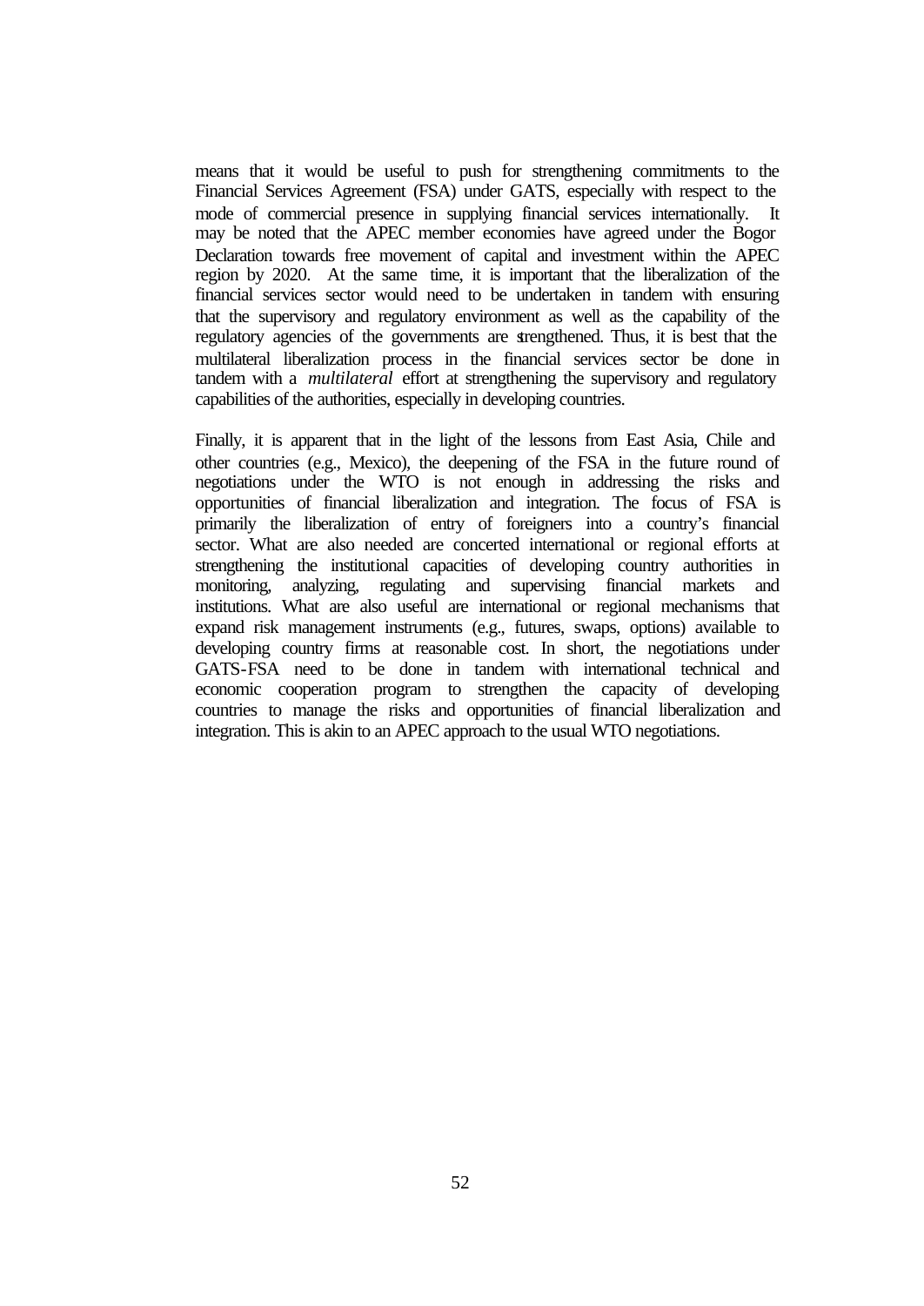means that it would be useful to push for strengthening commitments to the Financial Services Agreement (FSA) under GATS, especially with respect to the mode of commercial presence in supplying financial services internationally. It may be noted that the APEC member economies have agreed under the Bogor Declaration towards free movement of capital and investment within the APEC region by 2020. At the same time, it is important that the liberalization of the financial services sector would need to be undertaken in tandem with ensuring that the supervisory and regulatory environment as well as the capability of the regulatory agencies of the governments are strengthened. Thus, it is best that the multilateral liberalization process in the financial services sector be done in tandem with a *multilateral* effort at strengthening the supervisory and regulatory capabilities of the authorities, especially in developing countries.

Finally, it is apparent that in the light of the lessons from East Asia, Chile and other countries (e.g., Mexico), the deepening of the FSA in the future round of negotiations under the WTO is not enough in addressing the risks and opportunities of financial liberalization and integration. The focus of FSA is primarily the liberalization of entry of foreigners into a country's financial sector. What are also needed are concerted international or regional efforts at strengthening the institutional capacities of developing country authorities in monitoring, analyzing, regulating and supervising financial markets and institutions. What are also useful are international or regional mechanisms that expand risk management instruments (e.g., futures, swaps, options) available to developing country firms at reasonable cost. In short, the negotiations under GATS-FSA need to be done in tandem with international technical and economic cooperation program to strengthen the capacity of developing countries to manage the risks and opportunities of financial liberalization and integration. This is akin to an APEC approach to the usual WTO negotiations.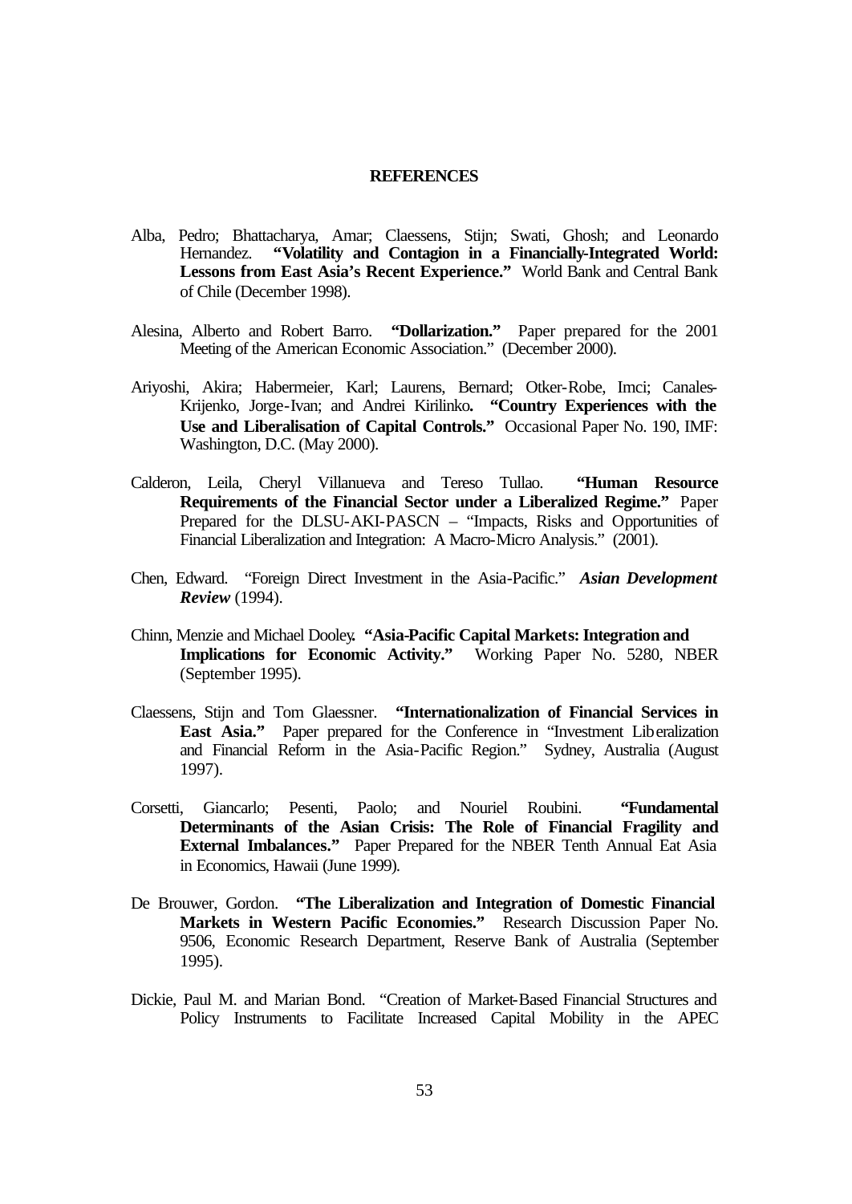# REFERENCES

Alba, Pedro; Bhattacharya, Amar; Claessens, Stijn; Swati, Ghosh; and Leonardo Hernandez. **"Volatility and Contagion in a Financially-Integrated World: Lessons from East Asia's Recent Experience."** World Bank and Central Bank of Chile (December 1998).

Alesina, Alberto and Robert Barro. **"Dollarization."** Paper prepared for the 2001 Meeting of the American Economic Association." (December 2000).

Ariyoshi, Akira; Habermeier, Karl; Laurens, Bernard; Otker-Robe, Imci; Canales-Krijenko, Jorge-Ivan; and Andrei Kirilinko**. "Country Experiences with the Use and Liberalisation of Capital Controls."** Occasional Paper No. 190, IMF: Washington, D.C. (May 2000).

Calderon, Leila, Cheryl Villanueva and Tereso Tullao. **"Human Resource Requirements of the Financial Sector under a Liberalized Regime."** Paper Prepared for the DLSU-AKI-PASCN – "Impacts, Risks and Opportunities of Financial Liberalization and Integration: A Macro-Micro Analysis." (2001).

Chen, Edward. "Foreign Direct Investment in the Asia-Pacific." ***Asian Development Review*** (1994).

Chinn, Menzie and Michael Dooley**. "Asia-Pacific Capital Markets: Integration and Implications for Economic Activity."** Working Paper No. 5280, NBER (September 1995).

Claessens, Stijn and Tom Glaessner. **"Internationalization of Financial Services in East Asia."** Paper prepared for the Conference in "Investment Liberalization and Financial Reform in the Asia-Pacific Region." Sydney, Australia (August 1997).

Corsetti, Giancarlo; Pesenti, Paolo; and Nouriel Roubini. **"Fundamental Determinants of the Asian Crisis: The Role of Financial Fragility and External Imbalances."** Paper Prepared for the NBER Tenth Annual Eat Asia in Economics, Hawaii (June 1999).

De Brouwer, Gordon. **"The Liberalization and Integration of Domestic Financial Markets in Western Pacific Economies."** Research Discussion Paper No. 9506, Economic Research Department, Reserve Bank of Australia (September 1995).

Dickie, Paul M. and Marian Bond. "Creation of Market-Based Financial Structures and Policy Instruments to Facilitate Increased Capital Mobility in the APEC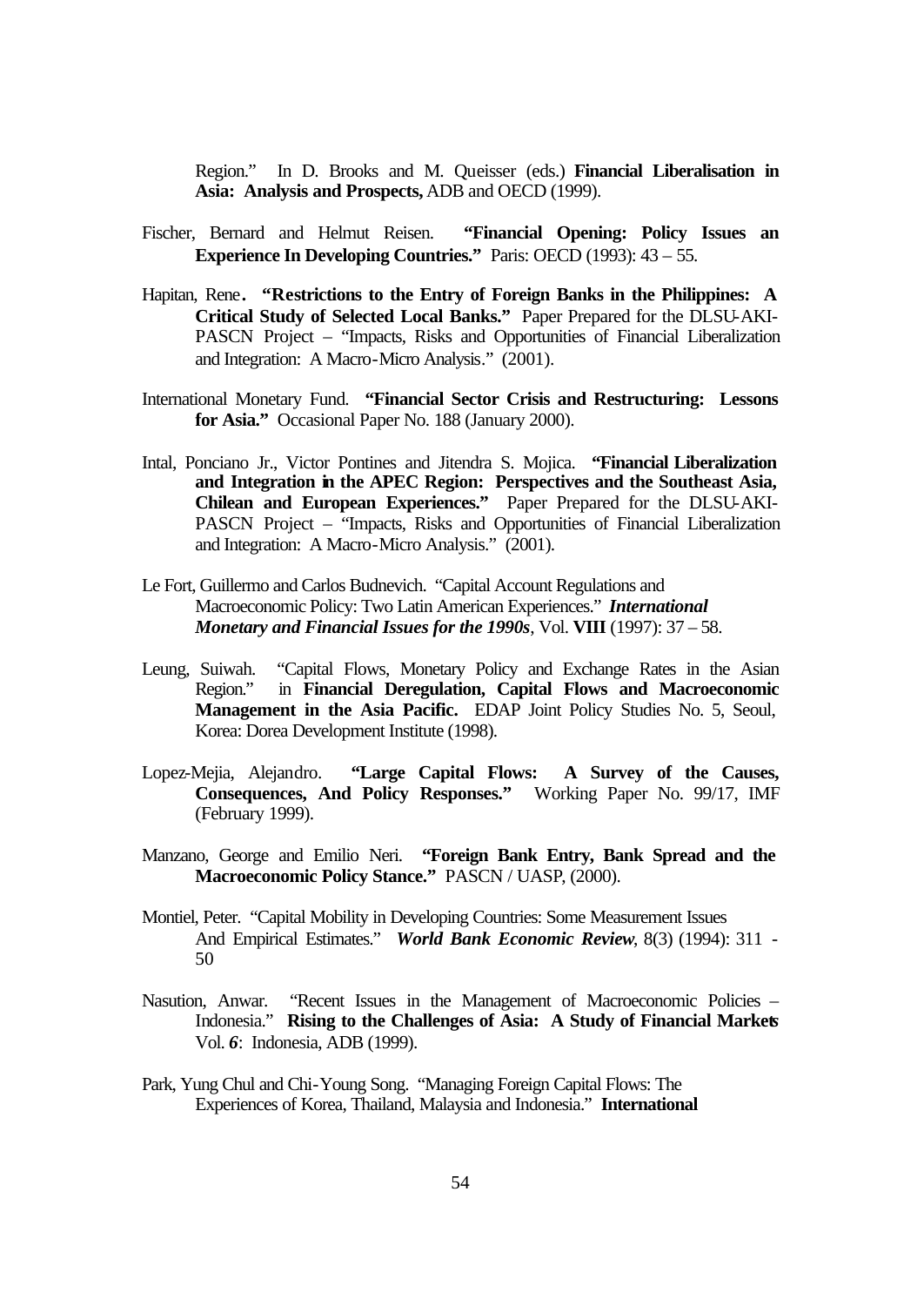Region." In D. Brooks and M. Queisser (eds.) **Financial Liberalisation in Asia: Analysis and Prospects,** ADB and OECD (1999).

Fischer, Bernard and Helmut Reisen. **"Financial Opening: Policy Issues an Experience In Developing Countries."** Paris: OECD (1993): 43 – 55.

Hapitan, Rene**. "Restrictions to the Entry of Foreign Banks in the Philippines: A Critical Study of Selected Local Banks."** Paper Prepared for the DLSU-AKI-PASCN Project – "Impacts, Risks and Opportunities of Financial Liberalization and Integration: A Macro-Micro Analysis." (2001).

International Monetary Fund. **"Financial Sector Crisis and Restructuring: Lessons for Asia."** Occasional Paper No. 188 (January 2000).

Intal, Ponciano Jr., Victor Pontines and Jitendra S. Mojica. **"Financial Liberalization and Integration in the APEC Region: Perspectives and the Southeast Asia, Chilean and European Experiences."** Paper Prepared for the DLSU-AKI-PASCN Project – "Impacts, Risks and Opportunities of Financial Liberalization and Integration: A Macro-Micro Analysis." (2001).

Le Fort, Guillermo and Carlos Budnevich. "Capital Account Regulations and Macroeconomic Policy: Two Latin American Experiences." ***International Monetary and Financial Issues for the 1990s***, Vol. **VIII** (1997): 37 – 58.

Leung, Suiwah. "Capital Flows, Monetary Policy and Exchange Rates in the Asian Region." in **Financial Deregulation, Capital Flows and Macroeconomic Management in the Asia Pacific.** EDAP Joint Policy Studies No. 5, Seoul, Korea: Dorea Development Institute (1998).

Lopez-Mejia, Alejandro. **"Large Capital Flows: A Survey of the Causes, Consequences, And Policy Responses."** Working Paper No. 99/17, IMF (February 1999).

Manzano, George and Emilio Neri. **"Foreign Bank Entry, Bank Spread and the Macroeconomic Policy Stance."** PASCN / UASP, (2000).

Montiel, Peter. "Capital Mobility in Developing Countries: Some Measurement Issues And Empirical Estimates." ***World Bank Economic Review***, 8(3) (1994): 311 - 50

Nasution, Anwar. "Recent Issues in the Management of Macroeconomic Policies – Indonesia." **Rising to the Challenges of Asia: A Study of Financial Markets** Vol. ***6***: Indonesia, ADB (1999).

Park, Yung Chul and Chi-Young Song. "Managing Foreign Capital Flows: The Experiences of Korea, Thailand, Malaysia and Indonesia." **International**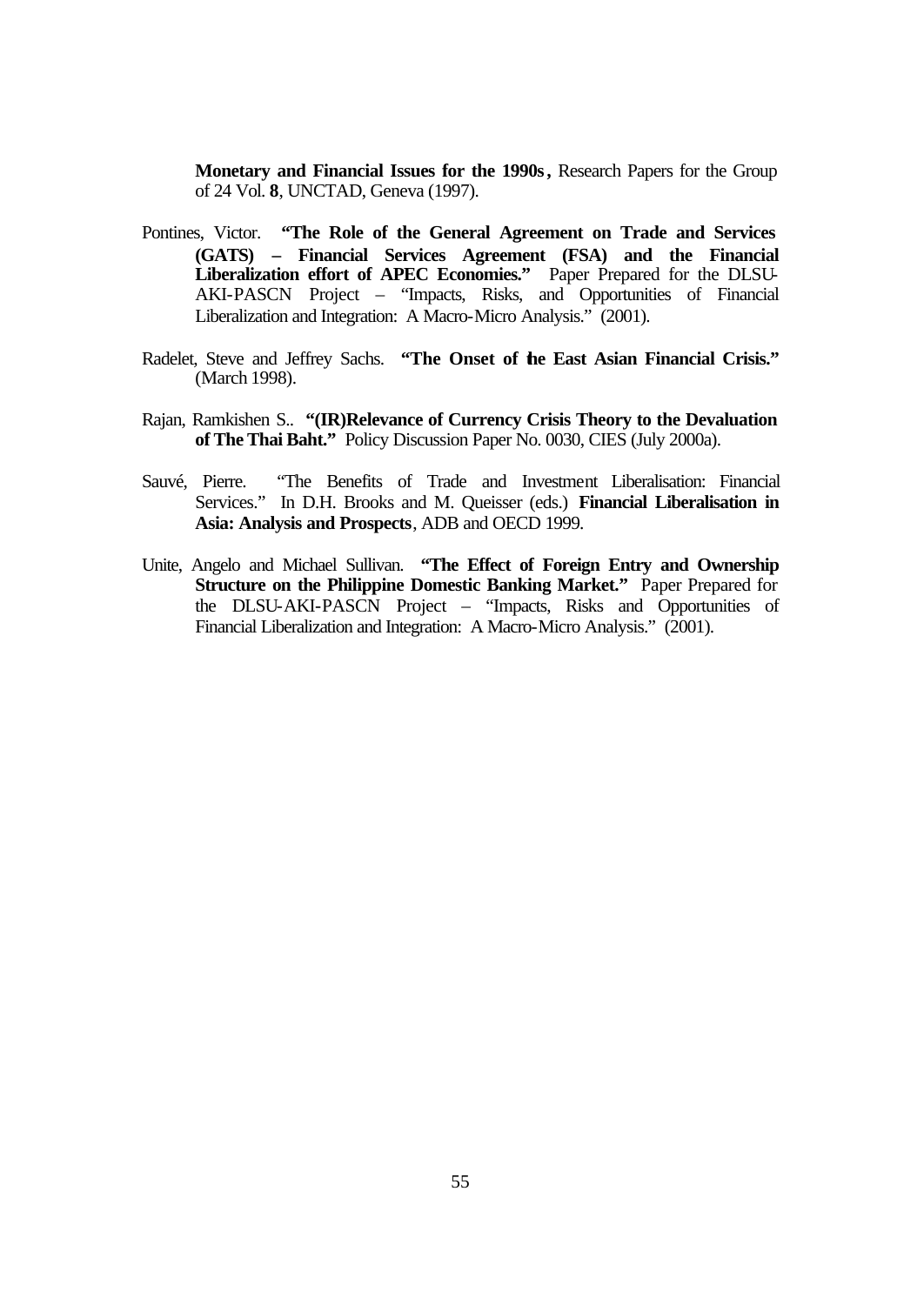**Monetary and Financial Issues for the 1990s ,** Research Papers for the Group of 24 Vol. **8**, UNCTAD, Geneva (1997).

Pontines, Victor. **"The Role of the General Agreement on Trade and Services (GATS) – Financial Services Agreement (FSA) and the Financial Liberalization effort of APEC Economies."** Paper Prepared for the DLSU-AKI-PASCN Project – "Impacts, Risks, and Opportunities of Financial Liberalization and Integration: A Macro-Micro Analysis." (2001).

Radelet, Steve and Jeffrey Sachs. **"The Onset of the East Asian Financial Crisis."** (March 1998).

Rajan, Ramkishen S.. **"(IR)Relevance of Currency Crisis Theory to the Devaluation of The Thai Baht."** Policy Discussion Paper No. 0030, CIES (July 2000a).

Sauvé, Pierre. "The Benefits of Trade and Investment Liberalisation: Financial Services." In D.H. Brooks and M. Queisser (eds.) **Financial Liberalisation in Asia: Analysis and Prospects**, ADB and OECD 1999.

Unite, Angelo and Michael Sullivan. **"The Effect of Foreign Entry and Ownership Structure on the Philippine Domestic Banking Market."** Paper Prepared for the DLSU-AKI-PASCN Project – "Impacts, Risks and Opportunities of Financial Liberalization and Integration: A Macro-Micro Analysis." (2001).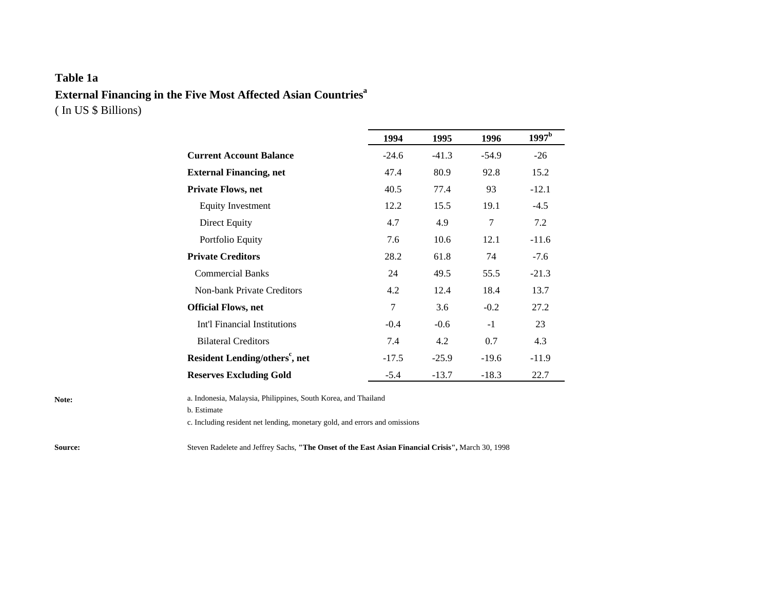## Table 1a

### External Financing in the Five Most Affected Asian Countries[a]

( In US $ Billions)

| | 1994 | 1995 | 1996 | 1997[b] |
|---|---|---|---|---|
| **Current Account Balance** | -24.6 | -41.3 | -54.9 | -26 |
| **External Financing, net** | 47.4 | 80.9 | 92.8 | 15.2 |
| **Private Flows, net** | 40.5 | 77.4 | 93 | -12.1 |
| Equity Investment | 12.2 | 15.5 | 19.1 | -4.5 |
| Direct Equity | 4.7 | 4.9 | 7 | 7.2 |
| Portfolio Equity | 7.6 | 10.6 | 12.1 | -11.6 |
| **Private Creditors** | 28.2 | 61.8 | 74 | -7.6 |
| Commercial Banks | 24 | 49.5 | 55.5 | -21.3 |
| Non-bank Private Creditors | 4.2 | 12.4 | 18.4 | 13.7 |
| **Official Flows, net** | 7 | 3.6 | -0.2 | 27.2 |
| Int'l Financial Institutions | -0.4 | -0.6 | -1 | 23 |
| Bilateral Creditors | 7.4 | 4.2 | 0.7 | 4.3 |
| **Resident Lending/others[c], net** | -17.5 | -25.9 | -19.6 | -11.9 |
| **Reserves Excluding Gold** | -5.4 | -13.7 | -18.3 | 22.7 |

**Note:**

a. Indonesia, Malaysia, Philippines, South Korea, and Thailand

b. Estimate

c. Including resident net lending, monetary gold, and errors and omissions

**Source:** Steven Radelete and Jeffrey Sachs, **"The Onset of the East Asian Financial Crisis",** March 30, 1998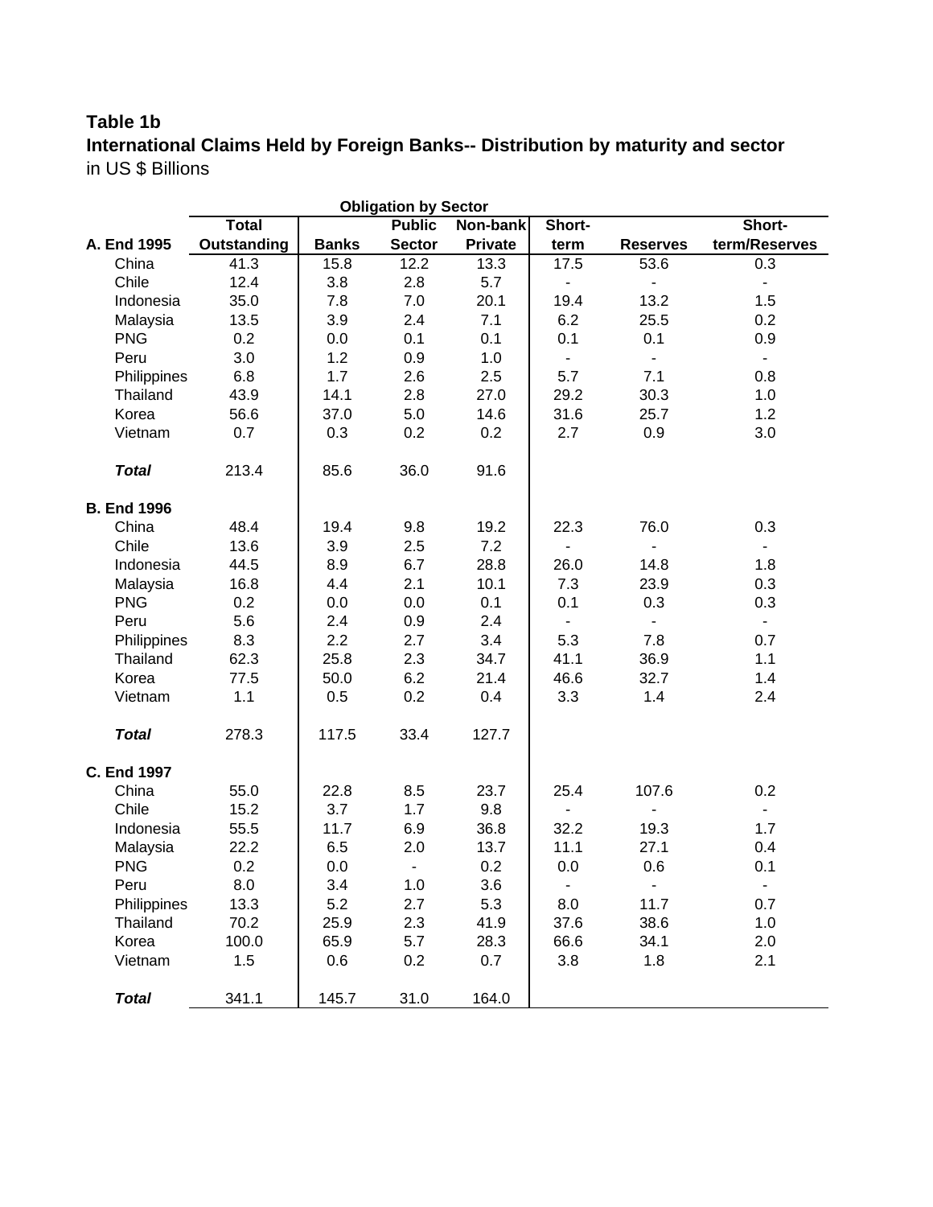**Table 1b**

**International Claims Held by Foreign Banks-- Distribution by maturity and sector**

in US $ Billions

| | | Obligation by Sector | | | | | |
|---|---|---|---|---|---|---|---|
| **A. End 1995** | **Total Outstanding** | **Banks** | **Public Sector** | **Non-bank Private** | **Short-term** | **Reserves** | **Short-term/Reserves** |
| China | 41.3 | 15.8 | 12.2 | 13.3 | 17.5 | 53.6 | 0.3 |
| Chile | 12.4 | 3.8 | 2.8 | 5.7 | - | - | - |
| Indonesia | 35.0 | 7.8 | 7.0 | 20.1 | 19.4 | 13.2 | 1.5 |
| Malaysia | 13.5 | 3.9 | 2.4 | 7.1 | 6.2 | 25.5 | 0.2 |
| PNG | 0.2 | 0.0 | 0.1 | 0.1 | 0.1 | 0.1 | 0.9 |
| Peru | 3.0 | 1.2 | 0.9 | 1.0 | - | - | - |
| Philippines | 6.8 | 1.7 | 2.6 | 2.5 | 5.7 | 7.1 | 0.8 |
| Thailand | 43.9 | 14.1 | 2.8 | 27.0 | 29.2 | 30.3 | 1.0 |
| Korea | 56.6 | 37.0 | 5.0 | 14.6 | 31.6 | 25.7 | 1.2 |
| Vietnam | 0.7 | 0.3 | 0.2 | 0.2 | 2.7 | 0.9 | 3.0 |
| ***Total*** | 213.4 | 85.6 | 36.0 | 91.6 | | | |
| **B. End 1996** | | | | | | | |
| China | 48.4 | 19.4 | 9.8 | 19.2 | 22.3 | 76.0 | 0.3 |
| Chile | 13.6 | 3.9 | 2.5 | 7.2 | - | - | - |
| Indonesia | 44.5 | 8.9 | 6.7 | 28.8 | 26.0 | 14.8 | 1.8 |
| Malaysia | 16.8 | 4.4 | 2.1 | 10.1 | 7.3 | 23.9 | 0.3 |
| PNG | 0.2 | 0.0 | 0.0 | 0.1 | 0.1 | 0.3 | 0.3 |
| Peru | 5.6 | 2.4 | 0.9 | 2.4 | - | - | - |
| Philippines | 8.3 | 2.2 | 2.7 | 3.4 | 5.3 | 7.8 | 0.7 |
| Thailand | 62.3 | 25.8 | 2.3 | 34.7 | 41.1 | 36.9 | 1.1 |
| Korea | 77.5 | 50.0 | 6.2 | 21.4 | 46.6 | 32.7 | 1.4 |
| Vietnam | 1.1 | 0.5 | 0.2 | 0.4 | 3.3 | 1.4 | 2.4 |
| ***Total*** | 278.3 | 117.5 | 33.4 | 127.7 | | | |
| **C. End 1997** | | | | | | | |
| China | 55.0 | 22.8 | 8.5 | 23.7 | 25.4 | 107.6 | 0.2 |
| Chile | 15.2 | 3.7 | 1.7 | 9.8 | - | - | - |
| Indonesia | 55.5 | 11.7 | 6.9 | 36.8 | 32.2 | 19.3 | 1.7 |
| Malaysia | 22.2 | 6.5 | 2.0 | 13.7 | 11.1 | 27.1 | 0.4 |
| PNG | 0.2 | 0.0 | - | 0.2 | 0.0 | 0.6 | 0.1 |
| Peru | 8.0 | 3.4 | 1.0 | 3.6 | - | - | - |
| Philippines | 13.3 | 5.2 | 2.7 | 5.3 | 8.0 | 11.7 | 0.7 |
| Thailand | 70.2 | 25.9 | 2.3 | 41.9 | 37.6 | 38.6 | 1.0 |
| Korea | 100.0 | 65.9 | 5.7 | 28.3 | 66.6 | 34.1 | 2.0 |
| Vietnam | 1.5 | 0.6 | 0.2 | 0.7 | 3.8 | 1.8 | 2.1 |
| ***Total*** | 341.1 | 145.7 | 31.0 | 164.0 | | | |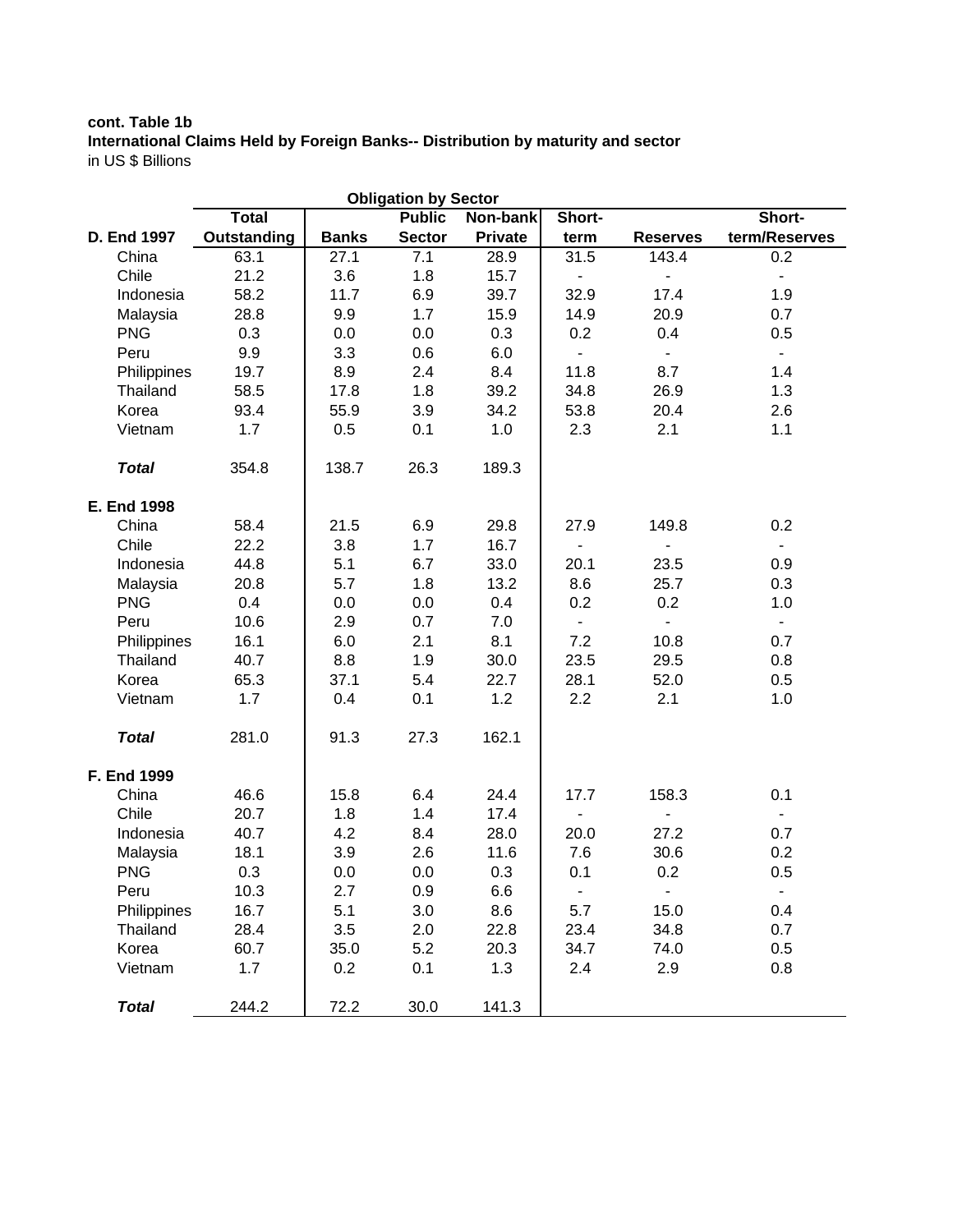**cont. Table 1b**

**International Claims Held by Foreign Banks-- Distribution by maturity and sector**

in US $ Billions

| | | Obligation by Sector | | | | | |
|---|---|---|---|---|---|---|---|
| | **Total** | | **Public** | **Non-bank** | **Short-** | | **Short-** |
| **D. End 1997** | **Outstanding** | **Banks** | **Sector** | **Private** | **term** | **Reserves** | **term/Reserves** |
| China | 63.1 | 27.1 | 7.1 | 28.9 | 31.5 | 143.4 | 0.2 |
| Chile | 21.2 | 3.6 | 1.8 | 15.7 | - | - | - |
| Indonesia | 58.2 | 11.7 | 6.9 | 39.7 | 32.9 | 17.4 | 1.9 |
| Malaysia | 28.8 | 9.9 | 1.7 | 15.9 | 14.9 | 20.9 | 0.7 |
| PNG | 0.3 | 0.0 | 0.0 | 0.3 | 0.2 | 0.4 | 0.5 |
| Peru | 9.9 | 3.3 | 0.6 | 6.0 | - | - | - |
| Philippines | 19.7 | 8.9 | 2.4 | 8.4 | 11.8 | 8.7 | 1.4 |
| Thailand | 58.5 | 17.8 | 1.8 | 39.2 | 34.8 | 26.9 | 1.3 |
| Korea | 93.4 | 55.9 | 3.9 | 34.2 | 53.8 | 20.4 | 2.6 |
| Vietnam | 1.7 | 0.5 | 0.1 | 1.0 | 2.3 | 2.1 | 1.1 |
| ***Total*** | 354.8 | 138.7 | 26.3 | 189.3 | | | |
| **E. End 1998** | | | | | | | |
| China | 58.4 | 21.5 | 6.9 | 29.8 | 27.9 | 149.8 | 0.2 |
| Chile | 22.2 | 3.8 | 1.7 | 16.7 | - | - | - |
| Indonesia | 44.8 | 5.1 | 6.7 | 33.0 | 20.1 | 23.5 | 0.9 |
| Malaysia | 20.8 | 5.7 | 1.8 | 13.2 | 8.6 | 25.7 | 0.3 |
| PNG | 0.4 | 0.0 | 0.0 | 0.4 | 0.2 | 0.2 | 1.0 |
| Peru | 10.6 | 2.9 | 0.7 | 7.0 | - | - | - |
| Philippines | 16.1 | 6.0 | 2.1 | 8.1 | 7.2 | 10.8 | 0.7 |
| Thailand | 40.7 | 8.8 | 1.9 | 30.0 | 23.5 | 29.5 | 0.8 |
| Korea | 65.3 | 37.1 | 5.4 | 22.7 | 28.1 | 52.0 | 0.5 |
| Vietnam | 1.7 | 0.4 | 0.1 | 1.2 | 2.2 | 2.1 | 1.0 |
| ***Total*** | 281.0 | 91.3 | 27.3 | 162.1 | | | |
| **F. End 1999** | | | | | | | |
| China | 46.6 | 15.8 | 6.4 | 24.4 | 17.7 | 158.3 | 0.1 |
| Chile | 20.7 | 1.8 | 1.4 | 17.4 | - | - | - |
| Indonesia | 40.7 | 4.2 | 8.4 | 28.0 | 20.0 | 27.2 | 0.7 |
| Malaysia | 18.1 | 3.9 | 2.6 | 11.6 | 7.6 | 30.6 | 0.2 |
| PNG | 0.3 | 0.0 | 0.0 | 0.3 | 0.1 | 0.2 | 0.5 |
| Peru | 10.3 | 2.7 | 0.9 | 6.6 | - | - | - |
| Philippines | 16.7 | 5.1 | 3.0 | 8.6 | 5.7 | 15.0 | 0.4 |
| Thailand | 28.4 | 3.5 | 2.0 | 22.8 | 23.4 | 34.8 | 0.7 |
| Korea | 60.7 | 35.0 | 5.2 | 20.3 | 34.7 | 74.0 | 0.5 |
| Vietnam | 1.7 | 0.2 | 0.1 | 1.3 | 2.4 | 2.9 | 0.8 |
| ***Total*** | 244.2 | 72.2 | 30.0 | 141.3 | | | |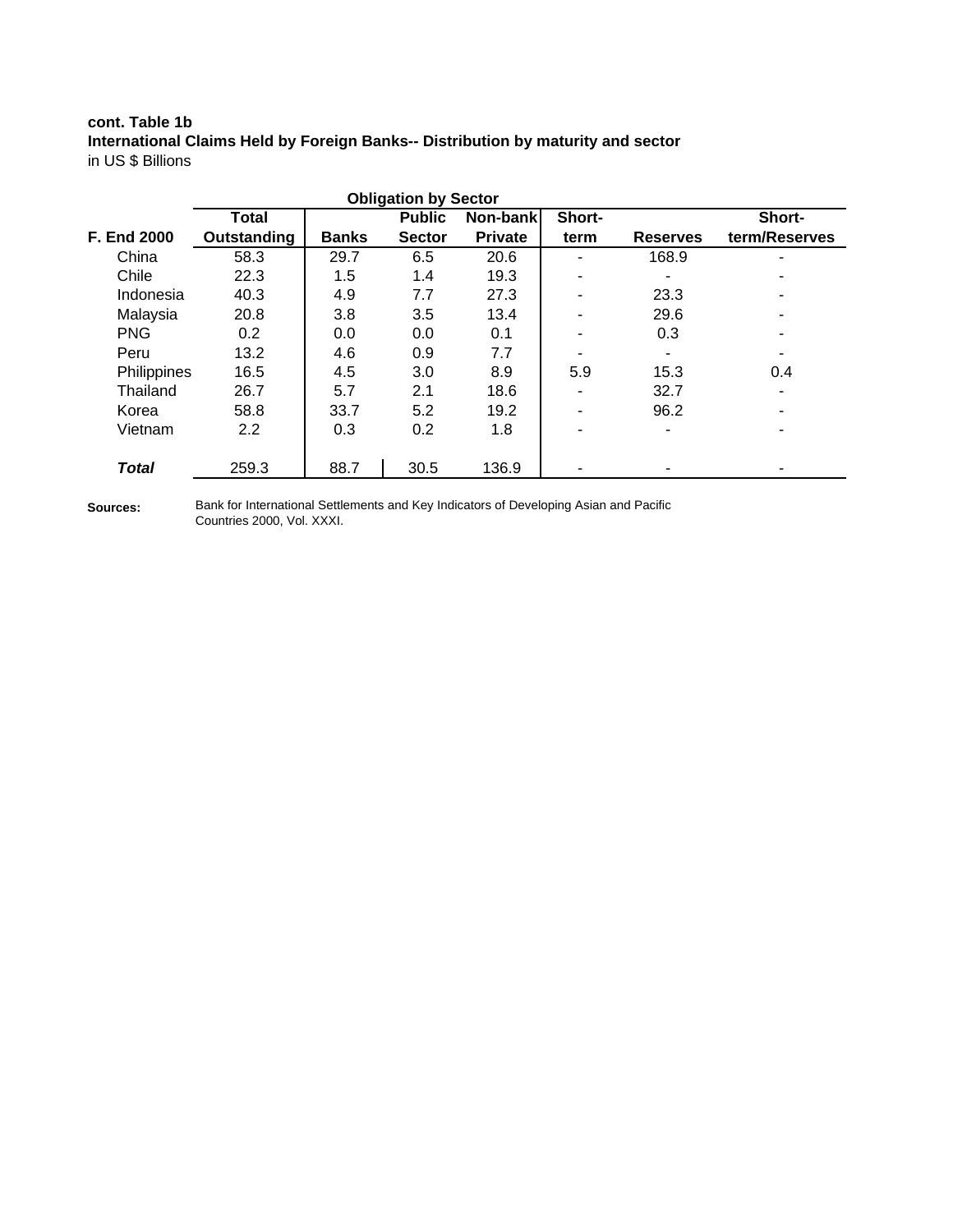**cont. Table 1b**

**International Claims Held by Foreign Banks-- Distribution by maturity and sector**

in US $ Billions

| | | Obligation by Sector | | | | | |
|---|---|---|---|---|---|---|---|
| **F. End 2000** | **Total Outstanding** | **Banks** | **Public Sector** | **Non-bank Private** | **Short-term** | **Reserves** | **Short-term/Reserves** |
| China | 58.3 | 29.7 | 6.5 | 20.6 | - | 168.9 | - |
| Chile | 22.3 | 1.5 | 1.4 | 19.3 | - | - | - |
| Indonesia | 40.3 | 4.9 | 7.7 | 27.3 | - | 23.3 | - |
| Malaysia | 20.8 | 3.8 | 3.5 | 13.4 | - | 29.6 | - |
| PNG | 0.2 | 0.0 | 0.0 | 0.1 | - | 0.3 | - |
| Peru | 13.2 | 4.6 | 0.9 | 7.7 | - | - | - |
| Philippines | 16.5 | 4.5 | 3.0 | 8.9 | 5.9 | 15.3 | 0.4 |
| Thailand | 26.7 | 5.7 | 2.1 | 18.6 | - | 32.7 | - |
| Korea | 58.8 | 33.7 | 5.2 | 19.2 | - | 96.2 | - |
| Vietnam | 2.2 | 0.3 | 0.2 | 1.8 | - | - | - |
| ***Total*** | 259.3 | 88.7 | 30.5 | 136.9 | - | - | - |

**Sources:** Bank for International Settlements and Key Indicators of Developing Asian and Pacific Countries 2000, Vol. XXXI.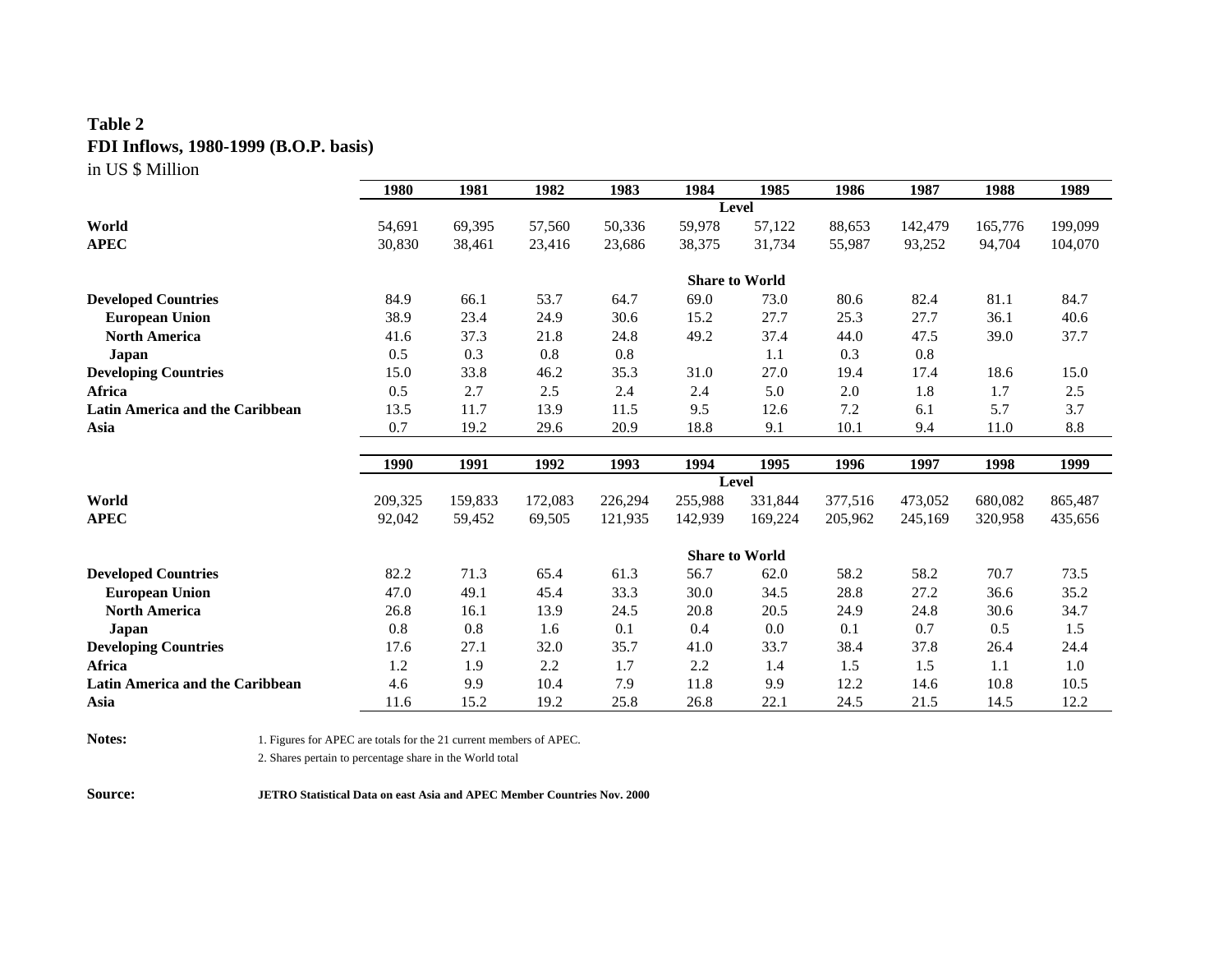**Table 2**
**FDI Inflows, 1980-1999 (B.O.P. basis)**
in US $ Million

| | 1980 | 1981 | 1982 | 1983 | 1984 | 1985 | 1986 | 1987 | 1988 | 1989 |
|---|---|---|---|---|---|---|---|---|---|---|
| | | | | | Level | | | | | |
| **World** | 54,691 | 69,395 | 57,560 | 50,336 | 59,978 | 57,122 | 88,653 | 142,479 | 165,776 | 199,099 |
| **APEC** | 30,830 | 38,461 | 23,416 | 23,686 | 38,375 | 31,734 | 55,987 | 93,252 | 94,704 | 104,070 |
| | | | | | Share to World | | | | | |
| **Developed Countries** | 84.9 | 66.1 | 53.7 | 64.7 | 69.0 | 73.0 | 80.6 | 82.4 | 81.1 | 84.7 |
| **European Union** | 38.9 | 23.4 | 24.9 | 30.6 | 15.2 | 27.7 | 25.3 | 27.7 | 36.1 | 40.6 |
| **North America** | 41.6 | 37.3 | 21.8 | 24.8 | 49.2 | 37.4 | 44.0 | 47.5 | 39.0 | 37.7 |
| **Japan** | 0.5 | 0.3 | 0.8 | 0.8 | | 1.1 | 0.3 | 0.8 | | |
| **Developing Countries** | 15.0 | 33.8 | 46.2 | 35.3 | 31.0 | 27.0 | 19.4 | 17.4 | 18.6 | 15.0 |
| **Africa** | 0.5 | 2.7 | 2.5 | 2.4 | 2.4 | 5.0 | 2.0 | 1.8 | 1.7 | 2.5 |
| **Latin America and the Caribbean** | 13.5 | 11.7 | 13.9 | 11.5 | 9.5 | 12.6 | 7.2 | 6.1 | 5.7 | 3.7 |
| **Asia** | 0.7 | 19.2 | 29.6 | 20.9 | 18.8 | 9.1 | 10.1 | 9.4 | 11.0 | 8.8 |

| | 1990 | 1991 | 1992 | 1993 | 1994 | 1995 | 1996 | 1997 | 1998 | 1999 |
|---|---|---|---|---|---|---|---|---|---|---|
| | | | | | Level | | | | | |
| **World** | 209,325 | 159,833 | 172,083 | 226,294 | 255,988 | 331,844 | 377,516 | 473,052 | 680,082 | 865,487 |
| **APEC** | 92,042 | 59,452 | 69,505 | 121,935 | 142,939 | 169,224 | 205,962 | 245,169 | 320,958 | 435,656 |
| | | | | | Share to World | | | | | |
| **Developed Countries** | 82.2 | 71.3 | 65.4 | 61.3 | 56.7 | 62.0 | 58.2 | 58.2 | 70.7 | 73.5 |
| **European Union** | 47.0 | 49.1 | 45.4 | 33.3 | 30.0 | 34.5 | 28.8 | 27.2 | 36.6 | 35.2 |
| **North America** | 26.8 | 16.1 | 13.9 | 24.5 | 20.8 | 20.5 | 24.9 | 24.8 | 30.6 | 34.7 |
| **Japan** | 0.8 | 0.8 | 1.6 | 0.1 | 0.4 | 0.0 | 0.1 | 0.7 | 0.5 | 1.5 |
| **Developing Countries** | 17.6 | 27.1 | 32.0 | 35.7 | 41.0 | 33.7 | 38.4 | 37.8 | 26.4 | 24.4 |
| **Africa** | 1.2 | 1.9 | 2.2 | 1.7 | 2.2 | 1.4 | 1.5 | 1.5 | 1.1 | 1.0 |
| **Latin America and the Caribbean** | 4.6 | 9.9 | 10.4 | 7.9 | 11.8 | 9.9 | 12.2 | 14.6 | 10.8 | 10.5 |
| **Asia** | 11.6 | 15.2 | 19.2 | 25.8 | 26.8 | 22.1 | 24.5 | 21.5 | 14.5 | 12.2 |

**Notes:**
1. Figures for APEC are totals for the 21 current members of APEC.
2. Shares pertain to percentage share in the World total

**Source:** **JETRO Statistical Data on east Asia and APEC Member Countries Nov. 2000**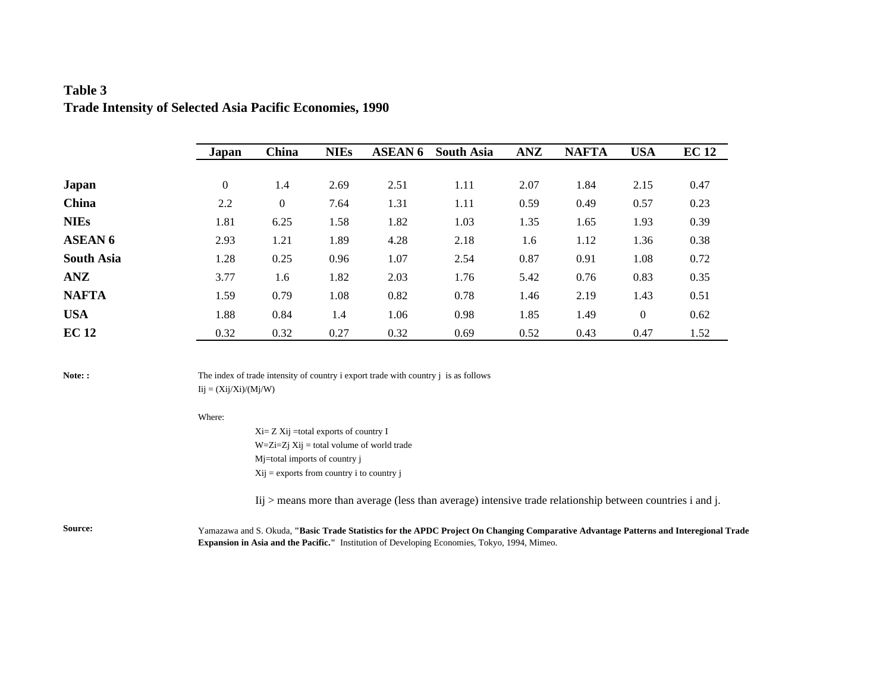**Table 3**
**Trade Intensity of Selected Asia Pacific Economies, 1990**

| | Japan | China | NIEs | ASEAN 6 | South Asia | ANZ | NAFTA | USA | EC 12 |
|---|---|---|---|---|---|---|---|---|---|
| **Japan** | 0 | 1.4 | 2.69 | 2.51 | 1.11 | 2.07 | 1.84 | 2.15 | 0.47 |
| **China** | 2.2 | 0 | 7.64 | 1.31 | 1.11 | 0.59 | 0.49 | 0.57 | 0.23 |
| **NIEs** | 1.81 | 6.25 | 1.58 | 1.82 | 1.03 | 1.35 | 1.65 | 1.93 | 0.39 |
| **ASEAN 6** | 2.93 | 1.21 | 1.89 | 4.28 | 2.18 | 1.6 | 1.12 | 1.36 | 0.38 |
| **South Asia** | 1.28 | 0.25 | 0.96 | 1.07 | 2.54 | 0.87 | 0.91 | 1.08 | 0.72 |
| **ANZ** | 3.77 | 1.6 | 1.82 | 2.03 | 1.76 | 5.42 | 0.76 | 0.83 | 0.35 |
| **NAFTA** | 1.59 | 0.79 | 1.08 | 0.82 | 0.78 | 1.46 | 2.19 | 1.43 | 0.51 |
| **USA** | 1.88 | 0.84 | 1.4 | 1.06 | 0.98 | 1.85 | 1.49 | 0 | 0.62 |
| **EC 12** | 0.32 | 0.32 | 0.27 | 0.32 | 0.69 | 0.52 | 0.43 | 0.47 | 1.52 |

**Note: :** The index of trade intensity of country i export trade with country j is as follows

$I_{ij} = (X_{ij}/X_i)/(M_j/W)$

Where:

$X_i = Z X_{ij}$ = total exports of country I

$W = Z_i = Z_j X_{ij}$ = total volume of world trade

$M_j$ = total imports of country j

$X_{ij}$ = exports from country i to country j

$I_{ij}$ > means more than average (less than average) intensive trade relationship between countries i and j.

**Source:** Yamazawa and S. Okuda, **"Basic Trade Statistics for the APDC Project On Changing Comparative Advantage Patterns and Interegional Trade Expansion in Asia and the Pacific."** Institution of Developing Economies, Tokyo, 1994, Mimeo.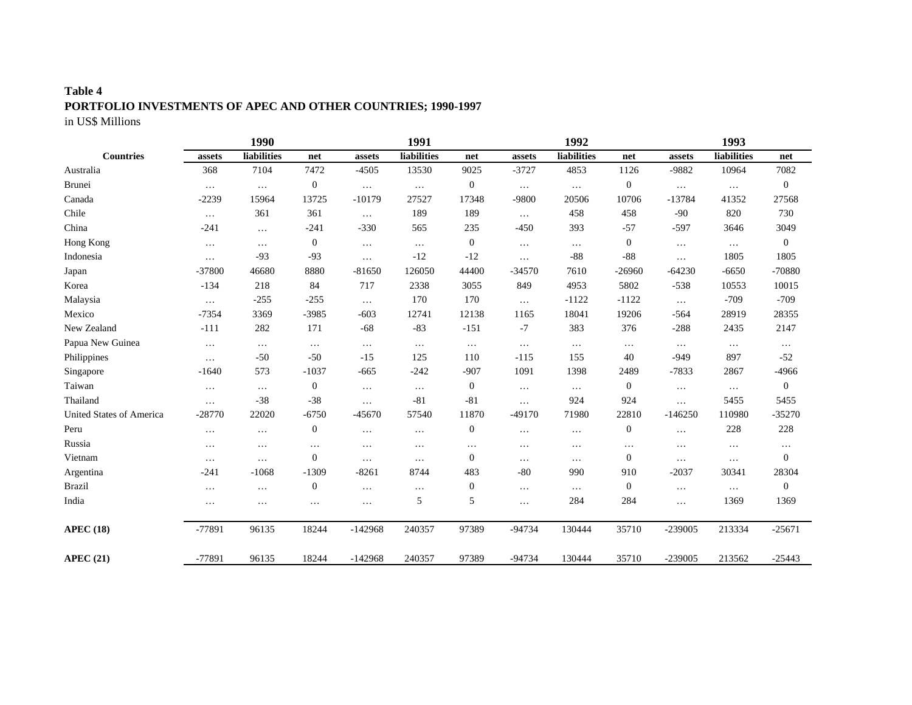**Table 4**
**PORTFOLIO INVESTMENTS OF APEC AND OTHER COUNTRIES; 1990-1997**
in US$ Millions

| | 1990 | | | 1991 | | | 1992 | | | 1993 | | |
|---|---|---|---|---|---|---|---|---|---|---|---|---|
| **Countries** | **assets** | **liabilities** | **net** | **assets** | **liabilities** | **net** | **assets** | **liabilities** | **net** | **assets** | **liabilities** | **net** |
| Australia | 368 | 7104 | 7472 | -4505 | 13530 | 9025 | -3727 | 4853 | 1126 | -9882 | 10964 | 7082 |
| Brunei | … | … | 0 | … | … | 0 | … | … | 0 | … | … | 0 |
| Canada | -2239 | 15964 | 13725 | -10179 | 27527 | 17348 | -9800 | 20506 | 10706 | -13784 | 41352 | 27568 |
| Chile | … | 361 | 361 | … | 189 | 189 | … | 458 | 458 | -90 | 820 | 730 |
| China | -241 | … | -241 | -330 | 565 | 235 | -450 | 393 | -57 | -597 | 3646 | 3049 |
| Hong Kong | … | … | 0 | … | … | 0 | … | … | 0 | … | … | 0 |
| Indonesia | … | -93 | -93 | … | -12 | -12 | … | -88 | -88 | … | 1805 | 1805 |
| Japan | -37800 | 46680 | 8880 | -81650 | 126050 | 44400 | -34570 | 7610 | -26960 | -64230 | -6650 | -70880 |
| Korea | -134 | 218 | 84 | 717 | 2338 | 3055 | 849 | 4953 | 5802 | -538 | 10553 | 10015 |
| Malaysia | … | -255 | -255 | … | 170 | 170 | … | -1122 | -1122 | … | -709 | -709 |
| Mexico | -7354 | 3369 | -3985 | -603 | 12741 | 12138 | 1165 | 18041 | 19206 | -564 | 28919 | 28355 |
| New Zealand | -111 | 282 | 171 | -68 | -83 | -151 | -7 | 383 | 376 | -288 | 2435 | 2147 |
| Papua New Guinea | … | … | … | … | … | … | … | … | … | … | … | … |
| Philippines | … | -50 | -50 | -15 | 125 | 110 | -115 | 155 | 40 | -949 | 897 | -52 |
| Singapore | -1640 | 573 | -1037 | -665 | -242 | -907 | 1091 | 1398 | 2489 | -7833 | 2867 | -4966 |
| Taiwan | … | … | 0 | … | … | 0 | … | … | 0 | … | … | 0 |
| Thailand | … | -38 | -38 | … | -81 | -81 | … | 924 | 924 | … | 5455 | 5455 |
| United States of America | -28770 | 22020 | -6750 | -45670 | 57540 | 11870 | -49170 | 71980 | 22810 | -146250 | 110980 | -35270 |
| Peru | … | … | 0 | … | … | 0 | … | … | 0 | … | 228 | 228 |
| Russia | … | … | … | … | … | … | … | … | … | … | … | … |
| Vietnam | … | … | 0 | … | … | 0 | … | … | 0 | … | … | 0 |
| Argentina | -241 | -1068 | -1309 | -8261 | 8744 | 483 | -80 | 990 | 910 | -2037 | 30341 | 28304 |
| Brazil | … | … | 0 | … | … | 0 | … | … | 0 | … | … | 0 |
| India | … | … | … | … | 5 | 5 | … | 284 | 284 | … | 1369 | 1369 |
| **APEC (18)** | -77891 | 96135 | 18244 | -142968 | 240357 | 97389 | -94734 | 130444 | 35710 | -239005 | 213334 | -25671 |
| **APEC (21)** | -77891 | 96135 | 18244 | -142968 | 240357 | 97389 | -94734 | 130444 | 35710 | -239005 | 213562 | -25443 |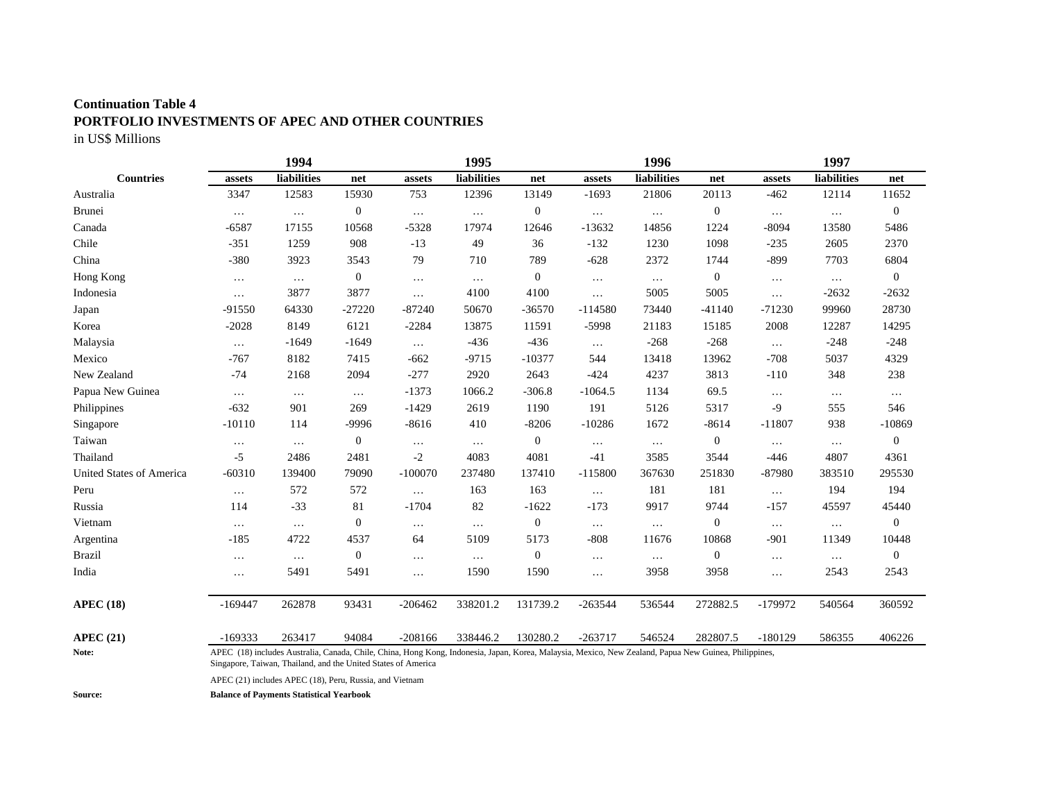**Continuation Table 4**
**PORTFOLIO INVESTMENTS OF APEC AND OTHER COUNTRIES**
in US$ Millions

| | 1994 | | | 1995 | | | 1996 | | | 1997 | | |
|---|---|---|---|---|---|---|---|---|---|---|---|---|
| **Countries** | **assets** | **liabilities** | **net** | **assets** | **liabilities** | **net** | **assets** | **liabilities** | **net** | **assets** | **liabilities** | **net** |
| Australia | 3347 | 12583 | 15930 | 753 | 12396 | 13149 | -1693 | 21806 | 20113 | -462 | 12114 | 11652 |
| Brunei | … | … | 0 | … | … | 0 | … | … | 0 | … | … | 0 |
| Canada | -6587 | 17155 | 10568 | -5328 | 17974 | 12646 | -13632 | 14856 | 1224 | -8094 | 13580 | 5486 |
| Chile | -351 | 1259 | 908 | -13 | 49 | 36 | -132 | 1230 | 1098 | -235 | 2605 | 2370 |
| China | -380 | 3923 | 3543 | 79 | 710 | 789 | -628 | 2372 | 1744 | -899 | 7703 | 6804 |
| Hong Kong | … | … | 0 | … | … | 0 | … | … | 0 | … | … | 0 |
| Indonesia | … | 3877 | 3877 | … | 4100 | 4100 | … | 5005 | 5005 | … | -2632 | -2632 |
| Japan | -91550 | 64330 | -27220 | -87240 | 50670 | -36570 | -114580 | 73440 | -41140 | -71230 | 99960 | 28730 |
| Korea | -2028 | 8149 | 6121 | -2284 | 13875 | 11591 | -5998 | 21183 | 15185 | 2008 | 12287 | 14295 |
| Malaysia | … | -1649 | -1649 | … | -436 | -436 | … | -268 | -268 | … | -248 | -248 |
| Mexico | -767 | 8182 | 7415 | -662 | -9715 | -10377 | 544 | 13418 | 13962 | -708 | 5037 | 4329 |
| New Zealand | -74 | 2168 | 2094 | -277 | 2920 | 2643 | -424 | 4237 | 3813 | -110 | 348 | 238 |
| Papua New Guinea | … | … | … | -1373 | 1066.2 | -306.8 | -1064.5 | 1134 | 69.5 | … | … | … |
| Philippines | -632 | 901 | 269 | -1429 | 2619 | 1190 | 191 | 5126 | 5317 | -9 | 555 | 546 |
| Singapore | -10110 | 114 | -9996 | -8616 | 410 | -8206 | -10286 | 1672 | -8614 | -11807 | 938 | -10869 |
| Taiwan | … | … | 0 | … | … | 0 | … | … | 0 | … | … | 0 |
| Thailand | -5 | 2486 | 2481 | -2 | 4083 | 4081 | -41 | 3585 | 3544 | -446 | 4807 | 4361 |
| United States of America | -60310 | 139400 | 79090 | -100070 | 237480 | 137410 | -115800 | 367630 | 251830 | -87980 | 383510 | 295530 |
| Peru | … | 572 | 572 | … | 163 | 163 | … | 181 | 181 | … | 194 | 194 |
| Russia | 114 | -33 | 81 | -1704 | 82 | -1622 | -173 | 9917 | 9744 | -157 | 45597 | 45440 |
| Vietnam | … | … | 0 | … | … | 0 | … | … | 0 | … | … | 0 |
| Argentina | -185 | 4722 | 4537 | 64 | 5109 | 5173 | -808 | 11676 | 10868 | -901 | 11349 | 10448 |
| Brazil | … | … | 0 | … | … | 0 | … | … | 0 | … | … | 0 |
| India | … | 5491 | 5491 | … | 1590 | 1590 | … | 3958 | 3958 | … | 2543 | 2543 |
| **APEC (18)** | -169447 | 262878 | 93431 | -206462 | 338201.2 | 131739.2 | -263544 | 536544 | 272882.5 | -179972 | 540564 | 360592 |
| **APEC (21)** | -169333 | 263417 | 94084 | -208166 | 338446.2 | 130280.2 | -263717 | 546524 | 282807.5 | -180129 | 586355 | 406226 |

**Note:** APEC (18) includes Australia, Canada, Chile, China, Hong Kong, Indonesia, Japan, Korea, Malaysia, Mexico, New Zealand, Papua New Guinea, Philippines, Singapore, Taiwan, Thailand, and the United States of America

APEC (21) includes APEC (18), Peru, Russia, and Vietnam

**Source:** **Balance of Payments Statistical Yearbook**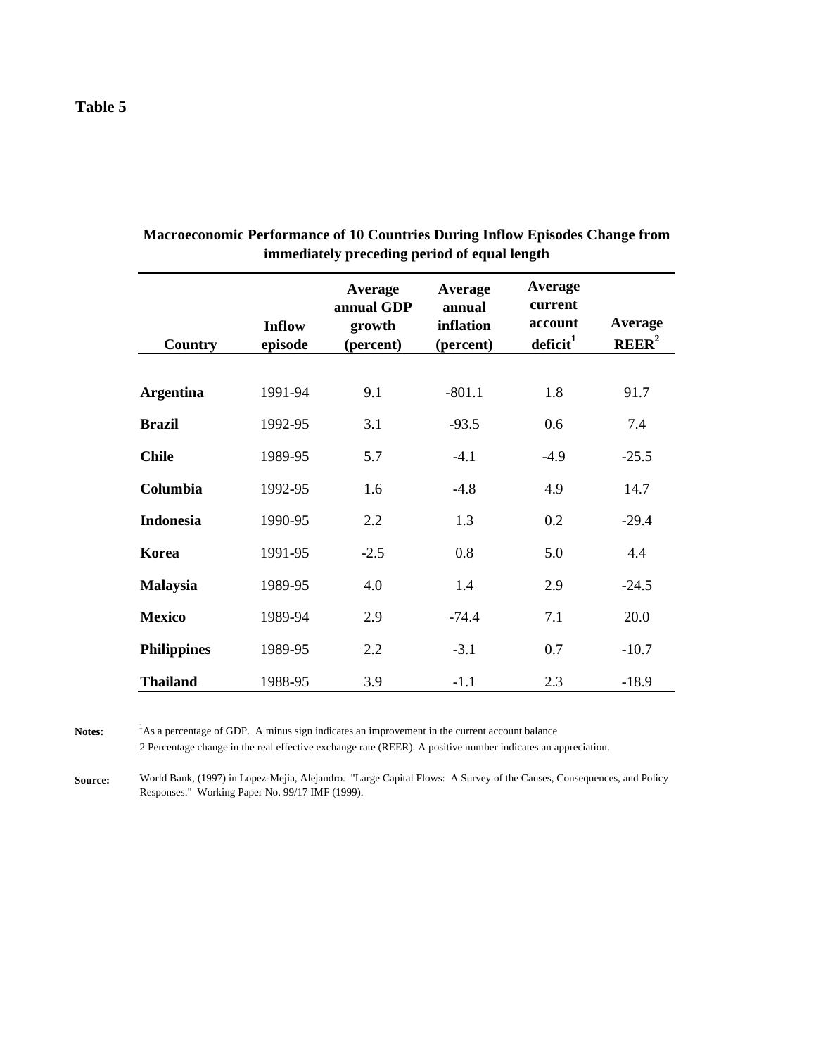**Table 5**

**Macroeconomic Performance of 10 Countries During Inflow Episodes Change from immediately preceding period of equal length**

| Country | Inflow episode | Average annual GDP growth (percent) | Average annual inflation (percent) | Average current account deficit[1] | Average REER[2] |
|---|---|---|---|---|---|
| **Argentina** | 1991-94 | 9.1 | -801.1 | 1.8 | 91.7 |
| **Brazil** | 1992-95 | 3.1 | -93.5 | 0.6 | 7.4 |
| **Chile** | 1989-95 | 5.7 | -4.1 | -4.9 | -25.5 |
| **Columbia** | 1992-95 | 1.6 | -4.8 | 4.9 | 14.7 |
| **Indonesia** | 1990-95 | 2.2 | 1.3 | 0.2 | -29.4 |
| **Korea** | 1991-95 | -2.5 | 0.8 | 5.0 | 4.4 |
| **Malaysia** | 1989-95 | 4.0 | 1.4 | 2.9 | -24.5 |
| **Mexico** | 1989-94 | 2.9 | -74.4 | 7.1 | 20.0 |
| **Philippines** | 1989-95 | 2.2 | -3.1 | 0.7 | -10.7 |
| **Thailand** | 1988-95 | 3.9 | -1.1 | 2.3 | -18.9 |

**Notes:** [1]As a percentage of GDP. A minus sign indicates an improvement in the current account balance
2 Percentage change in the real effective exchange rate (REER). A positive number indicates an appreciation.

**Source:** World Bank, (1997) in Lopez-Mejia, Alejandro. "Large Capital Flows: A Survey of the Causes, Consequences, and Policy Responses." Working Paper No. 99/17 IMF (1999).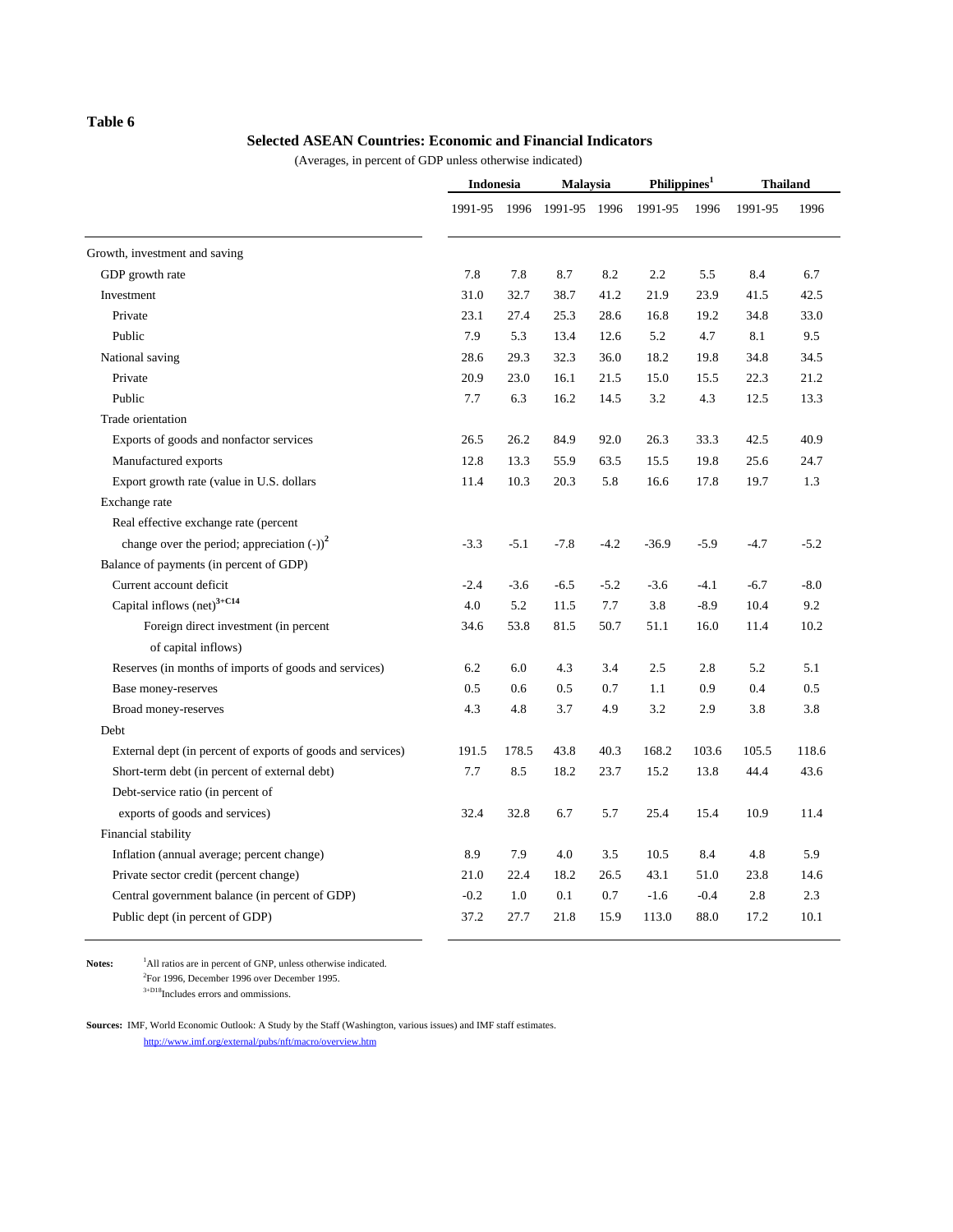**Table 6**

**Selected ASEAN Countries: Economic and Financial Indicators**

(Averages, in percent of GDP unless otherwise indicated)

| | Indonesia | | Malaysia | | Philippines[1] | | Thailand | |
|---|---|---|---|---|---|---|---|---|
| | 1991-95 | 1996 | 1991-95 | 1996 | 1991-95 | 1996 | 1991-95 | 1996 |
| Growth, investment and saving | | | | | | | | |
| GDP growth rate | 7.8 | 7.8 | 8.7 | 8.2 | 2.2 | 5.5 | 8.4 | 6.7 |
| Investment | 31.0 | 32.7 | 38.7 | 41.2 | 21.9 | 23.9 | 41.5 | 42.5 |
| Private | 23.1 | 27.4 | 25.3 | 28.6 | 16.8 | 19.2 | 34.8 | 33.0 |
| Public | 7.9 | 5.3 | 13.4 | 12.6 | 5.2 | 4.7 | 8.1 | 9.5 |
| National saving | 28.6 | 29.3 | 32.3 | 36.0 | 18.2 | 19.8 | 34.8 | 34.5 |
| Private | 20.9 | 23.0 | 16.1 | 21.5 | 15.0 | 15.5 | 22.3 | 21.2 |
| Public | 7.7 | 6.3 | 16.2 | 14.5 | 3.2 | 4.3 | 12.5 | 13.3 |
| Trade orientation | | | | | | | | |
| Exports of goods and nonfactor services | 26.5 | 26.2 | 84.9 | 92.0 | 26.3 | 33.3 | 42.5 | 40.9 |
| Manufactured exports | 12.8 | 13.3 | 55.9 | 63.5 | 15.5 | 19.8 | 25.6 | 24.7 |
| Export growth rate (value in U.S. dollars | 11.4 | 10.3 | 20.3 | 5.8 | 16.6 | 17.8 | 19.7 | 1.3 |
| Exchange rate | | | | | | | | |
| Real effective exchange rate (percent change over the period; appreciation (-))[2] | -3.3 | -5.1 | -7.8 | -4.2 | -36.9 | -5.9 | -4.7 | -5.2 |
| Balance of payments (in percent of GDP) | | | | | | | | |
| Current account deficit | -2.4 | -3.6 | -6.5 | -5.2 | -3.6 | -4.1 | -6.7 | -8.0 |
| Capital inflows (net)[3+C14] | 4.0 | 5.2 | 11.5 | 7.7 | 3.8 | -8.9 | 10.4 | 9.2 |
| Foreign direct investment (in percent of capital inflows) | 34.6 | 53.8 | 81.5 | 50.7 | 51.1 | 16.0 | 11.4 | 10.2 |
| Reserves (in months of imports of goods and services) | 6.2 | 6.0 | 4.3 | 3.4 | 2.5 | 2.8 | 5.2 | 5.1 |
| Base money-reserves | 0.5 | 0.6 | 0.5 | 0.7 | 1.1 | 0.9 | 0.4 | 0.5 |
| Broad money-reserves | 4.3 | 4.8 | 3.7 | 4.9 | 3.2 | 2.9 | 3.8 | 3.8 |
| Debt | | | | | | | | |
| External dept (in percent of exports of goods and services) | 191.5 | 178.5 | 43.8 | 40.3 | 168.2 | 103.6 | 105.5 | 118.6 |
| Short-term debt (in percent of external debt) | 7.7 | 8.5 | 18.2 | 23.7 | 15.2 | 13.8 | 44.4 | 43.6 |
| Debt-service ratio (in percent of exports of goods and services) | 32.4 | 32.8 | 6.7 | 5.7 | 25.4 | 15.4 | 10.9 | 11.4 |
| Financial stability | | | | | | | | |
| Inflation (annual average; percent change) | 8.9 | 7.9 | 4.0 | 3.5 | 10.5 | 8.4 | 4.8 | 5.9 |
| Private sector credit (percent change) | 21.0 | 22.4 | 18.2 | 26.5 | 43.1 | 51.0 | 23.8 | 14.6 |
| Central government balance (in percent of GDP) | -0.2 | 1.0 | 0.1 | 0.7 | -1.6 | -0.4 | 2.8 | 2.3 |
| Public dept (in percent of GDP) | 37.2 | 27.7 | 21.8 | 15.9 | 113.0 | 88.0 | 17.2 | 10.1 |

**Notes:** [1]All ratios are in percent of GNP, unless otherwise indicated.
[2]For 1996, December 1996 over December 1995.
[3+D18]Includes errors and ommissions.

**Sources:** IMF, World Economic Outlook: A Study by the Staff (Washington, various issues) and IMF staff estimates.
http://www.imf.org/external/pubs/nft/macro/overview.htm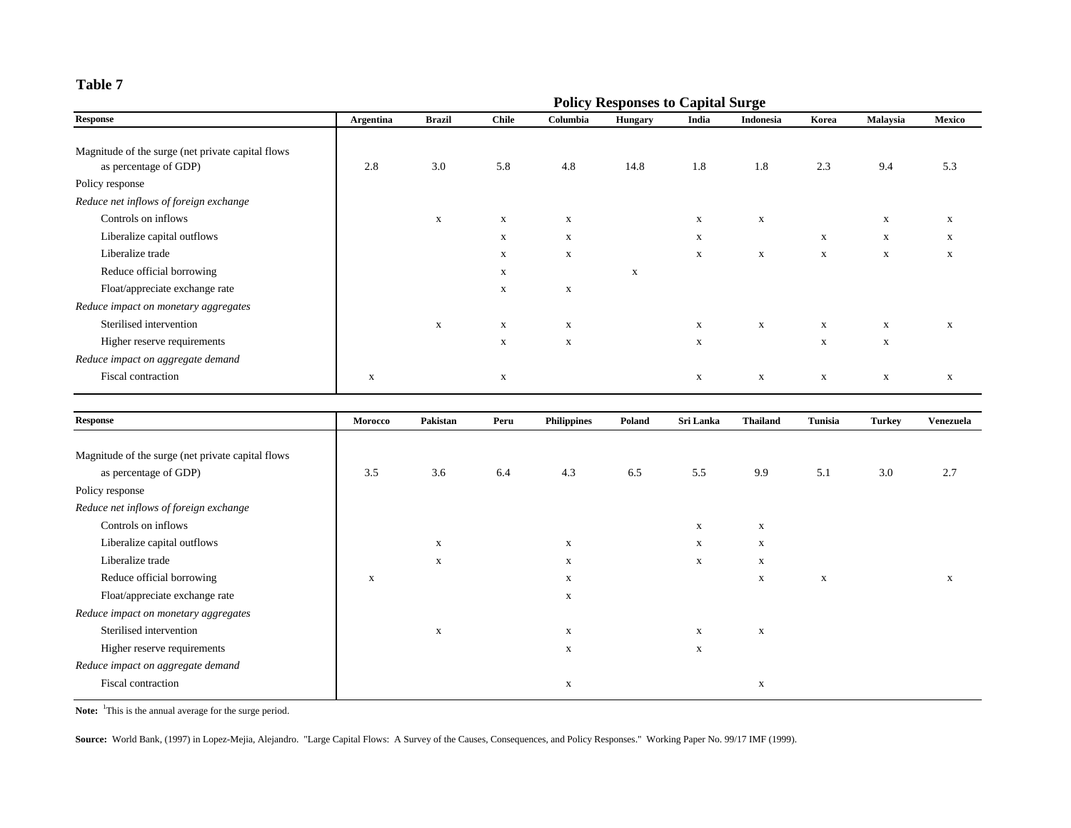**Table 7**

**Policy Responses to Capital Surge**

| Response | Argentina | Brazil | Chile | Columbia | Hungary | India | Indonesia | Korea | Malaysia | Mexico |
|---|---|---|---|---|---|---|---|---|---|---|
| Magnitude of the surge (net private capital flows as percentage of GDP) | 2.8 | 3.0 | 5.8 | 4.8 | 14.8 | 1.8 | 1.8 | 2.3 | 9.4 | 5.3 |
| Policy response | | | | | | | | | | |
| *Reduce net inflows of foreign exchange* | | | | | | | | | | |
| Controls on inflows | | x | x | x | | x | x | | x | x |
| Liberalize capital outflows | | | x | x | | x | | x | x | x |
| Liberalize trade | | | x | x | | x | x | x | x | x |
| Reduce official borrowing | | | x | | x | | | | | |
| Float/appreciate exchange rate | | | x | x | | | | | | |
| *Reduce impact on monetary aggregates* | | | | | | | | | | |
| Sterilised intervention | | x | x | x | | x | x | x | x | x |
| Higher reserve requirements | | | x | x | | x | | x | x | |
| *Reduce impact on aggregate demand* | | | | | | | | | | |
| Fiscal contraction | x | | x | | | x | x | x | x | x |

| Response | Morocco | Pakistan | Peru | Philippines | Poland | Sri Lanka | Thailand | Tunisia | Turkey | Venezuela |
|---|---|---|---|---|---|---|---|---|---|---|
| Magnitude of the surge (net private capital flows as percentage of GDP) | 3.5 | 3.6 | 6.4 | 4.3 | 6.5 | 5.5 | 9.9 | 5.1 | 3.0 | 2.7 |
| Policy response | | | | | | | | | | |
| *Reduce net inflows of foreign exchange* | | | | | | | | | | |
| Controls on inflows | | | | | | x | x | | | |
| Liberalize capital outflows | | x | | x | | x | x | | | |
| Liberalize trade | | x | | x | | x | x | | | |
| Reduce official borrowing | x | | | x | | | x | x | | x |
| Float/appreciate exchange rate | | | | x | | | | | | |
| *Reduce impact on monetary aggregates* | | | | | | | | | | |
| Sterilised intervention | | x | | x | | x | x | | | |
| Higher reserve requirements | | | | x | | x | | | | |
| *Reduce impact on aggregate demand* | | | | | | | | | | |
| Fiscal contraction | | | | x | | | x | | | |

**Note:** [1]This is the annual average for the surge period.

**Source:** World Bank, (1997) in Lopez-Mejia, Alejandro. "Large Capital Flows: A Survey of the Causes, Consequences, and Policy Responses." Working Paper No. 99/17 IMF (1999).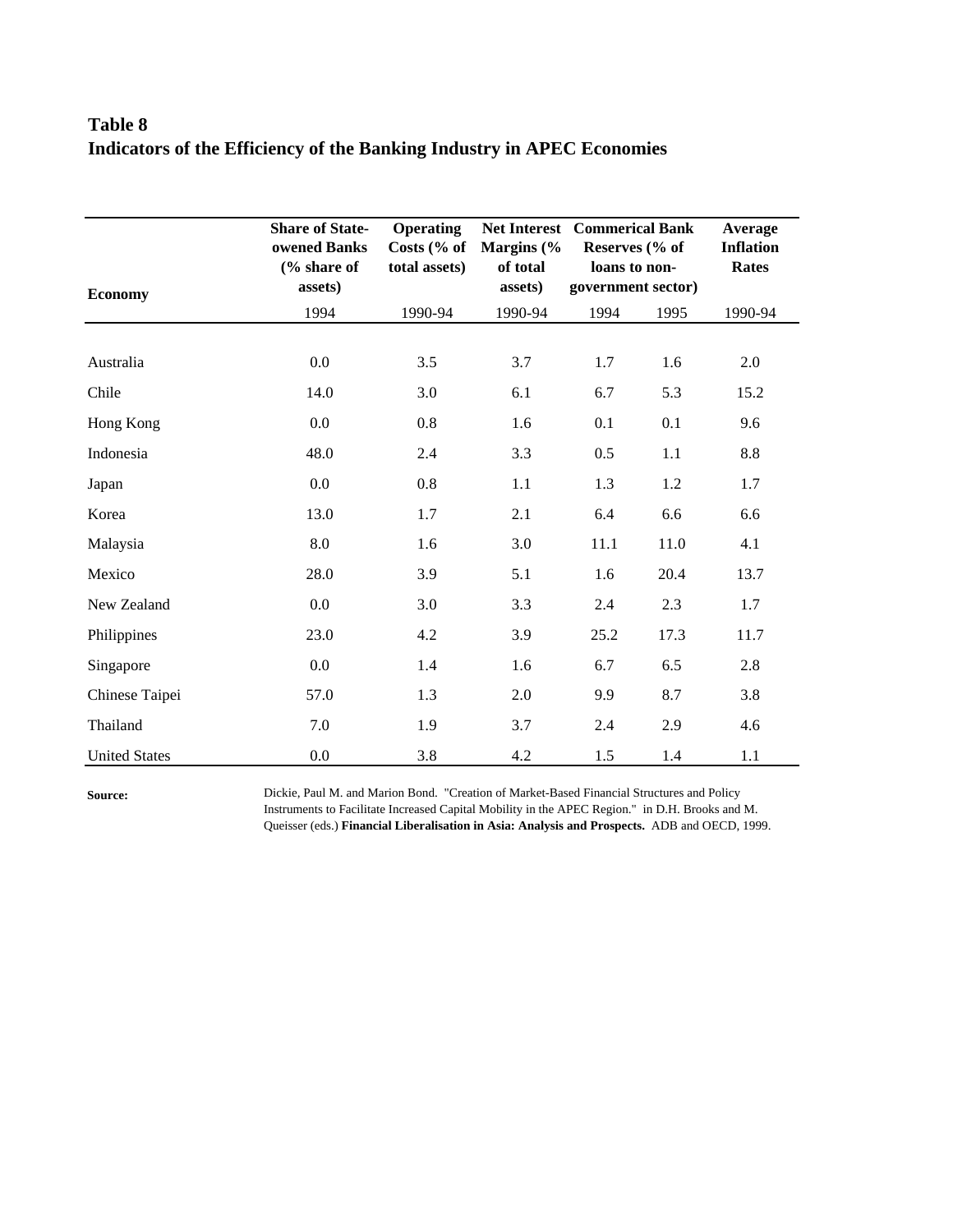**Table 8**
**Indicators of the Efficiency of the Banking Industry in APEC Economies**

| Economy | Share of State-owened Banks (% share of assets) | Operating Costs (% of total assets) | Net Interest Margins (% of total assets) | Commerical Bank Reserves (% of loans to non-government sector) | | Average Inflation Rates |
|---|---|---|---|---|---|---|
| | 1994 | 1990-94 | 1990-94 | 1994 | 1995 | 1990-94 |
| Australia | 0.0 | 3.5 | 3.7 | 1.7 | 1.6 | 2.0 |
| Chile | 14.0 | 3.0 | 6.1 | 6.7 | 5.3 | 15.2 |
| Hong Kong | 0.0 | 0.8 | 1.6 | 0.1 | 0.1 | 9.6 |
| Indonesia | 48.0 | 2.4 | 3.3 | 0.5 | 1.1 | 8.8 |
| Japan | 0.0 | 0.8 | 1.1 | 1.3 | 1.2 | 1.7 |
| Korea | 13.0 | 1.7 | 2.1 | 6.4 | 6.6 | 6.6 |
| Malaysia | 8.0 | 1.6 | 3.0 | 11.1 | 11.0 | 4.1 |
| Mexico | 28.0 | 3.9 | 5.1 | 1.6 | 20.4 | 13.7 |
| New Zealand | 0.0 | 3.0 | 3.3 | 2.4 | 2.3 | 1.7 |
| Philippines | 23.0 | 4.2 | 3.9 | 25.2 | 17.3 | 11.7 |
| Singapore | 0.0 | 1.4 | 1.6 | 6.7 | 6.5 | 2.8 |
| Chinese Taipei | 57.0 | 1.3 | 2.0 | 9.9 | 8.7 | 3.8 |
| Thailand | 7.0 | 1.9 | 3.7 | 2.4 | 2.9 | 4.6 |
| United States | 0.0 | 3.8 | 4.2 | 1.5 | 1.4 | 1.1 |

**Source:** Dickie, Paul M. and Marion Bond. "Creation of Market-Based Financial Structures and Policy Instruments to Facilitate Increased Capital Mobility in the APEC Region." in D.H. Brooks and M. Queisser (eds.) **Financial Liberalisation in Asia: Analysis and Prospects.** ADB and OECD, 1999.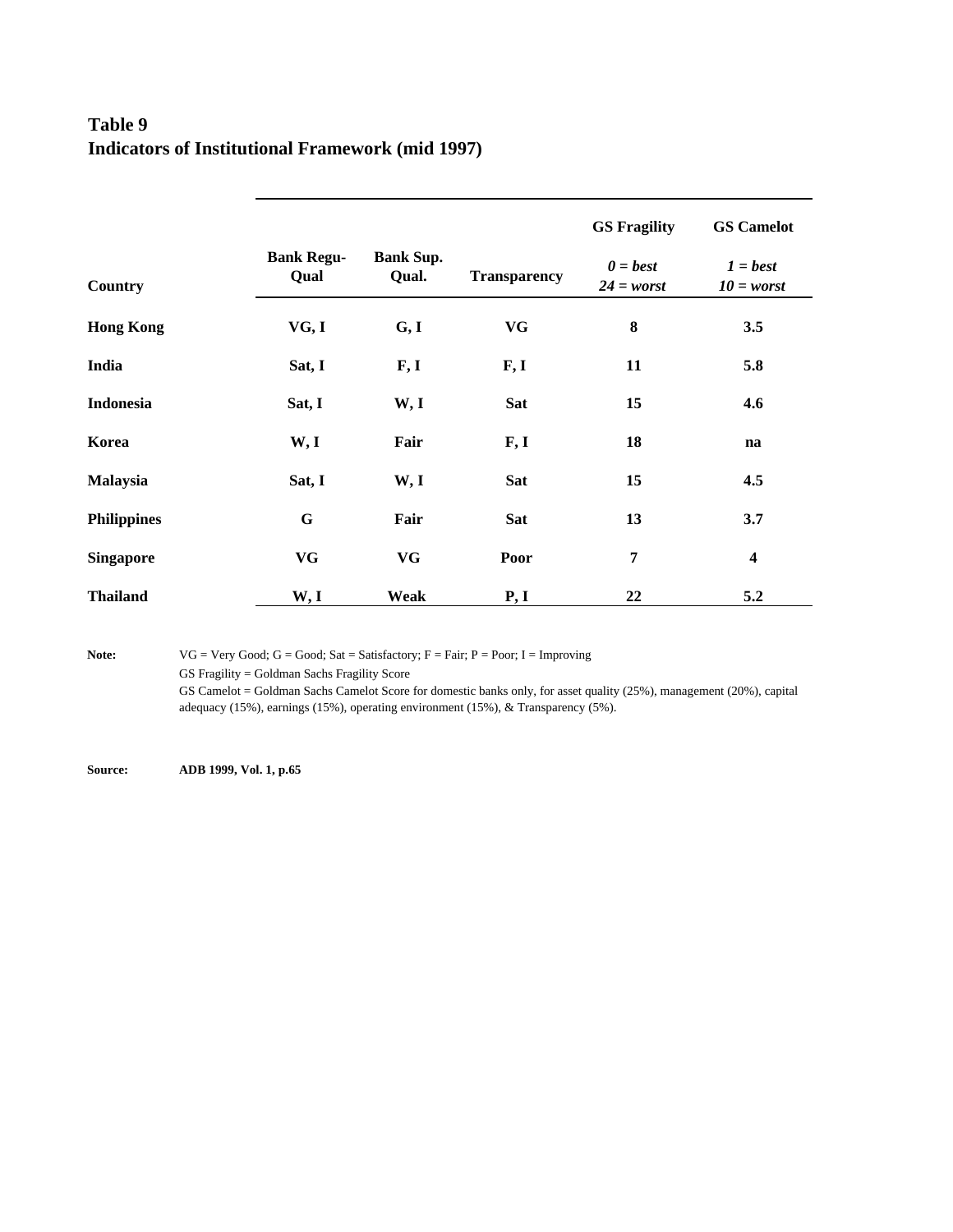**Table 9**
**Indicators of Institutional Framework (mid 1997)**

| Country | Bank Regu-Qual | Bank Sup. Qual. | Transparency | GS Fragility *0 = best 24 = worst* | GS Camelot *1 = best 10 = worst* |
|---|---|---|---|---|---|
| **Hong Kong** | VG, I | G, I | VG | 8 | 3.5 |
| **India** | Sat, I | F, I | F, I | 11 | 5.8 |
| **Indonesia** | Sat, I | W, I | Sat | 15 | 4.6 |
| **Korea** | W, I | Fair | F, I | 18 | na |
| **Malaysia** | Sat, I | W, I | Sat | 15 | 4.5 |
| **Philippines** | G | Fair | Sat | 13 | 3.7 |
| **Singapore** | VG | VG | Poor | 7 | 4 |
| **Thailand** | W, I | Weak | P, I | 22 | 5.2 |

**Note:** VG = Very Good; G = Good; Sat = Satisfactory; F = Fair; P = Poor; I = Improving
GS Fragility = Goldman Sachs Fragility Score
GS Camelot = Goldman Sachs Camelot Score for domestic banks only, for asset quality (25%), management (20%), capital adequacy (15%), earnings (15%), operating environment (15%), & Transparency (5%).

**Source:** **ADB 1999, Vol. 1, p.65**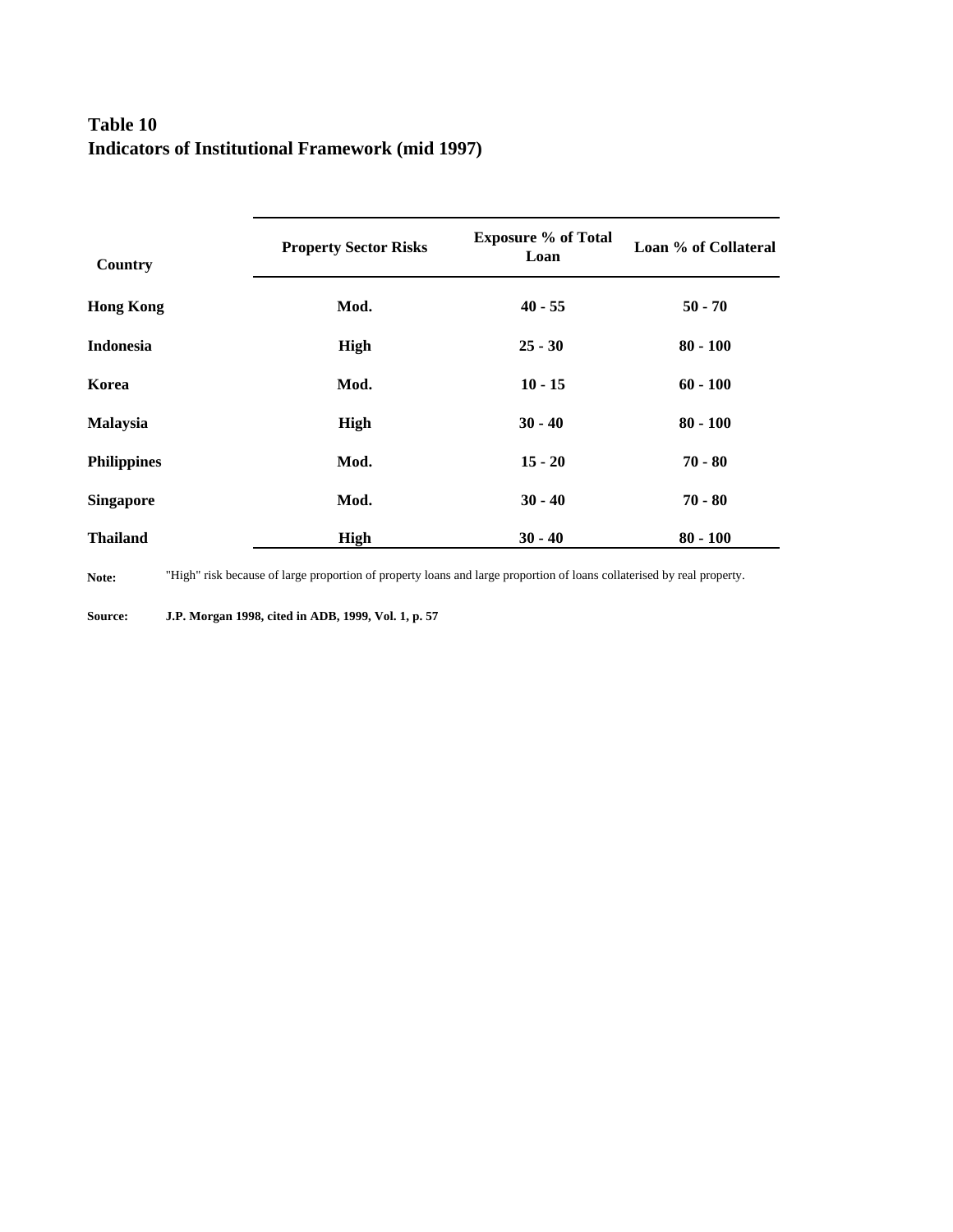**Table 10**
**Indicators of Institutional Framework (mid 1997)**

| Country | Property Sector Risks | Exposure % of Total Loan | Loan % of Collateral |
|---|---|---|---|
| **Hong Kong** | **Mod.** | **40 - 55** | **50 - 70** |
| **Indonesia** | **High** | **25 - 30** | **80 - 100** |
| **Korea** | **Mod.** | **10 - 15** | **60 - 100** |
| **Malaysia** | **High** | **30 - 40** | **80 - 100** |
| **Philippines** | **Mod.** | **15 - 20** | **70 - 80** |
| **Singapore** | **Mod.** | **30 - 40** | **70 - 80** |
| **Thailand** | **High** | **30 - 40** | **80 - 100** |

**Note:** "High" risk because of large proportion of property loans and large proportion of loans collaterised by real property.

**Source:** **J.P. Morgan 1998, cited in ADB, 1999, Vol. 1, p. 57**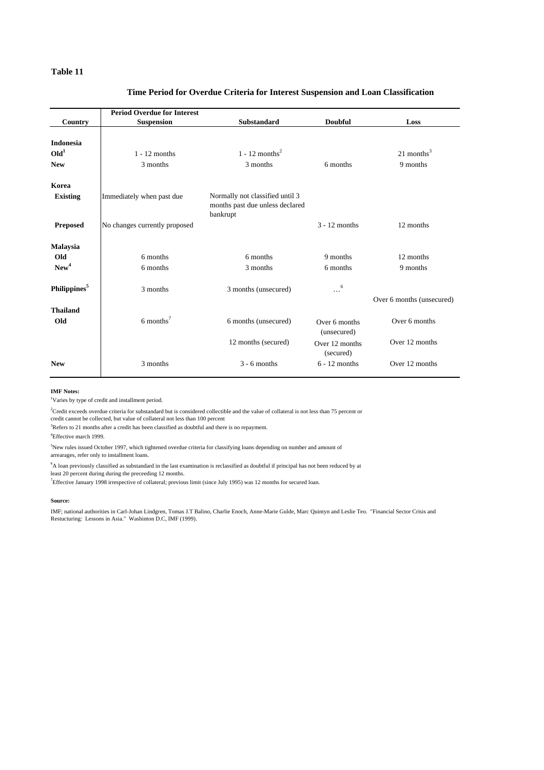**Table 11**

**Time Period for Overdue Criteria for Interest Suspension and Loan Classification**

| Country | Period Overdue for Interest Suspension | Substandard | Doubful | Loss |
|---|---|---|---|---|
| **Indonesia** | | | | |
| **Old**[1] | 1 - 12 months | 1 - 12 months[2] | | 21 months[3] |
| **New** | 3 months | 3 months | 6 months | 9 months |
| **Korea** | | | | |
| **Existing** | Immediately when past due | Normally not classified until 3 months past due unless declared bankrupt | | |
| **Preposed** | No changes currently proposed | | 3 - 12 months | 12 months |
| **Malaysia** | | | | |
| **Old** | 6 months | 6 months | 9 months | 12 months |
| **New**[4] | 6 months | 3 months | 6 months | 9 months |
| **Philippines**[5] | 3 months | 3 months (unsecured) | …[6] | Over 6 months (unsecured) |
| **Thailand** | | | | |
| **Old** | 6 months[7] | 6 months (unsecured) | Over 6 months (unsecured) | Over 6 months |
| | | 12 months (secured) | Over 12 months (secured) | Over 12 months |
| **New** | 3 months | 3 - 6 months | 6 - 12 months | Over 12 months |

**IMF Notes:**

[1]Varies by type of credit and installment period.

[2]Credit exceeds overdue criteria for substandard but is considered collectible and the value of collateral is not less than 75 percent or credit cannot be collected, but value of collateral not less than 100 percent

[3]Refers to 21 months after a credit has been classified as doubtful and there is no repayment.

[4]Effective march 1999.

[5]New rules issued October 1997, which tightened overdue criteria for classifying loans depending on number and amount of arrearages, refer only to installment loans.

[6]A loan previously classified as substandard in the last examination is reclassified as doubtful if principal has not been reduced by at least 20 percent during during the preceeding 12 months.

[7]Effective January 1998 irrespective of collateral; previous limit (since July 1995) was 12 months for secured loan.

**Source:**

IMF; national authorities in Carl-Johan Lindgren, Tomas J.T Balino, Charlie Enoch, Anne-Marie Gulde, Marc Quintyn and Leslie Teo. "Financial Sector Crisis and Restucturing: Lessons in Asia." Washinton D.C, IMF (1999).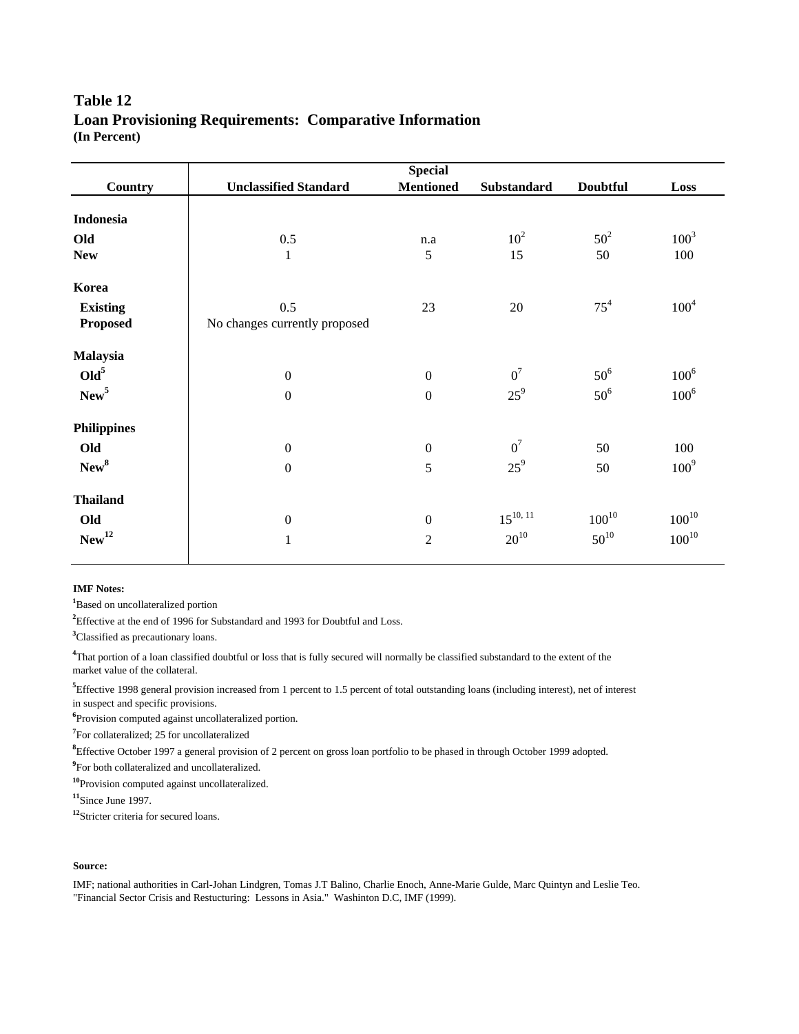# Table 12
## Loan Provisioning Requirements: Comparative Information
**(In Percent)**

| Country | Unclassified Standard | Special Mentioned | Substandard | Doubtful | Loss |
|---|---|---|---|---|---|
| **Indonesia** | | | | | |
| **Old** | 0.5 | n.a | 10[2] | 50[2] | 100[3] |
| **New** | 1 | 5 | 15 | 50 | 100 |
| **Korea** | | | | | |
| **Existing** | 0.5 | 23 | 20 | 75[4] | 100[4] |
| **Proposed** | No changes currently proposed | | | | |
| **Malaysia** | | | | | |
| **Old[5]** | 0 | 0 | 0[7] | 50[6] | 100[6] |
| **New[5]** | 0 | 0 | 25[9] | 50[6] | 100[6] |
| **Philippines** | | | | | |
| **Old** | 0 | 0 | 0[7] | 50 | 100 |
| **New[8]** | 0 | 5 | 25[9] | 50 | 100[9] |
| **Thailand** | | | | | |
| **Old** | 0 | 0 | 15[10, 11] | 100[10] | 100[10] |
| **New[12]** | 1 | 2 | 20[10] | 50[10] | 100[10] |

**IMF Notes:**

[1]Based on uncollateralized portion

[2]Effective at the end of 1996 for Substandard and 1993 for Doubtful and Loss.

[3]Classified as precautionary loans.

[4]That portion of a loan classified doubtful or loss that is fully secured will normally be classified substandard to the extent of the market value of the collateral.

[5]Effective 1998 general provision increased from 1 percent to 1.5 percent of total outstanding loans (including interest), net of interest in suspect and specific provisions.

[6]Provision computed against uncollateralized portion.

[7]For collateralized; 25 for uncollateralized

[8]Effective October 1997 a general provision of 2 percent on gross loan portfolio to be phased in through October 1999 adopted.

[9]For both collateralized and uncollateralized.

[10]Provision computed against uncollateralized.

[11]Since June 1997.

[12]Stricter criteria for secured loans.

**Source:**

IMF; national authorities in Carl-Johan Lindgren, Tomas J.T Balino, Charlie Enoch, Anne-Marie Gulde, Marc Quintyn and Leslie Teo. "Financial Sector Crisis and Restucturing: Lessons in Asia." Washinton D.C, IMF (1999).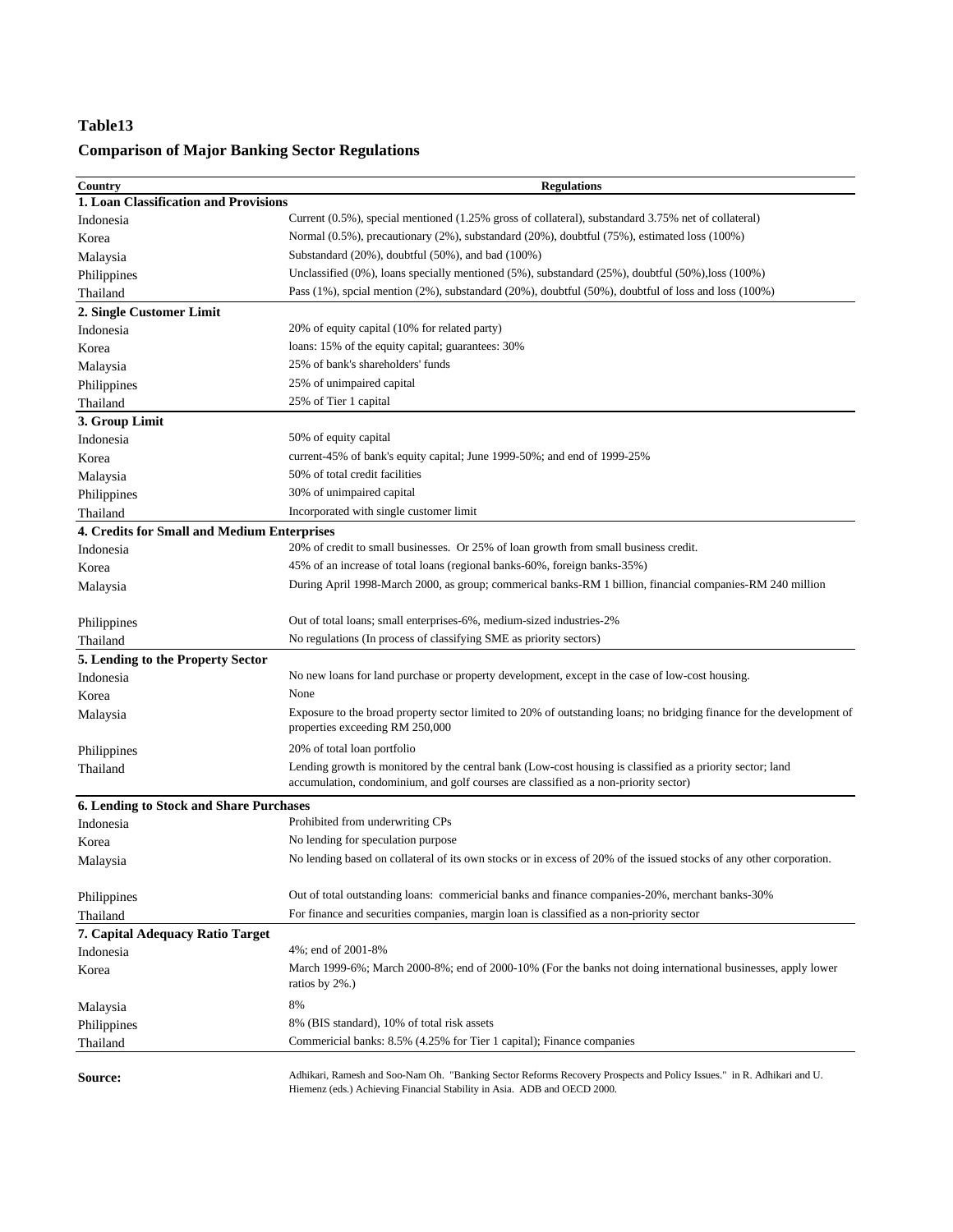**Table13**

**Comparison of Major Banking Sector Regulations**

| Country | Regulations |
|---|---|
| **1. Loan Classification and Provisions** | |
| Indonesia | Current (0.5%), special mentioned (1.25% gross of collateral), substandard 3.75% net of collateral) |
| Korea | Normal (0.5%), precautionary (2%), substandard (20%), doubtful (75%), estimated loss (100%) |
| Malaysia | Substandard (20%), doubtful (50%), and bad (100%) |
| Philippines | Unclassified (0%), loans specially mentioned (5%), substandard (25%), doubtful (50%),loss (100%) |
| Thailand | Pass (1%), spcial mention (2%), substandard (20%), doubtful (50%), doubtful of loss and loss (100%) |
| **2. Single Customer Limit** | |
| Indonesia | 20% of equity capital (10% for related party) |
| Korea | loans: 15% of the equity capital; guarantees: 30% |
| Malaysia | 25% of bank's shareholders' funds |
| Philippines | 25% of unimpaired capital |
| Thailand | 25% of Tier 1 capital |
| **3. Group Limit** | |
| Indonesia | 50% of equity capital |
| Korea | current-45% of bank's equity capital; June 1999-50%; and end of 1999-25% |
| Malaysia | 50% of total credit facilities |
| Philippines | 30% of unimpaired capital |
| Thailand | Incorporated with single customer limit |
| **4. Credits for Small and Medium Enterprises** | |
| Indonesia | 20% of credit to small businesses. Or 25% of loan growth from small business credit. |
| Korea | 45% of an increase of total loans (regional banks-60%, foreign banks-35%) |
| Malaysia | During April 1998-March 2000, as group; commerical banks-RM 1 billion, financial companies-RM 240 million |
| Philippines | Out of total loans; small enterprises-6%, medium-sized industries-2% |
| Thailand | No regulations (In process of classifying SME as priority sectors) |
| **5. Lending to the Property Sector** | |
| Indonesia | No new loans for land purchase or property development, except in the case of low-cost housing. |
| Korea | None |
| Malaysia | Exposure to the broad property sector limited to 20% of outstanding loans; no bridging finance for the development of properties exceeding RM 250,000 |
| Philippines | 20% of total loan portfolio |
| Thailand | Lending growth is monitored by the central bank (Low-cost housing is classified as a priority sector; land accumulation, condominium, and golf courses are classified as a non-priority sector) |
| **6. Lending to Stock and Share Purchases** | |
| Indonesia | Prohibited from underwriting CPs |
| Korea | No lending for speculation purpose |
| Malaysia | No lending based on collateral of its own stocks or in excess of 20% of the issued stocks of any other corporation. |
| Philippines | Out of total outstanding loans: commericial banks and finance companies-20%, merchant banks-30% |
| Thailand | For finance and securities companies, margin loan is classified as a non-priority sector |
| **7. Capital Adequacy Ratio Target** | |
| Indonesia | 4%; end of 2001-8% |
| Korea | March 1999-6%; March 2000-8%; end of 2000-10% (For the banks not doing international businesses, apply lower ratios by 2%.) |
| Malaysia | 8% |
| Philippines | 8% (BIS standard), 10% of total risk assets |
| Thailand | Commericial banks: 8.5% (4.25% for Tier 1 capital); Finance companies |

**Source:** Adhikari, Ramesh and Soo-Nam Oh. "Banking Sector Reforms Recovery Prospects and Policy Issues." in R. Adhikari and U. Hiemenz (eds.) Achieving Financial Stability in Asia. ADB and OECD 2000.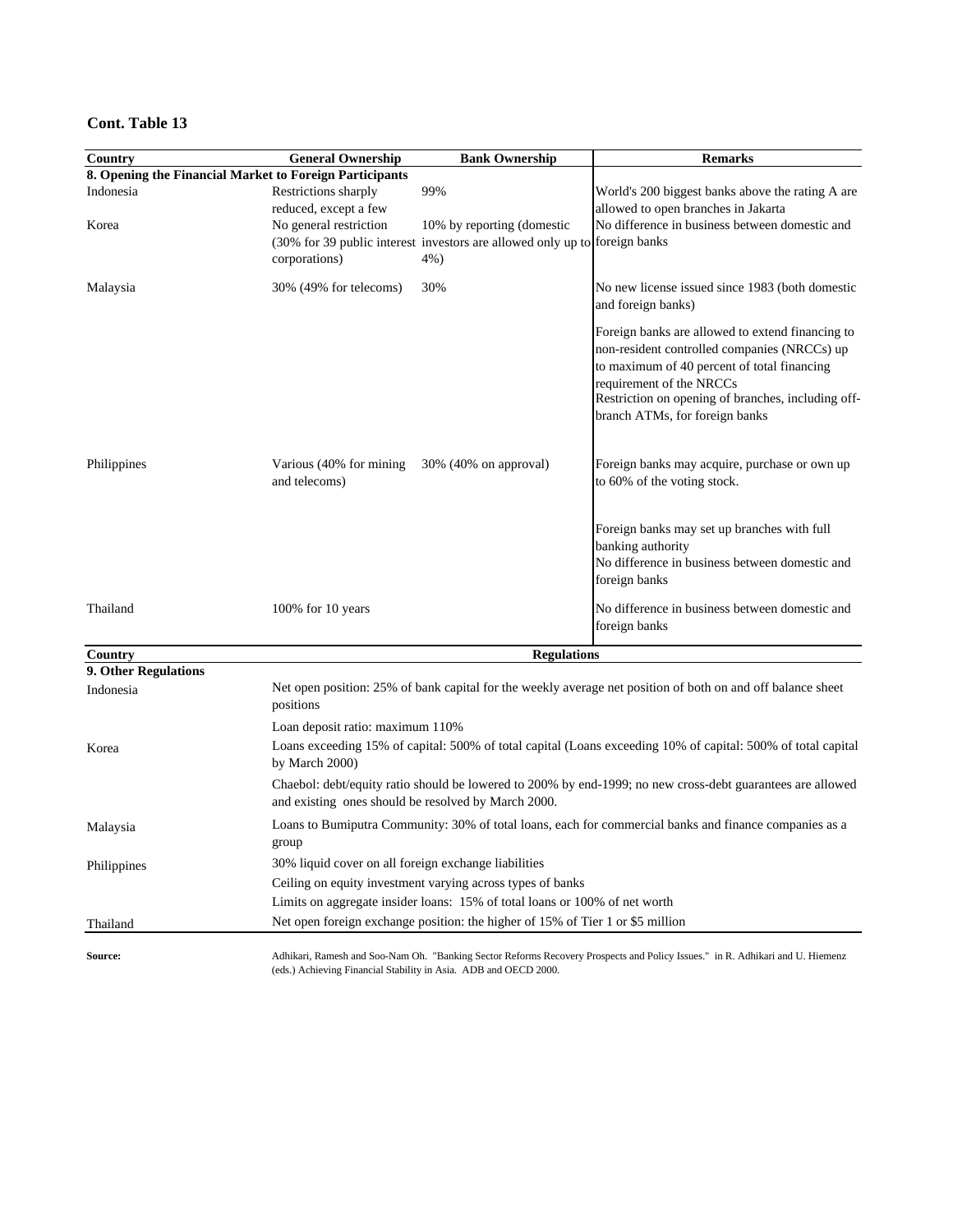**Cont. Table 13**

| Country | General Ownership | Bank Ownership | Remarks |
|---|---|---|---|
| **8. Opening the Financial Market to Foreign Participants** | | | |
| Indonesia | Restrictions sharply reduced, except a few | 99% | World's 200 biggest banks above the rating A are allowed to open branches in Jakarta |
| Korea | No general restriction (30% for 39 public interest corporations) | 10% by reporting (domestic investors are allowed only up to 4%) | No difference in business between domestic and foreign banks |
| Malaysia | 30% (49% for telecoms) | 30% | No new license issued since 1983 (both domestic and foreign banks) |
| | | | Foreign banks are allowed to extend financing to non-resident controlled companies (NRCCs) up to maximum of 40 percent of total financing requirement of the NRCCs<br>Restriction on opening of branches, including off-branch ATMs, for foreign banks |
| Philippines | Various (40% for mining and telecoms) | 30% (40% on approval) | Foreign banks may acquire, purchase or own up to 60% of the voting stock. |
| | | | Foreign banks may set up branches with full banking authority<br>No difference in business between domestic and foreign banks |
| Thailand | 100% for 10 years | | No difference in business between domestic and foreign banks |

| Country | Regulations |
|---|---|
| **9. Other Regulations** | |
| Indonesia | Net open position: 25% of bank capital for the weekly average net position of both on and off balance sheet positions |
| | Loan deposit ratio: maximum 110% |
| Korea | Loans exceeding 15% of capital: 500% of total capital (Loans exceeding 10% of capital: 500% of total capital by March 2000) |
| | Chaebol: debt/equity ratio should be lowered to 200% by end-1999; no new cross-debt guarantees are allowed and existing ones should be resolved by March 2000. |
| Malaysia | Loans to Bumiputra Community: 30% of total loans, each for commercial banks and finance companies as a group |
| Philippines | 30% liquid cover on all foreign exchange liabilities |
| | Ceiling on equity investment varying across types of banks |
| | Limits on aggregate insider loans: 15% of total loans or 100% of net worth |
| Thailand | Net open foreign exchange position: the higher of 15% of Tier 1 or $5 million |

**Source:** Adhikari, Ramesh and Soo-Nam Oh. "Banking Sector Reforms Recovery Prospects and Policy Issues." in R. Adhikari and U. Hiemenz (eds.) Achieving Financial Stability in Asia. ADB and OECD 2000.